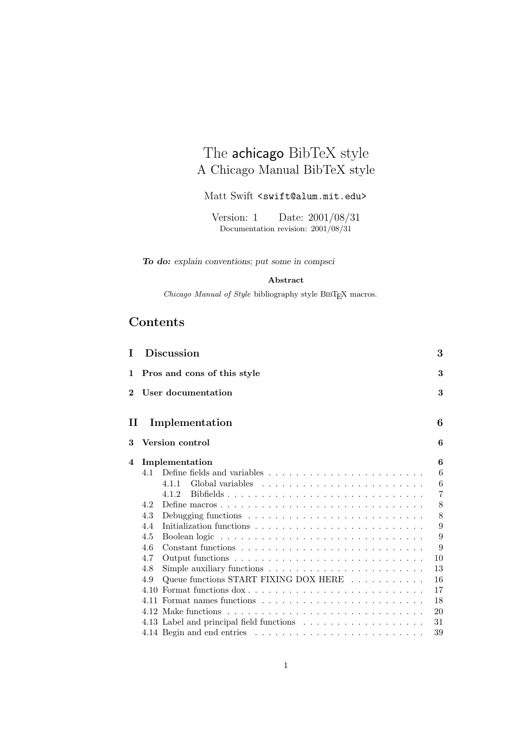# The achicago BibTeX style

## A Chicago Manual BibTeX style

Matt Swift <swift@alum.mit.edu>

Version: 1 Date: 2001/08/31

Documentation revision: 2001/08/31

***To do:*** *explain conventions; put some in compsci*

**Abstract**

*Chicago Manual of Style* bibliography style BibTeX macros.

## Contents

| | | |
|---|---|---|
| **I** | **Discussion** | **3** |
| **1** | **Pros and cons of this style** | **3** |
| **2** | **User documentation** | **3** |
| **II** | **Implementation** | **6** |
| **3** | **Version control** | **6** |
| **4** | **Implementation** | **6** |
| 4.1 | Define fields and variables | 6 |
| 4.1.1 | Global variables | 6 |
| 4.1.2 | Bibfields | 7 |
| 4.2 | Define macros | 8 |
| 4.3 | Debugging functions | 8 |
| 4.4 | Initialization functions | 9 |
| 4.5 | Boolean logic | 9 |
| 4.6 | Constant functions | 9 |
| 4.7 | Output functions | 10 |
| 4.8 | Simple auxiliary functions | 13 |
| 4.9 | Queue functions START FIXING DOX HERE | 16 |
| 4.10 | Format functions dox | 17 |
| 4.11 | Format names functions | 18 |
| 4.12 | Make functions | 20 |
| 4.13 | Label and principal field functions | 31 |
| 4.14 | Begin and end entries | 39 |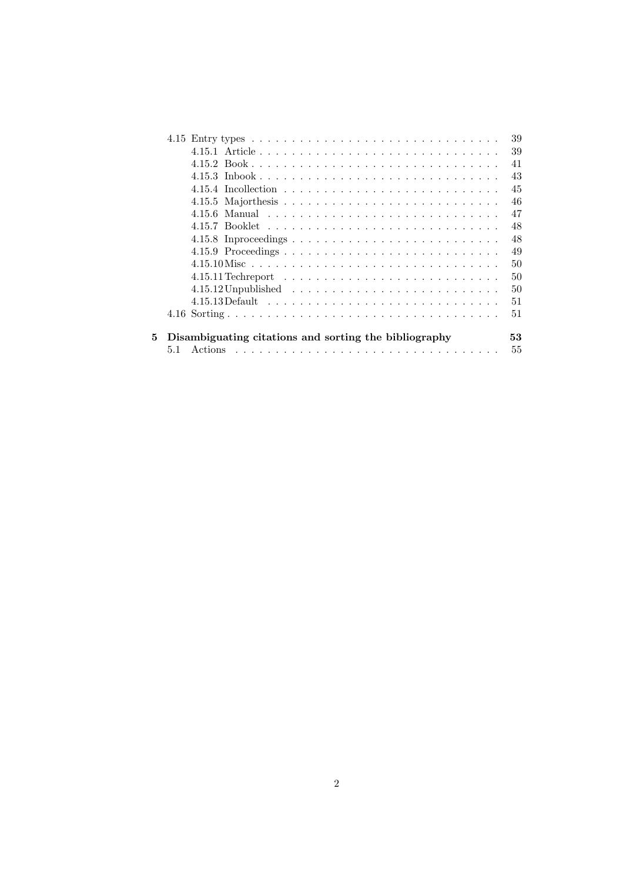- 4.15 Entry types . . . 39
  - 4.15.1 Article . . . 39
  - 4.15.2 Book . . . 41
  - 4.15.3 Inbook . . . 43
  - 4.15.4 Incollection . . . 45
  - 4.15.5 Majorthesis . . . 46
  - 4.15.6 Manual . . . 47
  - 4.15.7 Booklet . . . 48
  - 4.15.8 Inproceedings . . . 48
  - 4.15.9 Proceedings . . . 49
  - 4.15.10 Misc . . . 50
  - 4.15.11 Techreport . . . 50
  - 4.15.12 Unpublished . . . 50
  - 4.15.13 Default . . . 51
- 4.16 Sorting . . . 51

**5 Disambiguating citations and sorting the bibliography** **53**

- 5.1 Actions . . . 55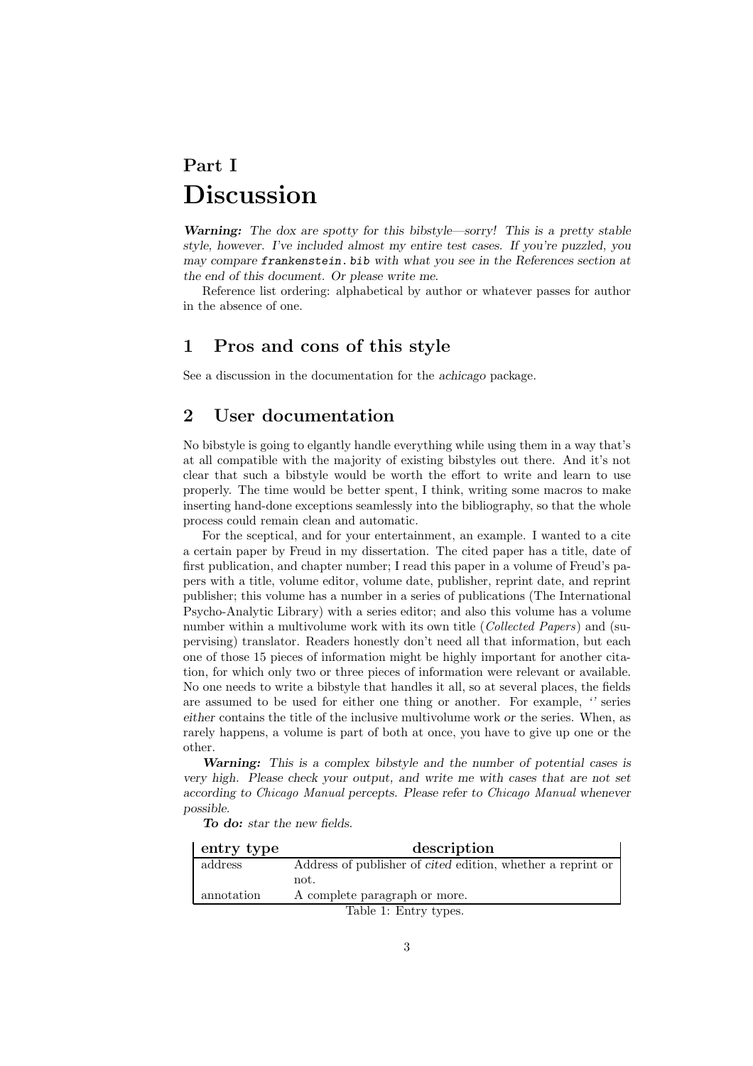# Part I
# Discussion

***Warning:*** *The dox are spotty for this bibstyle—sorry! This is a pretty stable style, however. I've included almost my entire test cases. If you're puzzled, you may compare* `frankenstein.bib` *with what you see in the References section at the end of this document. Or please write me.*

Reference list ordering: alphabetical by author or whatever passes for author in the absence of one.

## 1 Pros and cons of this style

See a discussion in the documentation for the *achicago* package.

## 2 User documentation

No bibstyle is going to elgantly handle everything while using them in a way that's at all compatible with the majority of existing bibstyles out there. And it's not clear that such a bibstyle would be worth the effort to write and learn to use properly. The time would be better spent, I think, writing some macros to make inserting hand-done exceptions seamlessly into the bibliography, so that the whole process could remain clean and automatic.

For the sceptical, and for your entertainment, an example. I wanted to a cite a certain paper by Freud in my dissertation. The cited paper has a title, date of first publication, and chapter number; I read this paper in a volume of Freud's papers with a title, volume editor, volume date, publisher, reprint date, and reprint publisher; this volume has a number in a series of publications (The International Psycho-Analytic Library) with a series editor; and also this volume has a volume number within a multivolume work with its own title (*Collected Papers*) and (supervising) translator. Readers honestly don't need all that information, but each one of those 15 pieces of information might be highly important for another citation, for which only two or three pieces of information were relevant or available. No one needs to write a bibstyle that handles it all, so at several places, the fields are assumed to be used for either one thing or another. For example, '' series *either* contains the title of the inclusive multivolume work *or* the series. When, as rarely happens, a volume is part of both at once, you have to give up one or the other.

***Warning:*** *This is a complex bibstyle and the number of potential cases is very high. Please check your output, and write me with cases that are not set according to Chicago Manual percepts. Please refer to Chicago Manual whenever possible.*

***To do:*** *star the new fields.*

| entry type | description |
|---|---|
| address | Address of publisher of *cited* edition, whether a reprint or not. |
| annotation | A complete paragraph or more. |

Table 1: Entry types.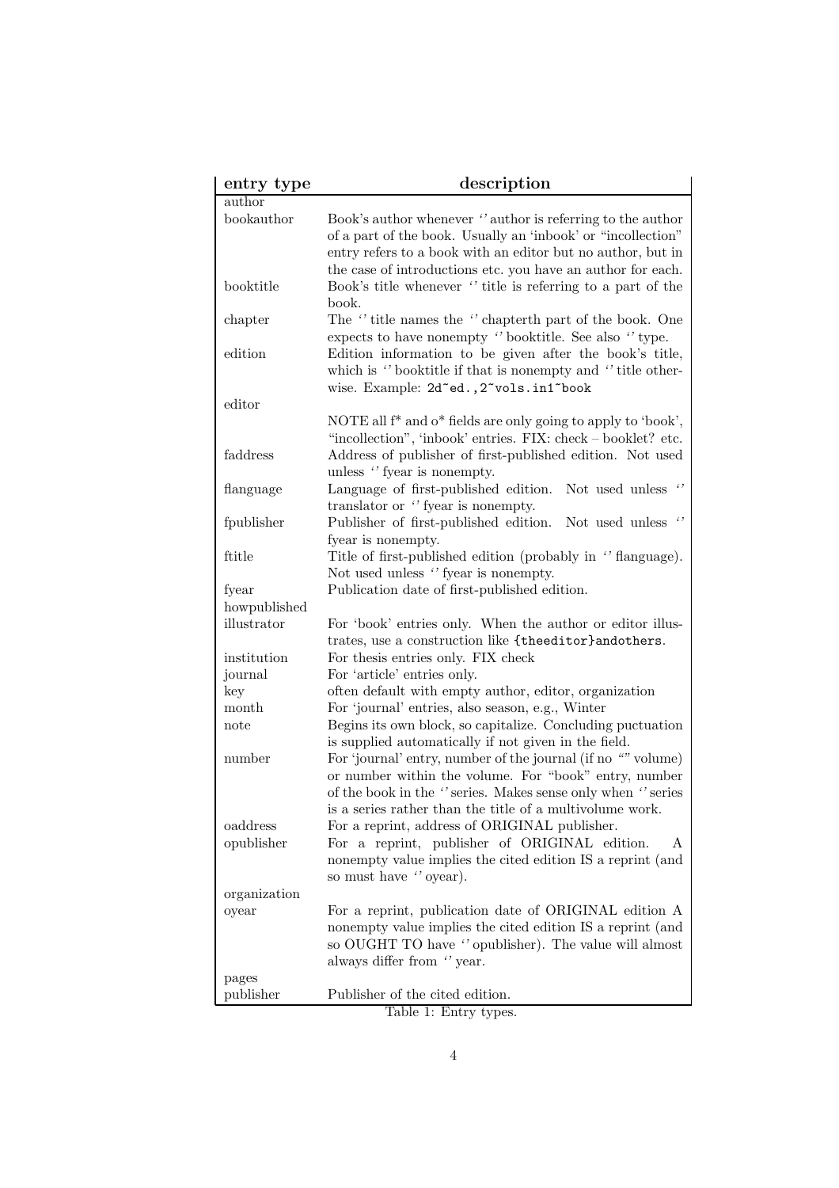| entry type | description |
|---|---|
| author | |
| bookauthor | Book's author whenever '' author is referring to the author of a part of the book. Usually an 'inbook' or "incollection" entry refers to a book with an editor but no author, but in the case of introductions etc. you have an author for each. |
| booktitle | Book's title whenever '' title is referring to a part of the book. |
| chapter | The '' title names the '' chapterth part of the book. One expects to have nonempty '' booktitle. See also '' type. |
| edition | Edition information to be given after the book's title, which is '' booktitle if that is nonempty and '' title otherwise. Example: `2d~ed.,2~vols.in1~book` |
| editor | |
| | NOTE all f* and o* fields are only going to apply to 'book', "incollection", 'inbook' entries. FIX: check – booklet? etc. |
| faddress | Address of publisher of first-published edition. Not used unless '' fyear is nonempty. |
| flanguage | Language of first-published edition. Not used unless '' translator or '' fyear is nonempty. |
| fpublisher | Publisher of first-published edition. Not used unless '' fyear is nonempty. |
| ftitle | Title of first-published edition (probably in '' flanguage). Not used unless '' fyear is nonempty. |
| fyear | Publication date of first-published edition. |
| howpublished | |
| illustrator | For 'book' entries only. When the author or editor illustrates, use a construction like `{theeditor}andothers`. |
| institution | For thesis entries only. FIX check |
| journal | For 'article' entries only. |
| key | often default with empty author, editor, organization |
| month | For 'journal' entries, also season, e.g., Winter |
| note | Begins its own block, so capitalize. Concluding puctuation is supplied automatically if not given in the field. |
| number | For 'journal' entry, number of the journal (if no "" volume) or number within the volume. For "book" entry, number of the book in the '' series. Makes sense only when '' series is a series rather than the title of a multivolume work. |
| oaddress | For a reprint, address of ORIGINAL publisher. |
| opublisher | For a reprint, publisher of ORIGINAL edition. A nonempty value implies the cited edition IS a reprint (and so must have '' oyear). |
| organization | |
| oyear | For a reprint, publication date of ORIGINAL edition A nonempty value implies the cited edition IS a reprint (and so OUGHT TO have '' opublisher). The value will almost always differ from '' year. |
| pages | |
| publisher | Publisher of the cited edition. |

Table 1: Entry types.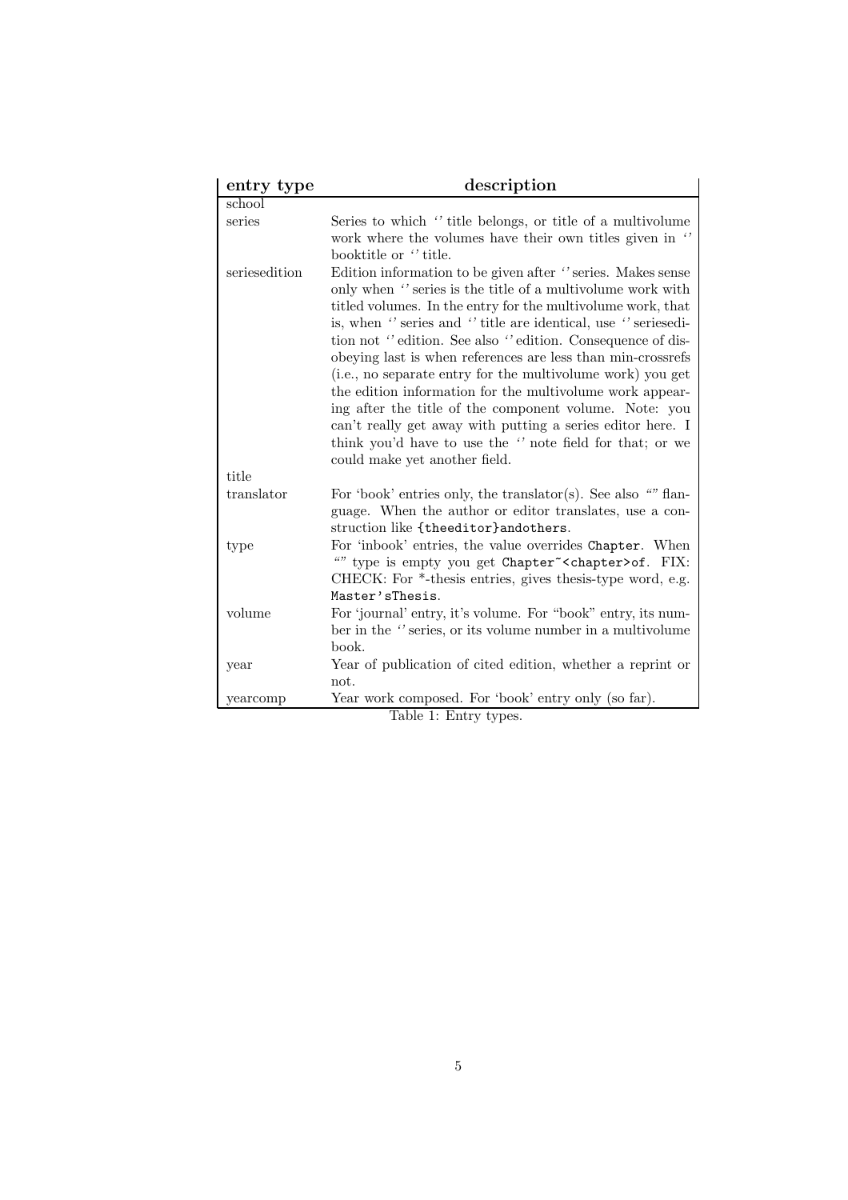| entry type | description |
|---|---|
| school | |
| series | Series to which '' title belongs, or title of a multivolume work where the volumes have their own titles given in '' booktitle or '' title. |
| seriesedition | Edition information to be given after '' series. Makes sense only when '' series is the title of a multivolume work with titled volumes. In the entry for the multivolume work, that is, when '' series and '' title are identical, use '' seriesedition not '' edition. See also '' edition. Consequence of disobeying last is when references are less than min-crossrefs (i.e., no separate entry for the multivolume work) you get the edition information for the multivolume work appearing after the title of the component volume. Note: you can't really get away with putting a series editor here. I think you'd have to use the '' note field for that; or we could make yet another field. |
| title | |
| translator | For 'book' entries only, the translator(s). See also "" flanguage. When the author or editor translates, use a construction like `{theeditor}andothers`. |
| type | For 'inbook' entries, the value overrides `Chapter`. When "" type is empty you get `Chapter~<chapter>of`. FIX: CHECK: For *-thesis entries, gives thesis-type word, e.g. `Master'sThesis`. |
| volume | For 'journal' entry, it's volume. For "book" entry, its number in the '' series, or its volume number in a multivolume book. |
| year | Year of publication of cited edition, whether a reprint or not. |
| yearcomp | Year work composed. For 'book' entry only (so far). |

Table 1: Entry types.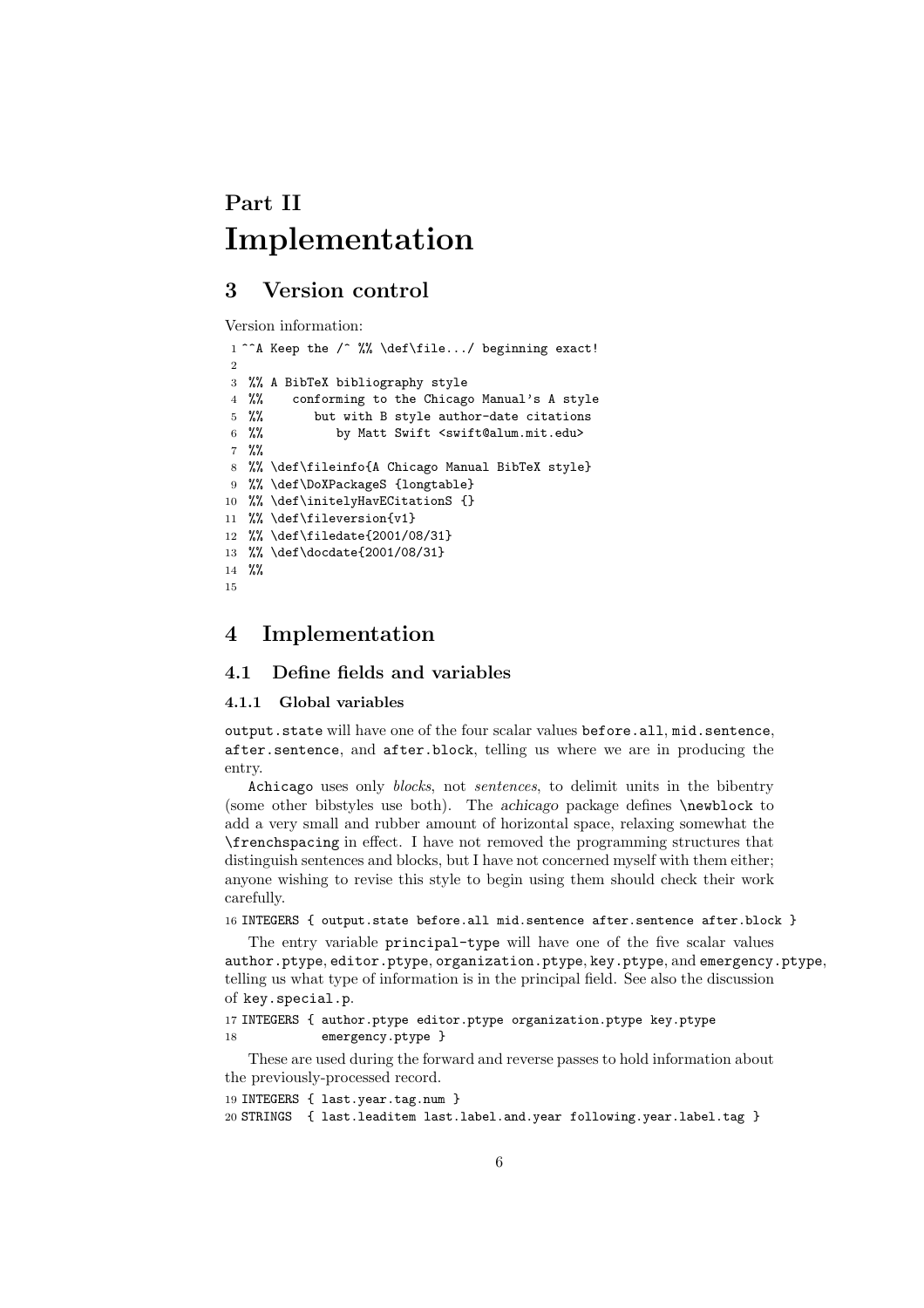# Part II
# Implementation

## 3 Version control

Version information:

```
1 ^^A Keep the /^ %% \def\file.../ beginning exact!
2
3 %% A BibTeX bibliography style
4 %%    conforming to the Chicago Manual's A style
5 %%       but with B style author-date citations
6 %%          by Matt Swift <swift@alum.mit.edu>
7 %%
8 %% \def\fileinfo{A Chicago Manual BibTeX style}
9 %% \def\DoXPackageS {longtable}
10 %% \def\initelyHavECitationS {}
11 %% \def\fileversion{v1}
12 %% \def\filedate{2001/08/31}
13 %% \def\docdate{2001/08/31}
14 %%
15
```

## 4 Implementation

### 4.1 Define fields and variables

#### 4.1.1 Global variables

`output.state` will have one of the four scalar values `before.all`, `mid.sentence`, `after.sentence`, and `after.block`, telling us where we are in producing the entry.

`Achicago` uses only *blocks*, not *sentences*, to delimit units in the bibentry (some other bibstyles use both). The *achicago* package defines `\newblock` to add a very small and rubber amount of horizontal space, relaxing somewhat the `\frenchspacing` in effect. I have not removed the programming structures that distinguish sentences and blocks, but I have not concerned myself with them either; anyone wishing to revise this style to begin using them should check their work carefully.

```
16 INTEGERS { output.state before.all mid.sentence after.sentence after.block }
```

The entry variable `principal-type` will have one of the five scalar values `author.ptype`, `editor.ptype`, `organization.ptype`, `key.ptype`, and `emergency.ptype`, telling us what type of information is in the principal field. See also the discussion of `key.special.p`.

```
17 INTEGERS { author.ptype editor.ptype organization.ptype key.ptype
18           emergency.ptype }
```

These are used during the forward and reverse passes to hold information about the previously-processed record.

```
19 INTEGERS { last.year.tag.num }
20 STRINGS  { last.leaditem last.label.and.year following.year.label.tag }
```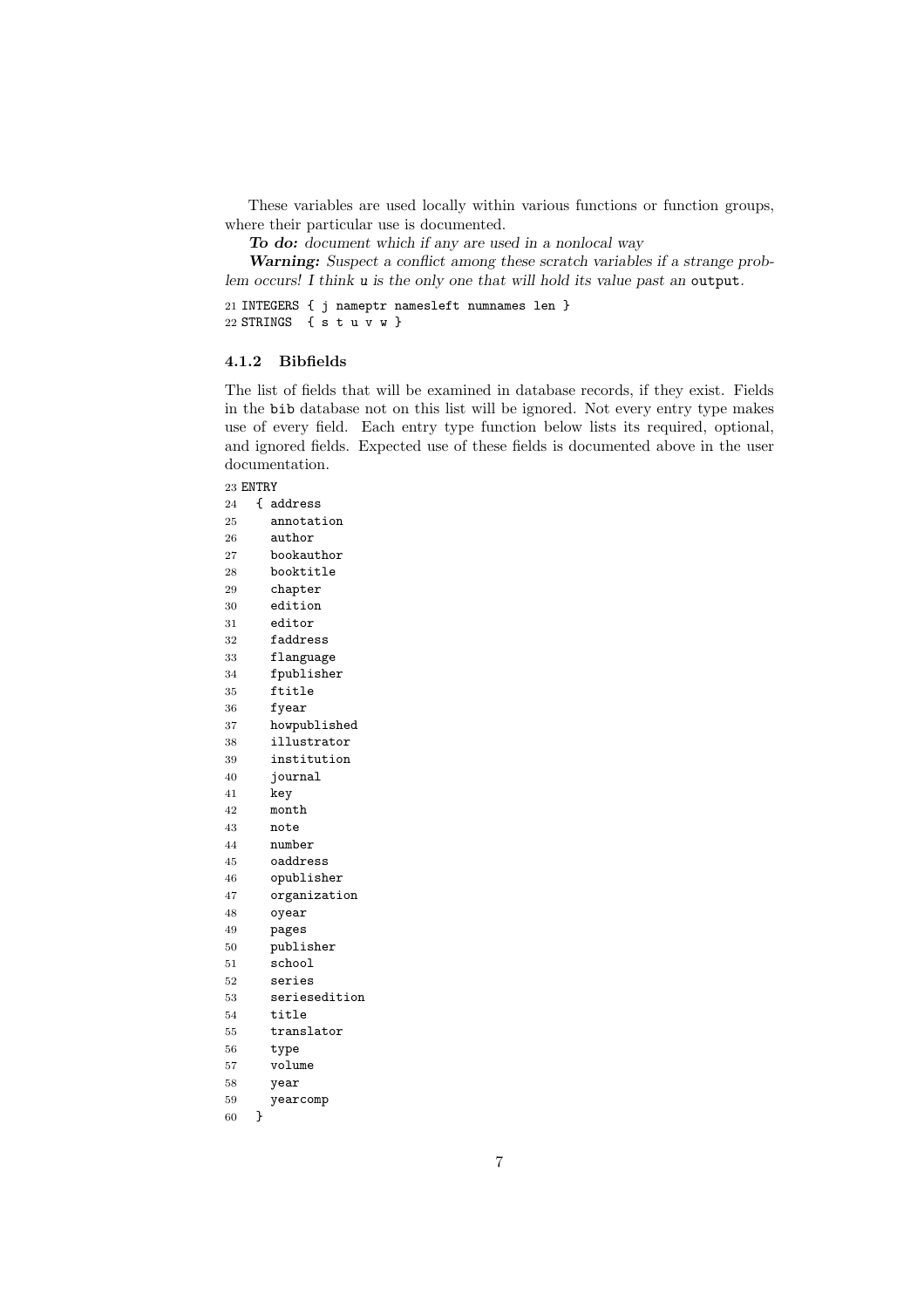These variables are used locally within various functions or function groups, where their particular use is documented.

***To do:*** *document which if any are used in a nonlocal way*

***Warning:*** *Suspect a conflict among these scratch variables if a strange problem occurs! I think* `u` *is the only one that will hold its value past an* `output`*.*

```
21 INTEGERS { j nameptr namesleft numnames len }
22 STRINGS  { s t u v w }
```

### 4.1.2 Bibfields

The list of fields that will be examined in database records, if they exist. Fields in the `bib` database not on this list will be ignored. Not every entry type makes use of every field. Each entry type function below lists its required, optional, and ignored fields. Expected use of these fields is documented above in the user documentation.

```
23 ENTRY
24   { address
25     annotation
26     author
27     bookauthor
28     booktitle
29     chapter
30     edition
31     editor
32     faddress
33     flanguage
34     fpublisher
35     ftitle
36     fyear
37     howpublished
38     illustrator
39     institution
40     journal
41     key
42     month
43     note
44     number
45     oaddress
46     opublisher
47     organization
48     oyear
49     pages
50     publisher
51     school
52     series
53     seriesedition
54     title
55     translator
56     type
57     volume
58     year
59     yearcomp
60   }
```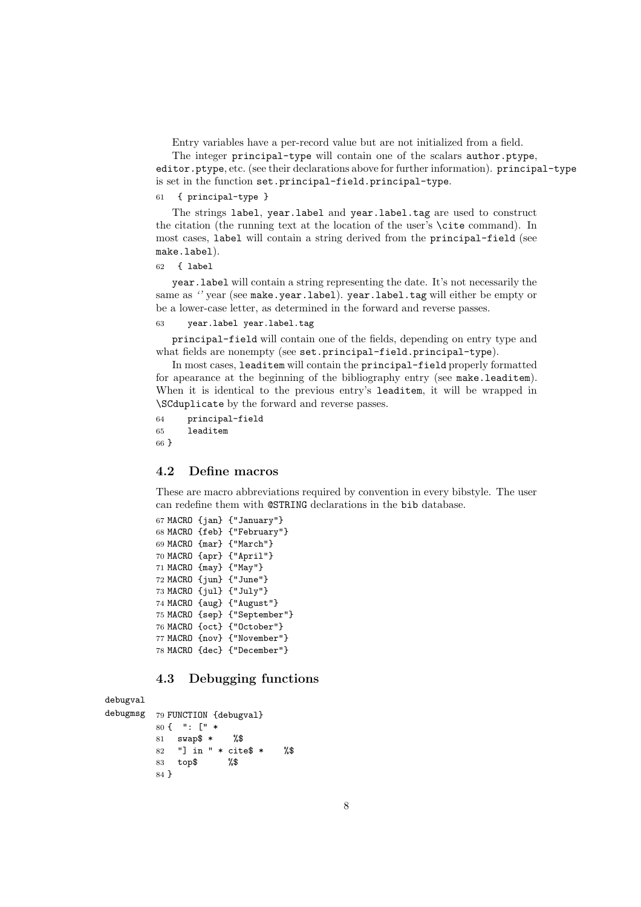Entry variables have a per-record value but are not initialized from a field.

The integer `principal-type` will contain one of the scalars `author.ptype`, `editor.ptype`, etc. (see their declarations above for further information). `principal-type` is set in the function `set.principal-field.principal-type`.

```
61   { principal-type }
```

The strings `label`, `year.label` and `year.label.tag` are used to construct the citation (the running text at the location of the user's `\cite` command). In most cases, `label` will contain a string derived from the `principal-field` (see `make.label`).

```
62   { label
```

`year.label` will contain a string representing the date. It's not necessarily the same as '' year (see `make.year.label`). `year.label.tag` will either be empty or be a lower-case letter, as determined in the forward and reverse passes.

```
63     year.label year.label.tag
```

`principal-field` will contain one of the fields, depending on entry type and what fields are nonempty (see `set.principal-field.principal-type`).

In most cases, `leaditem` will contain the `principal-field` properly formatted for apearance at the beginning of the bibliography entry (see `make.leaditem`). When it is identical to the previous entry's `leaditem`, it will be wrapped in `\SCduplicate` by the forward and reverse passes.

```
64     principal-field
65     leaditem
66 }
```

## 4.2 Define macros

These are macro abbreviations required by convention in every bibstyle. The user can redefine them with `@STRING` declarations in the `bib` database.

```
67 MACRO {jan} {"January"}
68 MACRO {feb} {"February"}
69 MACRO {mar} {"March"}
70 MACRO {apr} {"April"}
71 MACRO {may} {"May"}
72 MACRO {jun} {"June"}
73 MACRO {jul} {"July"}
74 MACRO {aug} {"August"}
75 MACRO {sep} {"September"}
76 MACRO {oct} {"October"}
77 MACRO {nov} {"November"}
78 MACRO {dec} {"December"}
```

## 4.3 Debugging functions

debugval
debugmsg

```
79 FUNCTION {debugval}
80 {  ": [" *
81   swap$ *    %$
82   "] in " * cite$ *    %$
83   top$      %$
84 }
```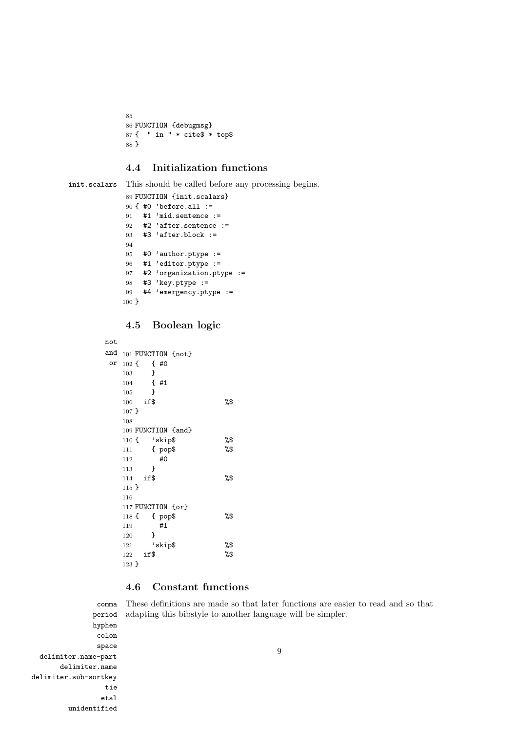```
85
86 FUNCTION {debugmsg}
87 {  " in " * cite$ * top$
88 }
```

### 4.4 Initialization functions

init.scalars

This should be called before any processing begins.

```
89 FUNCTION {init.scalars}
90 { #0 'before.all :=
91   #1 'mid.sentence :=
92   #2 'after.sentence :=
93   #3 'after.block :=
94
95   #0 'author.ptype :=
96   #1 'editor.ptype :=
97   #2 'organization.ptype :=
98   #3 'key.ptype :=
99   #4 'emergency.ptype :=
100 }
```

### 4.5 Boolean logic

not
and
or

```
101 FUNCTION {not}
102 {   { #0
103     }
104     { #1
105     }
106   if$                  %$
107 }
108
109 FUNCTION {and}
110 {   'skip$             %$
111     { pop$             %$
112       #0
113     }
114   if$                  %$
115 }
116
117 FUNCTION {or}
118 {   { pop$             %$
119       #1
120     }
121     'skip$             %$
122   if$                  %$
123 }
```

### 4.6 Constant functions

comma
period
hyphen
colon
space
delimiter.name-part
delimiter.name
delimiter.sub-sortkey
tie
etal
unidentified

These definitions are made so that later functions are easier to read and so that adapting this bibstyle to another language will be simpler.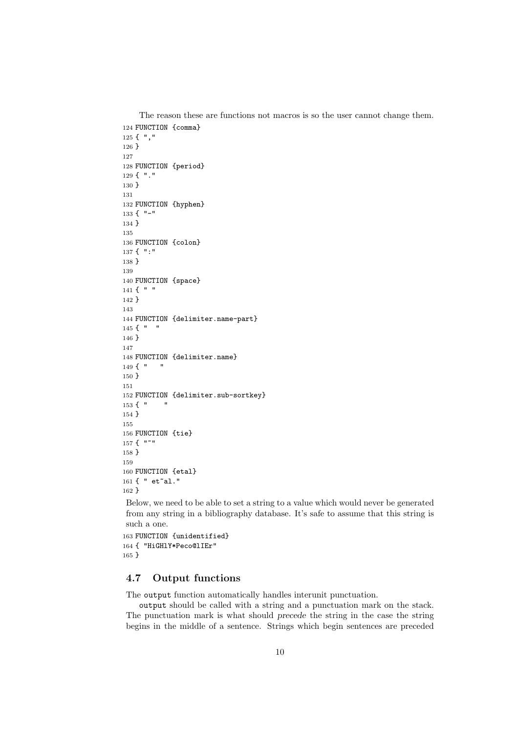The reason these are functions not macros is so the user cannot change them.

```
124 FUNCTION {comma}
125 { ","
126 }
127
128 FUNCTION {period}
129 { "."
130 }
131
132 FUNCTION {hyphen}
133 { "-"
134 }
135
136 FUNCTION {colon}
137 { ":"
138 }
139
140 FUNCTION {space}
141 { " "
142 }
143
144 FUNCTION {delimiter.name-part}
145 { "  "
146 }
147
148 FUNCTION {delimiter.name}
149 { "   "
150 }
151
152 FUNCTION {delimiter.sub-sortkey}
153 { "    "
154 }
155
156 FUNCTION {tie}
157 { "~"
158 }
159
160 FUNCTION {etal}
161 { " et~al."
162 }
```

Below, we need to be able to set a string to a value which would never be generated from any string in a bibliography database. It's safe to assume that this string is such a one.

```
163 FUNCTION {unidentified}
164 { "HiGHlY*Peco@lIEr"
165 }
```

### 4.7 Output functions

The `output` function automatically handles interunit punctuation.

`output` should be called with a string and a punctuation mark on the stack. The punctuation mark is what should *precede* the string in the case the string begins in the middle of a sentence. Strings which begin sentences are preceded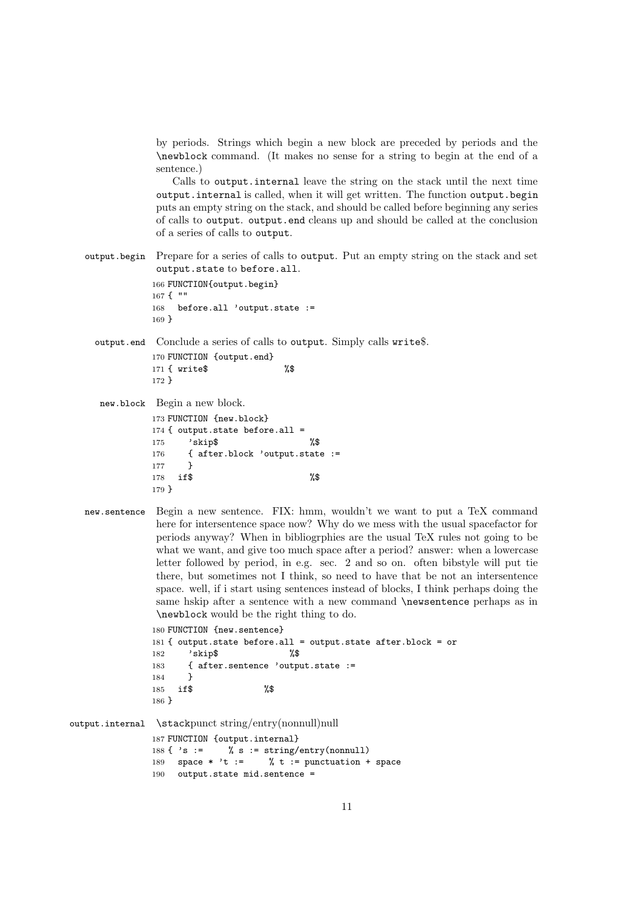by periods. Strings which begin a new block are preceded by periods and the `\newblock` command. (It makes no sense for a string to begin at the end of a sentence.)

Calls to `output.internal` leave the string on the stack until the next time `output.internal` is called, when it will get written. The function `output.begin` puts an empty string on the stack, and should be called before beginning any series of calls to `output`. `output.end` cleans up and should be called at the conclusion of a series of calls to `output`.

`output.begin` Prepare for a series of calls to `output`. Put an empty string on the stack and set `output.state` to `before.all`.

```
166 FUNCTION{output.begin}
167 { ""
168   before.all 'output.state :=
169 }
```

`output.end` Conclude a series of calls to `output`. Simply calls `write$`.

```
170 FUNCTION {output.end}
171 { write$              %$
172 }
```

`new.block` Begin a new block.

```
173 FUNCTION {new.block}
174 { output.state before.all =
175     'skip$                %$
176     { after.block 'output.state :=
177     }
178   if$                     %$
179 }
```

`new.sentence` Begin a new sentence. FIX: hmm, wouldn't we want to put a TeX command here for intersentence space now? Why do we mess with the usual spacefactor for periods anyway? When in bibliogrphies are the usual TeX rules not going to be what we want, and give too much space after a period? answer: when a lowercase letter followed by period, in e.g. sec. 2 and so on. often bibstyle will put tie there, but sometimes not I think, so need to have that be not an intersentence space. well, if i start using sentences instead of blocks, I think perhaps doing the same hskip after a sentence with a new command `\newsentence` perhaps as in `\newblock` would be the right thing to do.

```
180 FUNCTION {new.sentence}
181 { output.state before.all = output.state after.block = or
182     'skip$            %$
183     { after.sentence 'output.state :=
184     }
185   if$             %$
186 }
```

`output.internal` `\stack`punct string/entry(nonnull)null

```
187 FUNCTION {output.internal}
188 { 's :=     % s := string/entry(nonnull)
189   space * 't :=     % t := punctuation + space
190   output.state mid.sentence =
```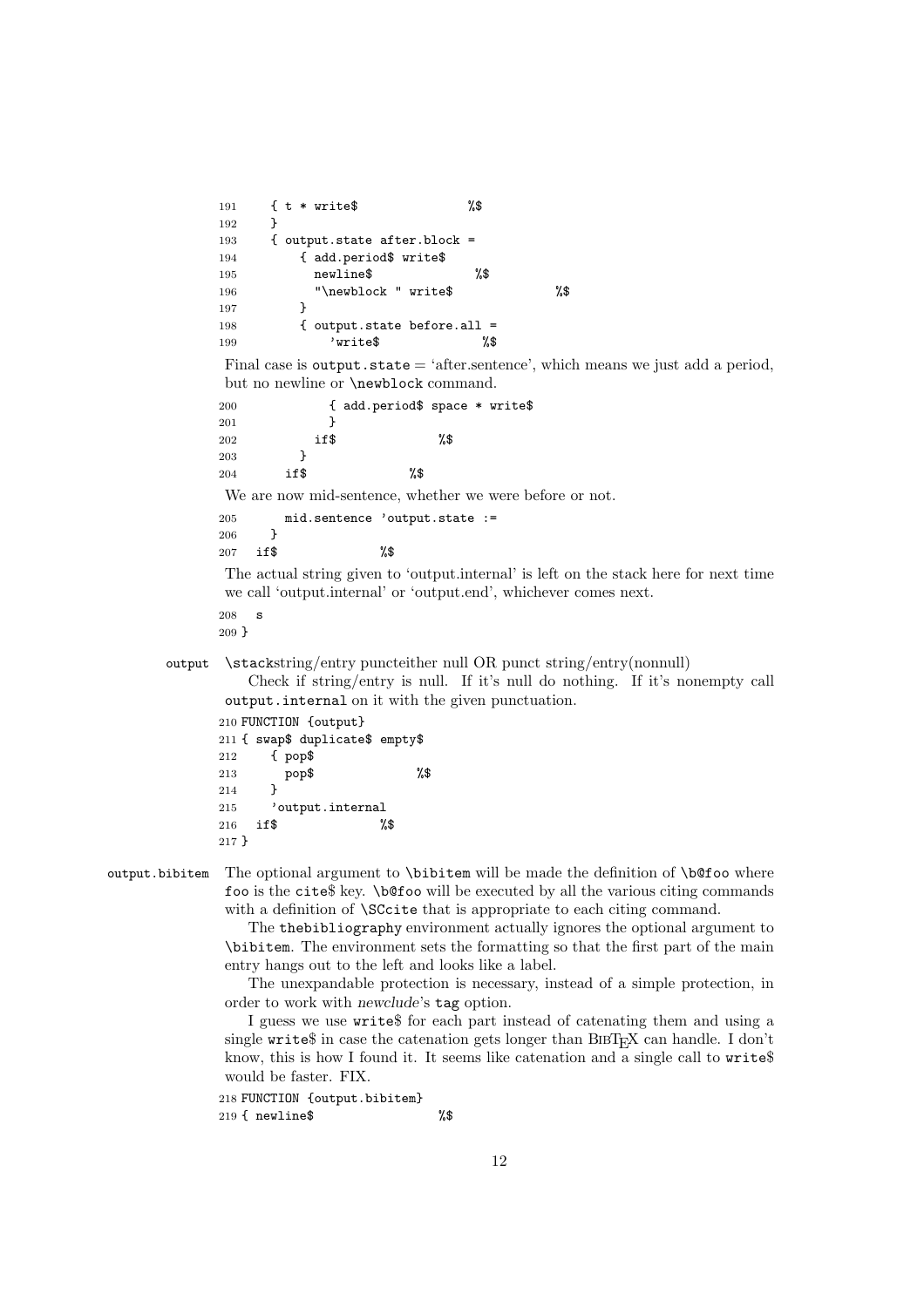```
191     { t * write$                %$
192     }
193     { output.state after.block =
194         { add.period$ write$
195           newline$              %$
196           "\newblock " write$              %$
197         }
198         { output.state before.all =
199             'write$             %$
```

Final case is output.state = 'after.sentence', which means we just add a period, but no newline or \newblock command.

```
200             { add.period$ space * write$
201             }
202           if$              %$
203         }
204       if$              %$
```

We are now mid-sentence, whether we were before or not.

```
205       mid.sentence 'output.state :=
206     }
207   if$              %$
```

The actual string given to 'output.internal' is left on the stack here for next time we call 'output.internal' or 'output.end', whichever comes next.

```
208   s
209 }
```

output \stackstring/entry puncteither null OR punct string/entry(nonnull)

Check if string/entry is null. If it's null do nothing. If it's nonempty call output.internal on it with the given punctuation.

```
210 FUNCTION {output}
211 { swap$ duplicate$ empty$
212     { pop$
213       pop$              %$
214     }
215     'output.internal
216   if$              %$
217 }
```

output.bibitem The optional argument to \bibitem will be made the definition of \b@foo where foo is the cite$ key. \b@foo will be executed by all the various citing commands with a definition of \SCcite that is appropriate to each citing command.

The thebibliography environment actually ignores the optional argument to \bibitem. The environment sets the formatting so that the first part of the main entry hangs out to the left and looks like a label.

The unexpandable protection is necessary, instead of a simple protection, in order to work with *newclude*'s tag option.

I guess we use write$ for each part instead of catenating them and using a single write$ in case the catenation gets longer than BibTeX can handle. I don't know, this is how I found it. It seems like catenation and a single call to write$ would be faster. FIX.

```
218 FUNCTION {output.bibitem}
219 { newline$                 %$
```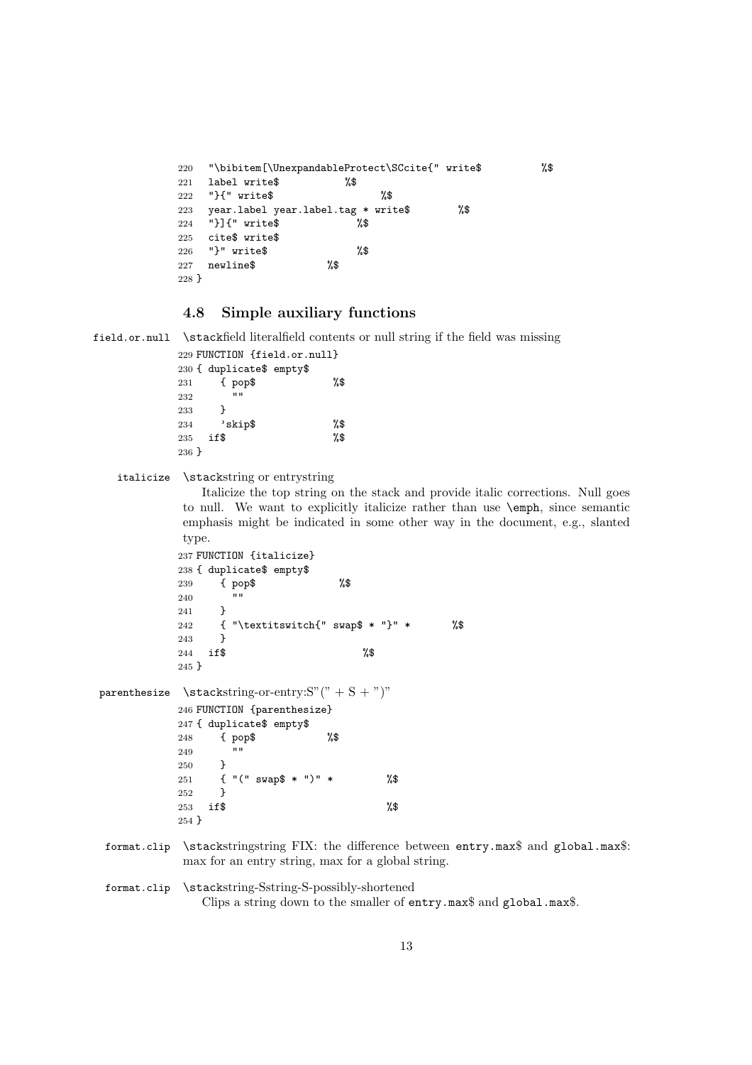```
220   "\bibitem[\UnexpandableProtect\SCcite{" write$          %$
221   label write$           %$
222   "}{" write$                   %$
223   year.label year.label.tag * write$        %$
224   "}]{" write$             %$
225   cite$ write$
226   "}" write$               %$
227   newline$            %$
228 }
```

### 4.8 Simple auxiliary functions

field.or.null \stackfield literalfield contents or null string if the field was missing

```
229 FUNCTION {field.or.null}
230 { duplicate$ empty$
231     { pop$             %$
232       ""
233     }
234     'skip$             %$
235   if$                  %$
236 }
```

italicize \stackstring or entrystring

Italicize the top string on the stack and provide italic corrections. Null goes to null. We want to explicitly italicize rather than use \emph, since semantic emphasis might be indicated in some other way in the document, e.g., slanted type.

```
237 FUNCTION {italicize}
238 { duplicate$ empty$
239     { pop$              %$
240       ""
241     }
242     { "\textitswitch{" swap$ * "}" *       %$
243     }
244   if$                        %$
245 }
```

parenthesize \stackstring-or-entry:S"(" + S + ")"

```
246 FUNCTION {parenthesize}
247 { duplicate$ empty$
248     { pop$            %$
249       ""
250     }
251     { "(" swap$ * ")" *         %$
252     }
253   if$                           %$
254 }
```

format.clip \stackstringstring FIX: the difference between entry.max$ and global.max$: max for an entry string, max for a global string.

format.clip \stackstring-Sstring-S-possibly-shortened

Clips a string down to the smaller of entry.max$ and global.max$.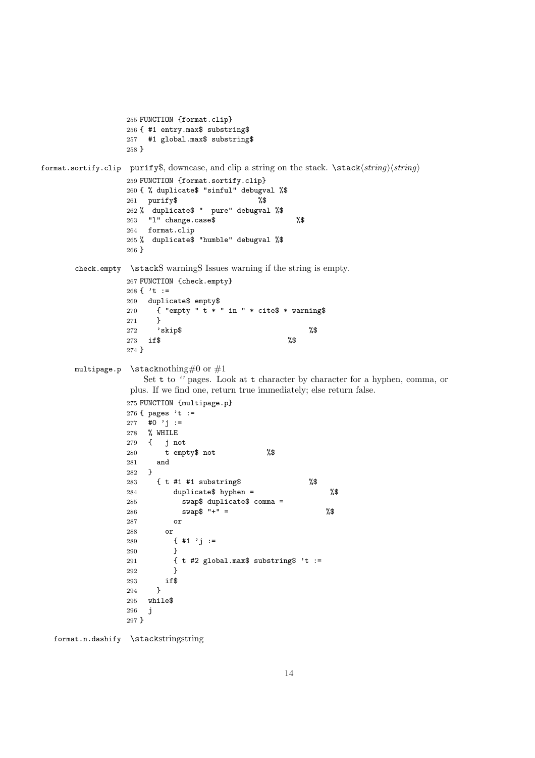```
255 FUNCTION {format.clip}
256 { #1 entry.max$ substring$
257   #1 global.max$ substring$
258 }
```

**format.sortify.clip** purify$, downcase, and clip a string on the stack. \stack⟨*string*⟩⟨*string*⟩

```
259 FUNCTION {format.sortify.clip}
260 { % duplicate$ "sinful" debugval %$
261   purify$                   %$
262 %  duplicate$ "  pure" debugval %$
263   "l" change.case$                    %$
264   format.clip
265 %  duplicate$ "humble" debugval %$
266 }
```

**check.empty** \stackS warningS Issues warning if the string is empty.

```
267 FUNCTION {check.empty}
268 { 't :=
269   duplicate$ empty$
270     { "empty " t * " in " * cite$ * warning$
271     }
272     'skip$                                %$
273   if$                                 %$
274 }
```

**multipage.p** \stacknothing#0 or #1

Set t to ‘’ pages. Look at t character by character for a hyphen, comma, or plus. If we find one, return true immediately; else return false.

```
275 FUNCTION {multipage.p}
276 { pages 't :=
277   #0 'j :=
278   % WHILE
279   {   j not
280       t empty$ not            %$
281     and
282   }
283     { t #1 #1 substring$                %$
284         duplicate$ hyphen =                  %$
285           swap$ duplicate$ comma =
286           swap$ "+" =                        %$
287         or
288       or
289         { #1 'j :=
290         }
291         { t #2 global.max$ substring$ 't :=
292         }
293       if$
294     }
295   while$
296   j
297 }
```

**format.n.dashify** \stackstringstring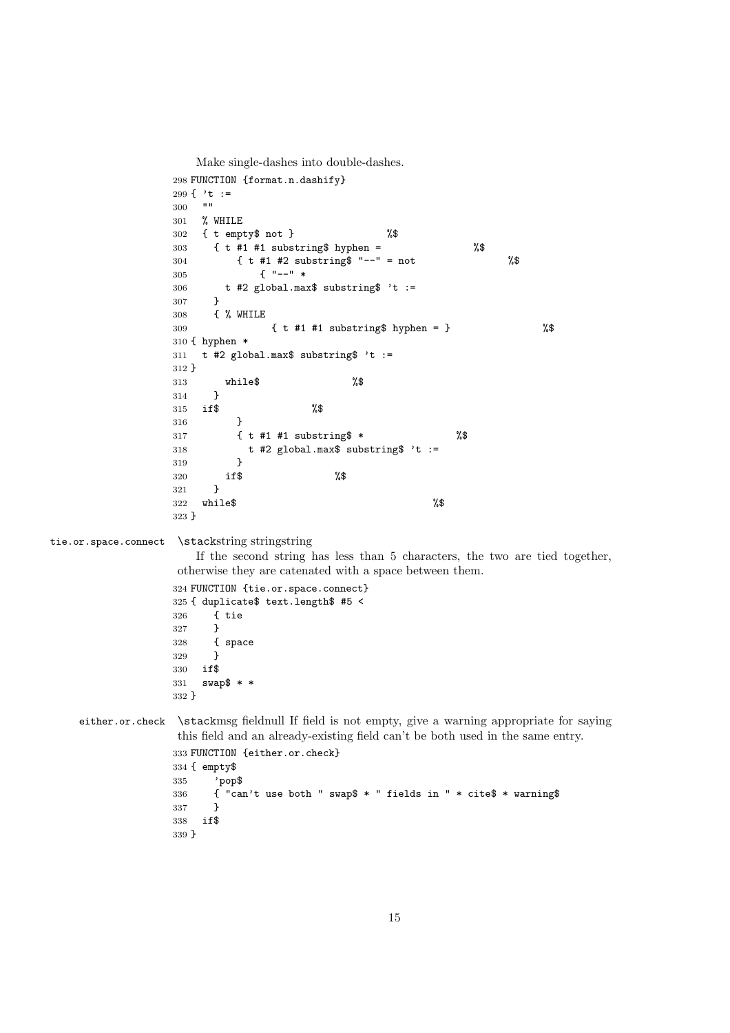Make single-dashes into double-dashes.

```
298 FUNCTION {format.n.dashify}
299 { 't :=
300   ""
301   % WHILE
302   { t empty$ not }                %$
303     { t #1 #1 substring$ hyphen =                %$
304         { t #1 #2 substring$ "--" = not                %$
305             { "--" *
306       t #2 global.max$ substring$ 't :=
307     }
308     { % WHILE
309               { t #1 #1 substring$ hyphen = }                %$
310 { hyphen *
311   t #2 global.max$ substring$ 't :=
312 }
313       while$                %$
314     }
315   if$                %$
316         }
317         { t #1 #1 substring$ *                %$
318           t #2 global.max$ substring$ 't :=
319         }
320       if$                %$
321     }
322   while$                                        %$
323 }
```

tie.or.space.connect \stackstring stringstring

If the second string has less than 5 characters, the two are tied together, otherwise they are catenated with a space between them.

```
324 FUNCTION {tie.or.space.connect}
325 { duplicate$ text.length$ #5 <
326     { tie
327     }
328     { space
329     }
330   if$
331   swap$ * *
332 }
```

either.or.check \stackmsg fieldnull If field is not empty, give a warning appropriate for saying this field and an already-existing field can't be both used in the same entry.

```
333 FUNCTION {either.or.check}
334 { empty$
335     'pop$
336     { "can't use both " swap$ * " fields in " * cite$ * warning$
337     }
338   if$
339 }
```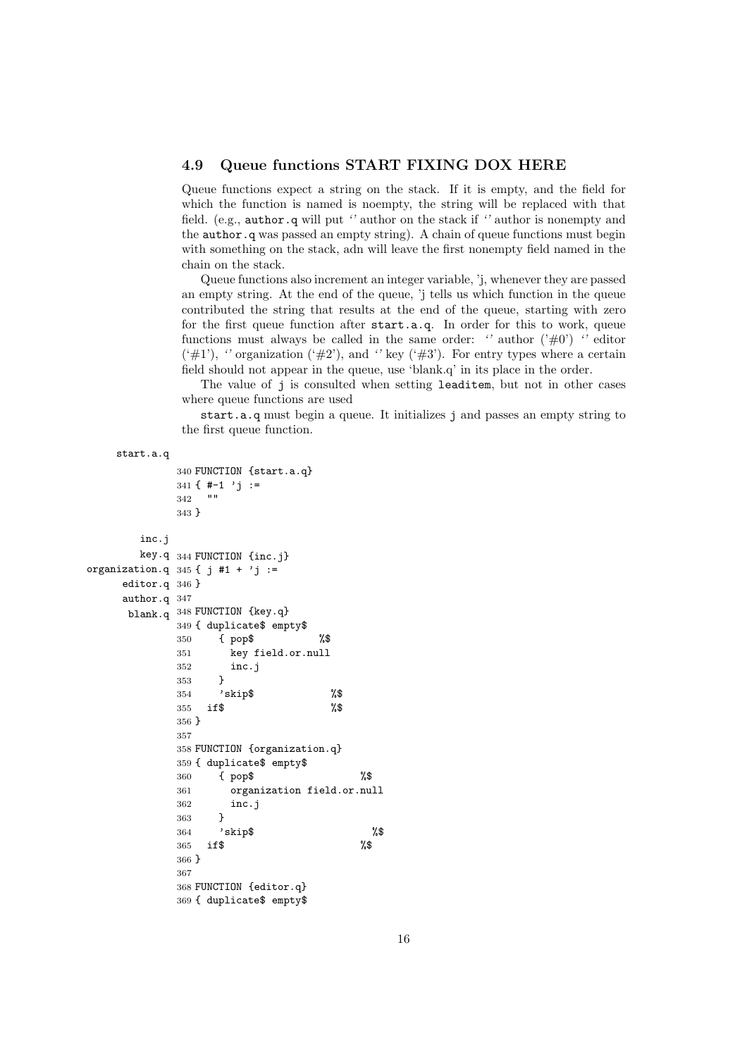### 4.9 Queue functions START FIXING DOX HERE

Queue functions expect a string on the stack. If it is empty, and the field for which the function is named is noempty, the string will be replaced with that field. (e.g., author.q will put '' author on the stack if '' author is nonempty and the author.q was passed an empty string). A chain of queue functions must begin with something on the stack, adn will leave the first nonempty field named in the chain on the stack.

Queue functions also increment an integer variable, 'j, whenever they are passed an empty string. At the end of the queue, 'j tells us which function in the queue contributed the string that results at the end of the queue, starting with zero for the first queue function after start.a.q. In order for this to work, queue functions must always be called in the same order: '' author ('#0') '' editor ('#1'), '' organization ('#2'), and '' key ('#3'). For entry types where a certain field should not appear in the queue, use 'blank.q' in its place in the order.

The value of j is consulted when setting leaditem, but not in other cases where queue functions are used

start.a.q must begin a queue. It initializes j and passes an empty string to the first queue function.

start.a.q

```
340 FUNCTION {start.a.q}
341 { #-1 'j :=
342   ""
343 }
```

inc.j
key.q
organization.q
editor.q
author.q
blank.q

```
344 FUNCTION {inc.j}
345 { j #1 + 'j :=
346 }
347
348 FUNCTION {key.q}
349 { duplicate$ empty$
350     { pop$           %$
351       key field.or.null
352       inc.j
353     }
354     'skip$             %$
355   if$                  %$
356 }
357
358 FUNCTION {organization.q}
359 { duplicate$ empty$
360     { pop$                  %$
361       organization field.or.null
362       inc.j
363     }
364     'skip$                    %$
365   if$                        %$
366 }
367
368 FUNCTION {editor.q}
369 { duplicate$ empty$
```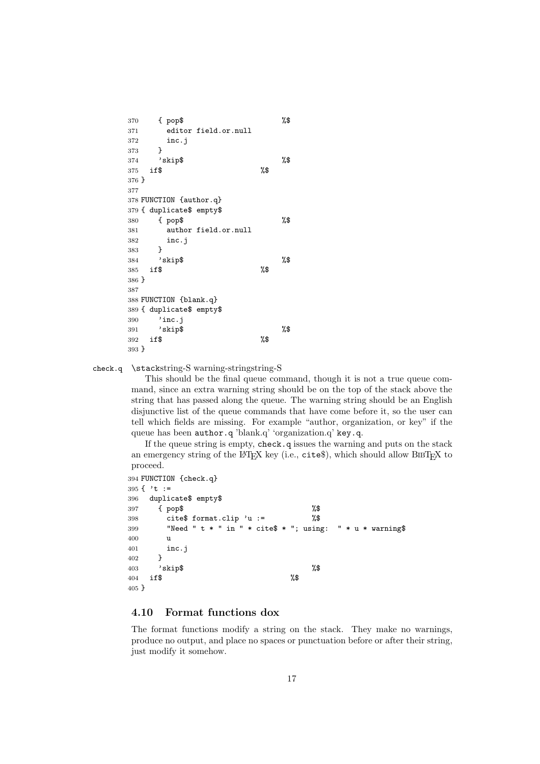```
370     { pop$                        %$
371       editor field.or.null
372       inc.j
373     }
374     'skip$                        %$
375   if$                        %$
376 }
377
378 FUNCTION {author.q}
379 { duplicate$ empty$
380     { pop$                        %$
381       author field.or.null
382       inc.j
383     }
384     'skip$                        %$
385   if$                        %$
386 }
387
388 FUNCTION {blank.q}
389 { duplicate$ empty$
390     'inc.j
391     'skip$                        %$
392   if$                        %$
393 }
```

check.q \stackstring-S warning-stringstring-S

This should be the final queue command, though it is not a true queue command, since an extra warning string should be on the top of the stack above the string that has passed along the queue. The warning string should be an English disjunctive list of the queue commands that have come before it, so the user can tell which fields are missing. For example "author, organization, or key" if the queue has been `author.q` 'blank.q' 'organization.q' `key.q`.

If the queue string is empty, `check.q` issues the warning and puts on the stack an emergency string of the LaTeX key (i.e., `cite$`), which should allow BibTeX to proceed.

```
394 FUNCTION {check.q}
395 { 't :=
396   duplicate$ empty$
397     { pop$                               %$
398       cite$ format.clip 'u :=            %$
399       "Need " t * " in " * cite$ * "; using:  " * u * warning$
400       u
401       inc.j
402     }
403     'skip$                               %$
404   if$                               %$
405 }
```

### 4.10 Format functions dox

The format functions modify a string on the stack. They make no warnings, produce no output, and place no spaces or punctuation before or after their string, just modify it somehow.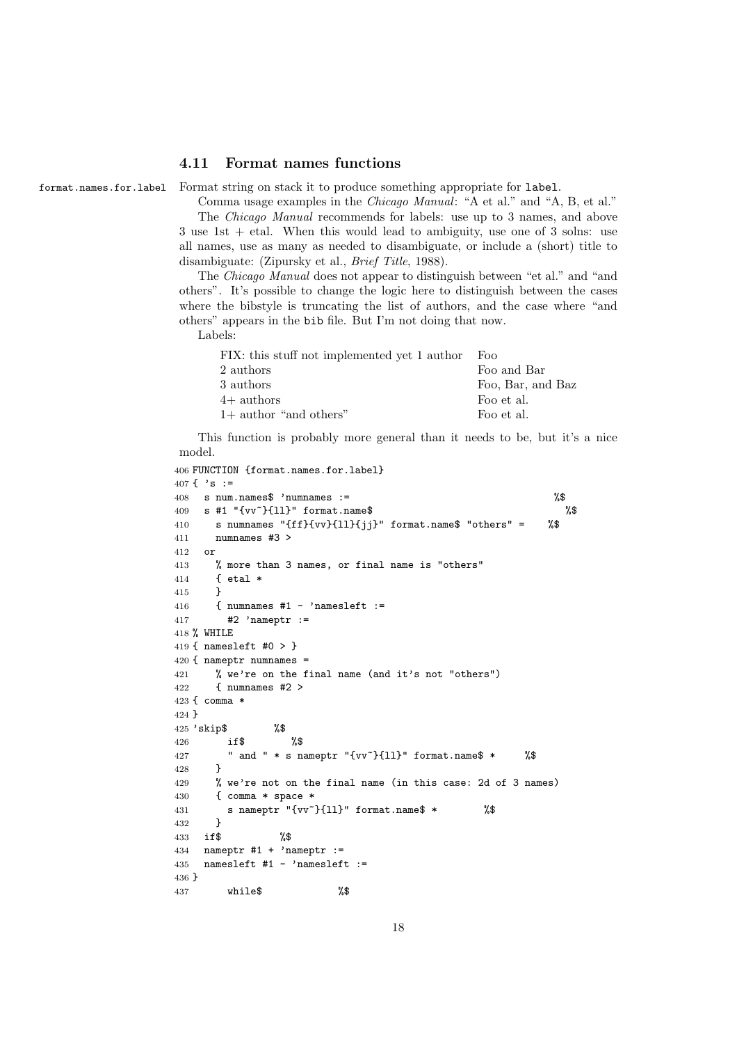### 4.11 Format names functions

format.names.for.label Format string on stack it to produce something appropriate for label.

Comma usage examples in the *Chicago Manual*: "A et al." and "A, B, et al."

The *Chicago Manual* recommends for labels: use up to 3 names, and above 3 use 1st + etal. When this would lead to ambiguity, use one of 3 solns: use all names, use as many as needed to disambiguate, or include a (short) title to disambiguate: (Zipursky et al., *Brief Title*, 1988).

The *Chicago Manual* does not appear to distinguish between "et al." and "and others". It's possible to change the logic here to distinguish between the cases where the bibstyle is truncating the list of authors, and the case where "and others" appears in the bib file. But I'm not doing that now.

Labels:

| | |
|---|---|
| FIX: this stuff not implemented yet 1 author | Foo |
| 2 authors | Foo and Bar |
| 3 authors | Foo, Bar, and Baz |
| 4+ authors | Foo et al. |
| 1+ author "and others" | Foo et al. |

This function is probably more general than it needs to be, but it's a nice model.

```
406 FUNCTION {format.names.for.label}
407 { 's :=
408   s num.names$ 'numnames :=                                        %$
409   s #1 "{vv~}{ll}" format.name$                                     %$
410     s numnames "{ff}{vv}{ll}{jj}" format.name$ "others" =    %$
411     numnames #3 >
412   or
413     % more than 3 names, or final name is "others"
414     { etal *
415     }
416     { numnames #1 - 'namesleft :=
417       #2 'nameptr :=
418 % WHILE
419 { namesleft #0 > }
420 { nameptr numnames =
421     % we're on the final name (and it's not "others")
422     { numnames #2 >
423 { comma *
424 }
425 'skip$        %$
426       if$        %$
427       " and " * s nameptr "{vv~}{ll}" format.name$ *     %$
428     }
429     % we're not on the final name (in this case: 2d of 3 names)
430     { comma * space *
431       s nameptr "{vv~}{ll}" format.name$ *        %$
432     }
433   if$          %$
434   nameptr #1 + 'nameptr :=
435   namesleft #1 - 'namesleft :=
436 }
437       while$             %$
```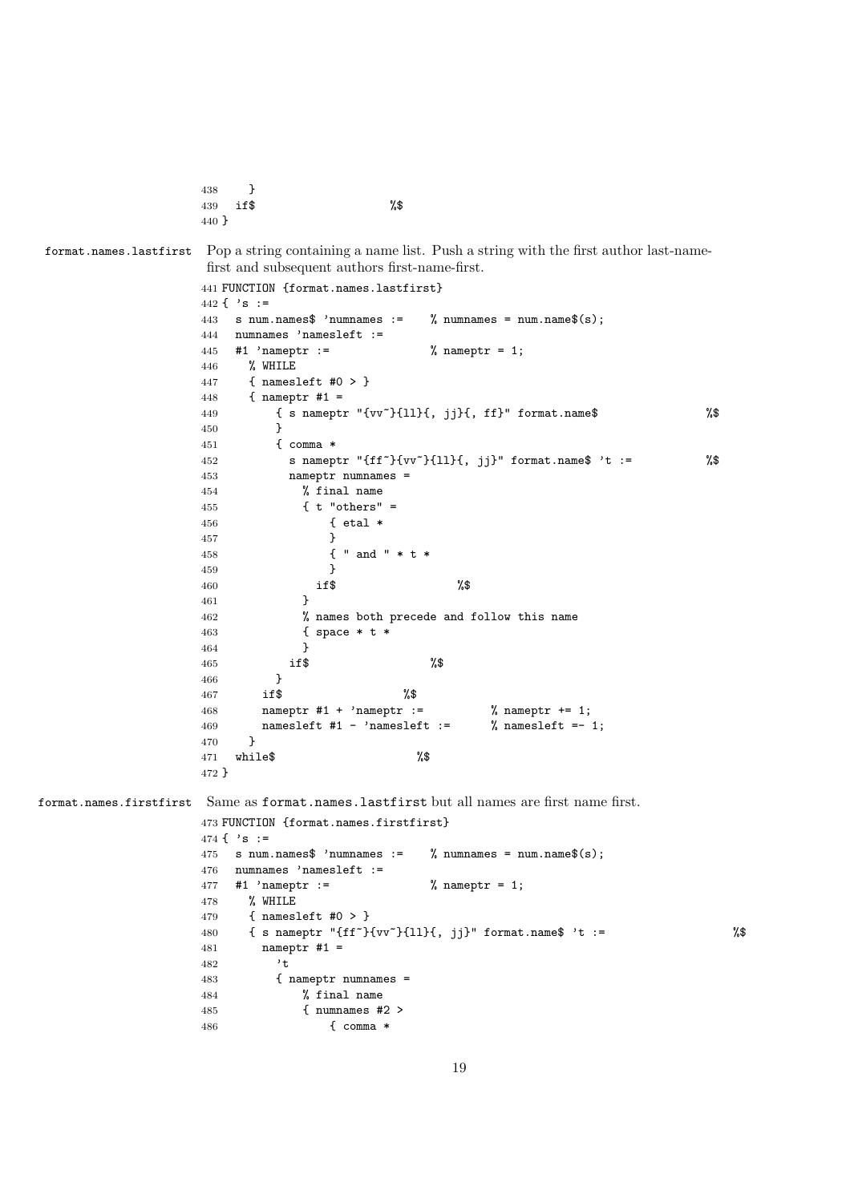```
438     }
439   if$                       %$
440 }
```

**format.names.lastfirst** Pop a string containing a name list. Push a string with the first author last-name-first and subsequent authors first-name-first.

```
441 FUNCTION {format.names.lastfirst}
442 { 's :=
443   s num.names$ 'numnames :=    % numnames = num.name$(s);
444   numnames 'namesleft :=
445   #1 'nameptr :=               % nameptr = 1;
446     % WHILE
447     { namesleft #0 > }
448     { nameptr #1 =
449         { s nameptr "{vv~}{ll}{, jj}{, ff}" format.name$                 %$
450         }
451         { comma *
452           s nameptr "{ff~}{vv~}{ll}{, jj}" format.name$ 't :=           %$
453           nameptr numnames =
454             % final name
455             { t "others" =
456                 { etal *
457                 }
458                 { " and " * t *
459                 }
460               if$                   %$
461             }
462             % names both precede and follow this name
463             { space * t *
464             }
465           if$                   %$
466         }
467       if$                   %$
468       nameptr #1 + 'nameptr :=          % nameptr += 1;
469       namesleft #1 - 'namesleft :=      % namesleft =- 1;
470     }
471   while$                      %$
472 }
```

**format.names.firstfirst** Same as `format.names.lastfirst` but all names are first name first.

```
473 FUNCTION {format.names.firstfirst}
474 { 's :=
475   s num.names$ 'numnames :=    % numnames = num.name$(s);
476   numnames 'namesleft :=
477   #1 'nameptr :=               % nameptr = 1;
478     % WHILE
479     { namesleft #0 > }
480     { s nameptr "{ff~}{vv~}{ll}{, jj}" format.name$ 't :=                  %$
481       nameptr #1 =
482         't
483         { nameptr numnames =
484             % final name
485             { numnames #2 >
486                 { comma *
```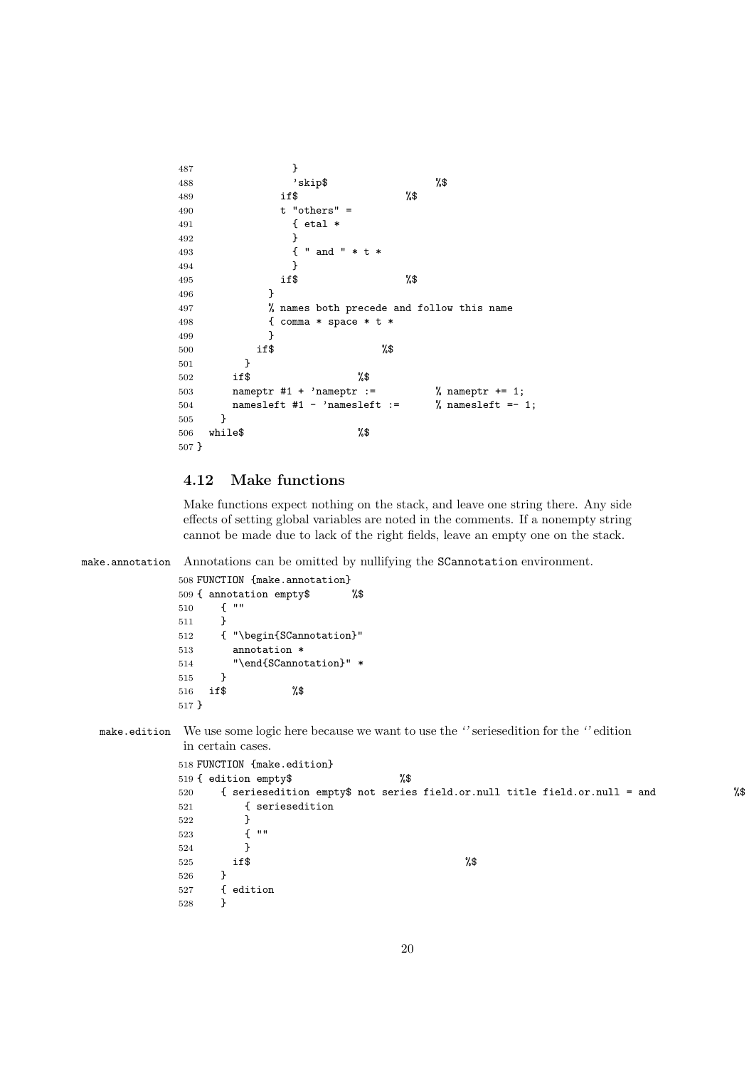```
487                 }
488                 'skip$                    %$
489               if$                   %$
490               t "others" =
491                 { etal *
492                 }
493                 { " and " * t *
494                 }
495               if$                   %$
496             }
497             % names both precede and follow this name
498             { comma * space * t *
499             }
500           if$                   %$
501         }
502       if$                   %$
503       nameptr #1 + 'nameptr :=          % nameptr += 1;
504       namesleft #1 - 'namesleft :=      % namesleft =- 1;
505     }
506   while$                    %$
507 }
```

### 4.12 Make functions

Make functions expect nothing on the stack, and leave one string there. Any side effects of setting global variables are noted in the comments. If a nonempty string cannot be made due to lack of the right fields, leave an empty one on the stack.

`make.annotation` Annotations can be omitted by nullifying the `SCannotation` environment.

```
508 FUNCTION {make.annotation}
509 { annotation empty$       %$
510     { ""
511     }
512     { "\begin{SCannotation}"
513       annotation *
514       "\end{SCannotation}" *
515     }
516   if$           %$
517 }
```

`make.edition` We use some logic here because we want to use the ''seriesedition for the ''edition in certain cases.

```
518 FUNCTION {make.edition}
519 { edition empty$                  %$
520     { seriesedition empty$ not series field.or.null title field.or.null = and             %$
521         { seriesedition
522         }
523         { ""
524         }
525       if$                                       %$
526     }
527     { edition
528     }
```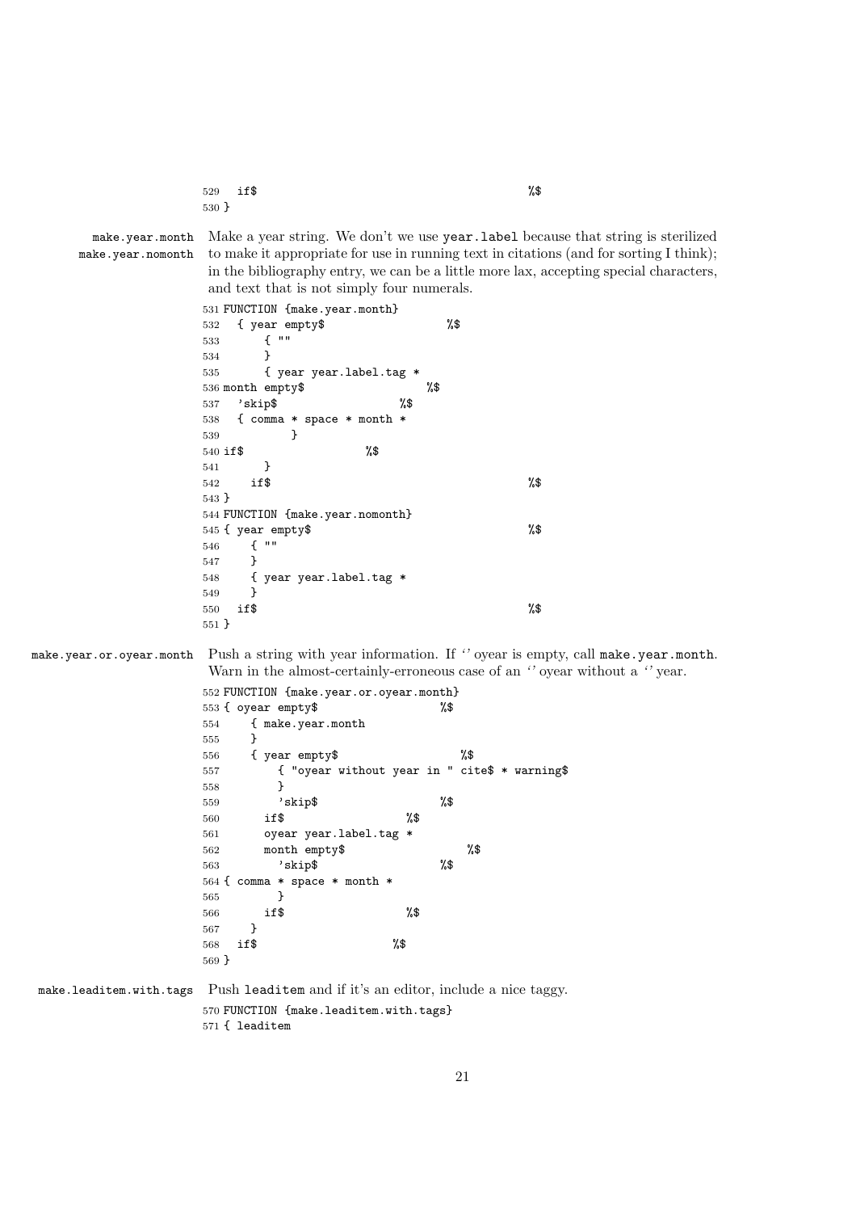```
529   if$                                              %$
530 }
```

**make.year.month**
**make.year.nomonth**

Make a year string. We don't we use `year.label` because that string is sterilized to make it appropriate for use in running text in citations (and for sorting I think); in the bibliography entry, we can be a little more lax, accepting special characters, and text that is not simply four numerals.

```
531 FUNCTION {make.year.month}
532   { year empty$                    %$
533       { ""
534       }
535       { year year.label.tag *
536 month empty$                    %$
537   'skip$                  %$
538   { comma * space * month *
539           }
540 if$                   %$
541       }
542     if$                                            %$
543 }
544 FUNCTION {make.year.nomonth}
545 { year empty$                                      %$
546     { ""
547     }
548     { year year.label.tag *
549     }
550   if$                                              %$
551 }
```

**make.year.or.oyear.month**

Push a string with year information. If '' oyear is empty, call `make.year.month`. Warn in the almost-certainly-erroneous case of an '' oyear without a '' year.

```
552 FUNCTION {make.year.or.oyear.month}
553 { oyear empty$                  %$
554     { make.year.month
555     }
556     { year empty$                  %$
557         { "oyear without year in " cite$ * warning$
558         }
559         'skip$                  %$
560       if$                   %$
561       oyear year.label.tag *
562       month empty$                   %$
563         'skip$                  %$
564 { comma * space * month *
565         }
566       if$                   %$
567     }
568   if$                     %$
569 }
```

**make.leaditem.with.tags**

Push `leaditem` and if it's an editor, include a nice taggy.

```
570 FUNCTION {make.leaditem.with.tags}
571 { leaditem
```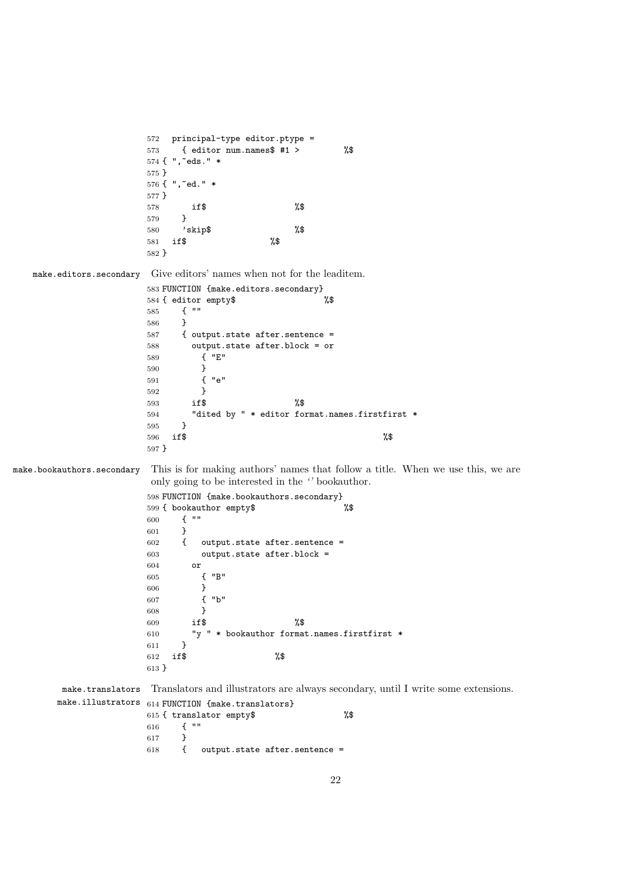```
572   principal-type editor.ptype =
573     { editor num.names$ #1 >         %$
574 { ",~eds." *
575 }
576 { ",~ed." *
577 }
578       if$                  %$
579     }
580     'skip$                 %$
581   if$                %$
582 }
```

`make.editors.secondary` Give editors' names when not for the leaditem.

```
583 FUNCTION {make.editors.secondary}
584 { editor empty$                  %$
585     { ""
586     }
587     { output.state after.sentence =
588       output.state after.block = or
589         { "E"
590         }
591         { "e"
592         }
593       if$                  %$
594       "dited by " * editor format.names.firstfirst *
595     }
596   if$                                          %$
597 }
```

`make.bookauthors.secondary` This is for making authors' names that follow a title. When we use this, we are only going to be interested in the ‘’ bookauthor.

```
598 FUNCTION {make.bookauthors.secondary}
599 { bookauthor empty$                  %$
600     { ""
601     }
602     {   output.state after.sentence =
603         output.state after.block =
604       or
605         { "B"
606         }
607         { "b"
608         }
609       if$                  %$
610       "y " * bookauthor format.names.firstfirst *
611     }
612   if$                   %$
613 }
```

`make.translators` `make.illustrators` Translators and illustrators are always secondary, until I write some extensions.

```
614 FUNCTION {make.translators}
615 { translator empty$                  %$
616     { ""
617     }
618     {   output.state after.sentence =
```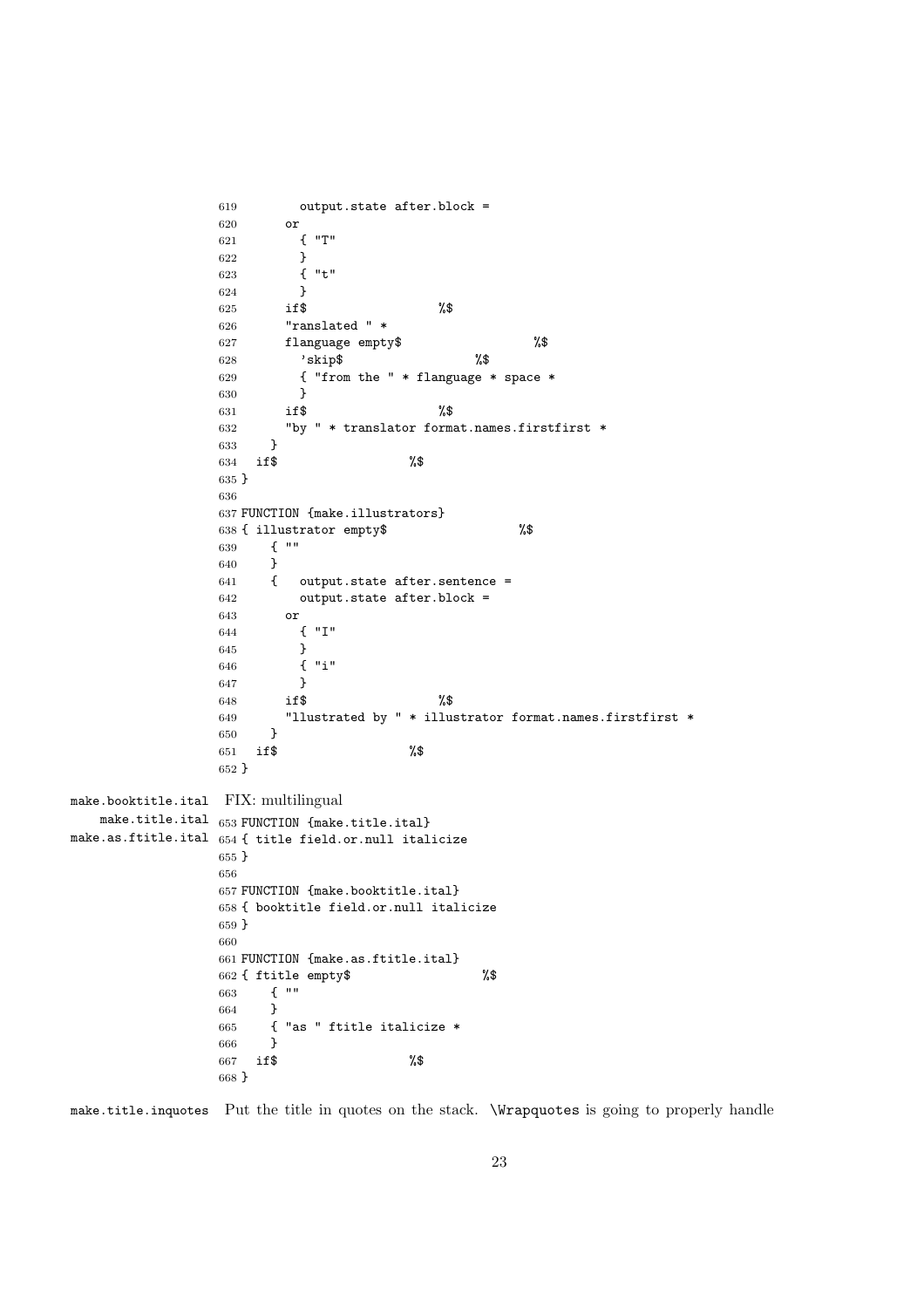```
619         output.state after.block =
620       or
621         { "T"
622         }
623         { "t"
624         }
625       if$                   %$
626       "ranslated " *
627       flanguage empty$                   %$
628         'skip$                   %$
629         { "from the " * flanguage * space *
630         }
631       if$                   %$
632       "by " * translator format.names.firstfirst *
633     }
634   if$                   %$
635 }
636
637 FUNCTION {make.illustrators}
638 { illustrator empty$                   %$
639     { ""
640     }
641     {   output.state after.sentence =
642         output.state after.block =
643       or
644         { "I"
645         }
646         { "i"
647         }
648       if$                   %$
649       "llustrated by " * illustrator format.names.firstfirst *
650     }
651   if$                   %$
652 }
```

make.booktitle.ital
make.title.ital
make.as.ftitle.ital

FIX: multilingual

```
653 FUNCTION {make.title.ital}
654 { title field.or.null italicize
655 }
656
657 FUNCTION {make.booktitle.ital}
658 { booktitle field.or.null italicize
659 }
660
661 FUNCTION {make.as.ftitle.ital}
662 { ftitle empty$                   %$
663     { ""
664     }
665     { "as " ftitle italicize *
666     }
667   if$                   %$
668 }
```

make.title.inquotes

Put the title in quotes on the stack. `\Wrapquotes` is going to properly handle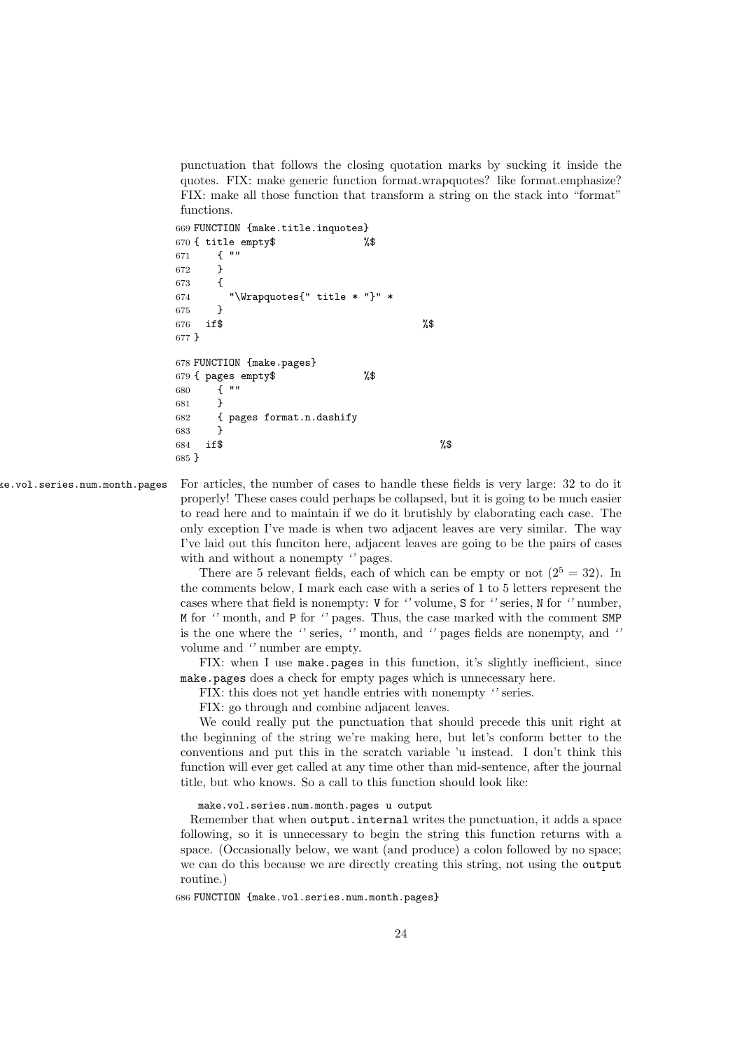punctuation that follows the closing quotation marks by sucking it inside the quotes. FIX: make generic function format.wrapquotes? like format.emphasize? FIX: make all those function that transform a string on the stack into "format" functions.

```
669 FUNCTION {make.title.inquotes}
670 { title empty$               %$
671     { ""
672     }
673     {
674       "\Wrapquotes{" title * "}" *
675     }
676   if$                                    %$
677 }

678 FUNCTION {make.pages}
679 { pages empty$               %$
680     { ""
681     }
682     { pages format.n.dashify
683     }
684   if$                                    %$
685 }
```

make.vol.series.num.month.pages

For articles, the number of cases to handle these fields is very large: 32 to do it properly! These cases could perhaps be collapsed, but it is going to be much easier to read here and to maintain if we do it brutishly by elaborating each case. The only exception I've made is when two adjacent leaves are very similar. The way I've laid out this funciton here, adjacent leaves are going to be the pairs of cases with and without a nonempty '' pages.

There are 5 relevant fields, each of which can be empty or not ($2^5 = 32$). In the comments below, I mark each case with a series of 1 to 5 letters represent the cases where that field is nonempty: V for '' volume, S for '' series, N for '' number, M for '' month, and P for '' pages. Thus, the case marked with the comment SMP is the one where the '' series, '' month, and '' pages fields are nonempty, and '' volume and '' number are empty.

FIX: when I use make.pages in this function, it's slightly inefficient, since make.pages does a check for empty pages which is unnecessary here.

FIX: this does not yet handle entries with nonempty '' series.

FIX: go through and combine adjacent leaves.

We could really put the punctuation that should precede this unit right at the beginning of the string we're making here, but let's conform better to the conventions and put this in the scratch variable 'u instead. I don't think this function will ever get called at any time other than mid-sentence, after the journal title, but who knows. So a call to this function should look like:

```
make.vol.series.num.month.pages u output
```

Remember that when output.internal writes the punctuation, it adds a space following, so it is unnecessary to begin the string this function returns with a space. (Occasionally below, we want (and produce) a colon followed by no space; we can do this because we are directly creating this string, not using the output routine.)

```
686 FUNCTION {make.vol.series.num.month.pages}
```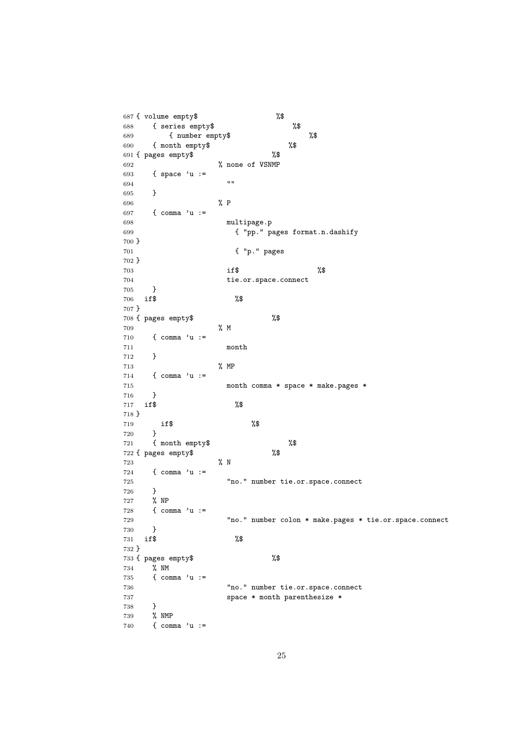```
687 { volume empty$                    %$
688     { series empty$                    %$
689         { number empty$                    %$
690     { month empty$                    %$
691 { pages empty$                    %$
692                     % none of VSNMP
693     { space 'u :=
694                         ""
695     }
696                     % P
697     { comma 'u :=
698                         multipage.p
699                           { "pp." pages format.n.dashify
700 }
701                           { "p." pages
702 }
703                         if$                    %$
704                         tie.or.space.connect
705     }
706   if$                    %$
707 }
708 { pages empty$                    %$
709                     % M
710     { comma 'u :=
711                         month
712     }
713                     % MP
714     { comma 'u :=
715                         month comma * space * make.pages *
716     }
717   if$                    %$
718 }
719       if$                    %$
720     }
721     { month empty$                    %$
722 { pages empty$                    %$
723                     % N
724     { comma 'u :=
725                         "no." number tie.or.space.connect
726     }
727     % NP
728     { comma 'u :=
729                         "no." number colon * make.pages * tie.or.space.connect
730     }
731   if$                    %$
732 }
733 { pages empty$                    %$
734     % NM
735     { comma 'u :=
736                         "no." number tie.or.space.connect
737                         space * month parenthesize *
738     }
739     % NMP
740     { comma 'u :=
```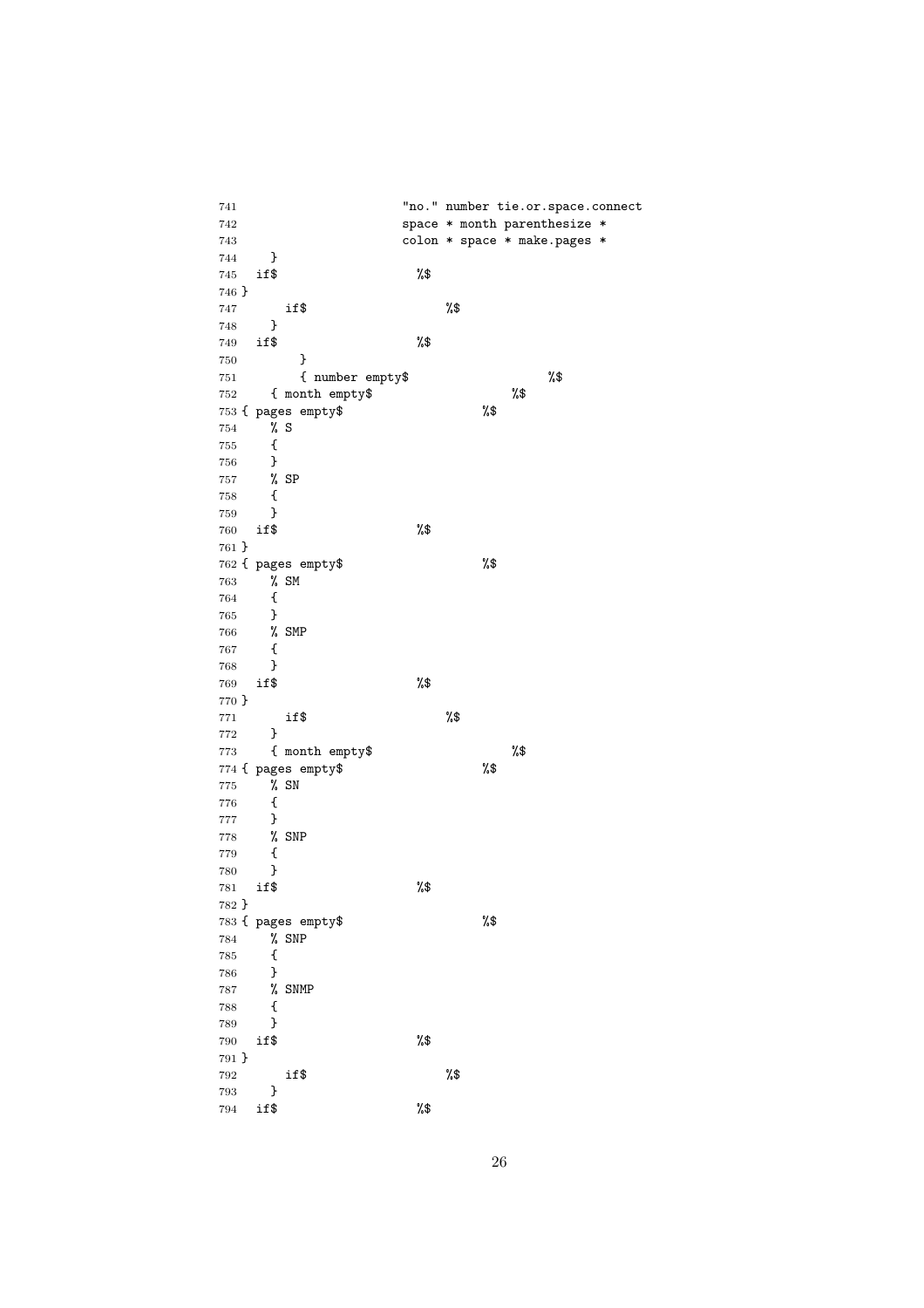```
741                       "no." number tie.or.space.connect
742                       space * month parenthesize *
743                       colon * space * make.pages *
744     }
745   if$                    %$
746 }
747       if$                    %$
748     }
749   if$                    %$
750         }
751         { number empty$                    %$
752     { month empty$                    %$
753 { pages empty$                    %$
754     % S
755     {
756     }
757     % SP
758     {
759     }
760   if$                    %$
761 }
762 { pages empty$                    %$
763     % SM
764     {
765     }
766     % SMP
767     {
768     }
769   if$                    %$
770 }
771       if$                    %$
772     }
773     { month empty$                    %$
774 { pages empty$                    %$
775     % SN
776     {
777     }
778     % SNP
779     {
780     }
781   if$                    %$
782 }
783 { pages empty$                    %$
784     % SNP
785     {
786     }
787     % SNMP
788     {
789     }
790   if$                    %$
791 }
792       if$                    %$
793     }
794   if$                    %$
```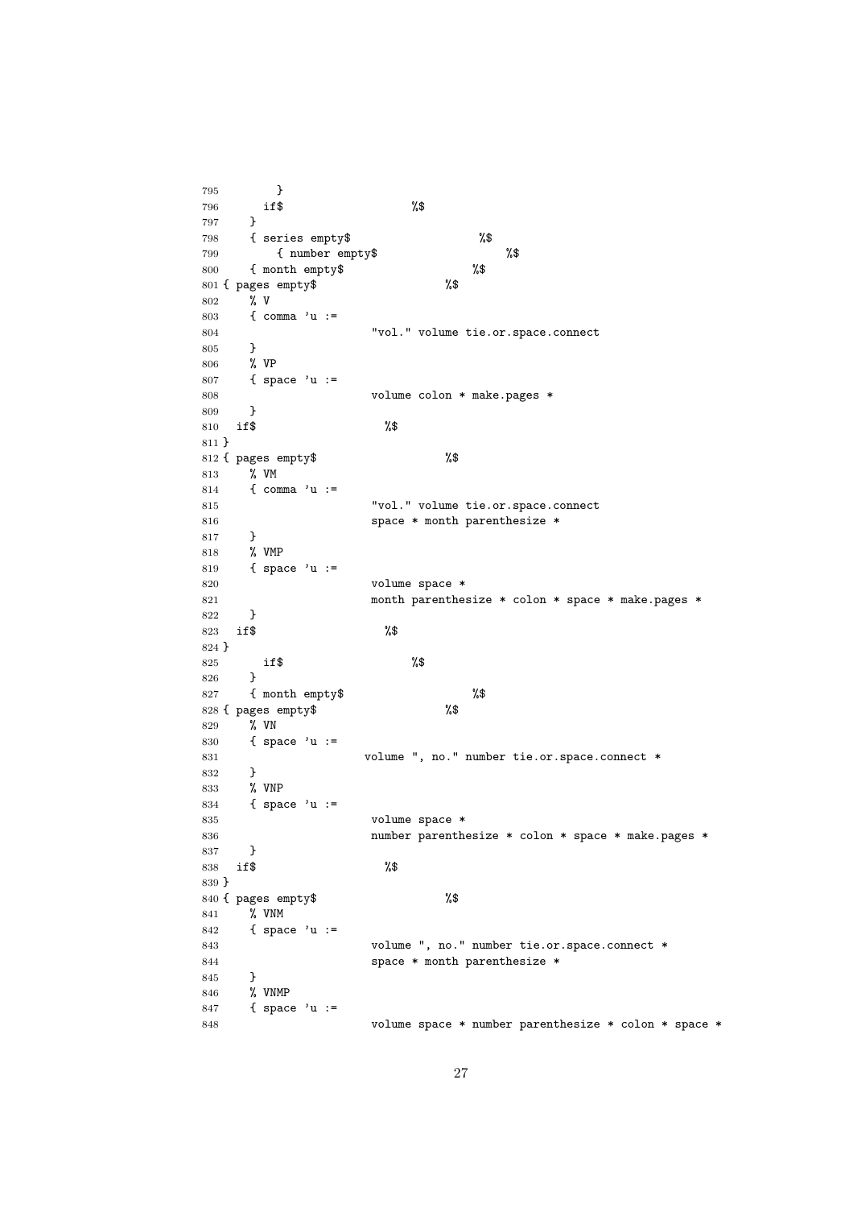```
795         }
796       if$                   %$
797     }
798     { series empty$                   %$
799         { number empty$                   %$
800     { month empty$                   %$
801 { pages empty$                   %$
802     % V
803     { comma 'u :=
804                       "vol." volume tie.or.space.connect
805     }
806     % VP
807     { space 'u :=
808                       volume colon * make.pages *
809     }
810   if$                   %$
811 }
812 { pages empty$                   %$
813     % VM
814     { comma 'u :=
815                       "vol." volume tie.or.space.connect
816                       space * month parenthesize *
817     }
818     % VMP
819     { space 'u :=
820                       volume space *
821                       month parenthesize * colon * space * make.pages *
822     }
823   if$                   %$
824 }
825       if$                   %$
826     }
827     { month empty$                   %$
828 { pages empty$                   %$
829     % VN
830     { space 'u :=
831                      volume ", no." number tie.or.space.connect *
832     }
833     % VNP
834     { space 'u :=
835                       volume space *
836                       number parenthesize * colon * space * make.pages *
837     }
838   if$                   %$
839 }
840 { pages empty$                   %$
841     % VNM
842     { space 'u :=
843                       volume ", no." number tie.or.space.connect *
844                       space * month parenthesize *
845     }
846     % VNMP
847     { space 'u :=
848                       volume space * number parenthesize * colon * space *
```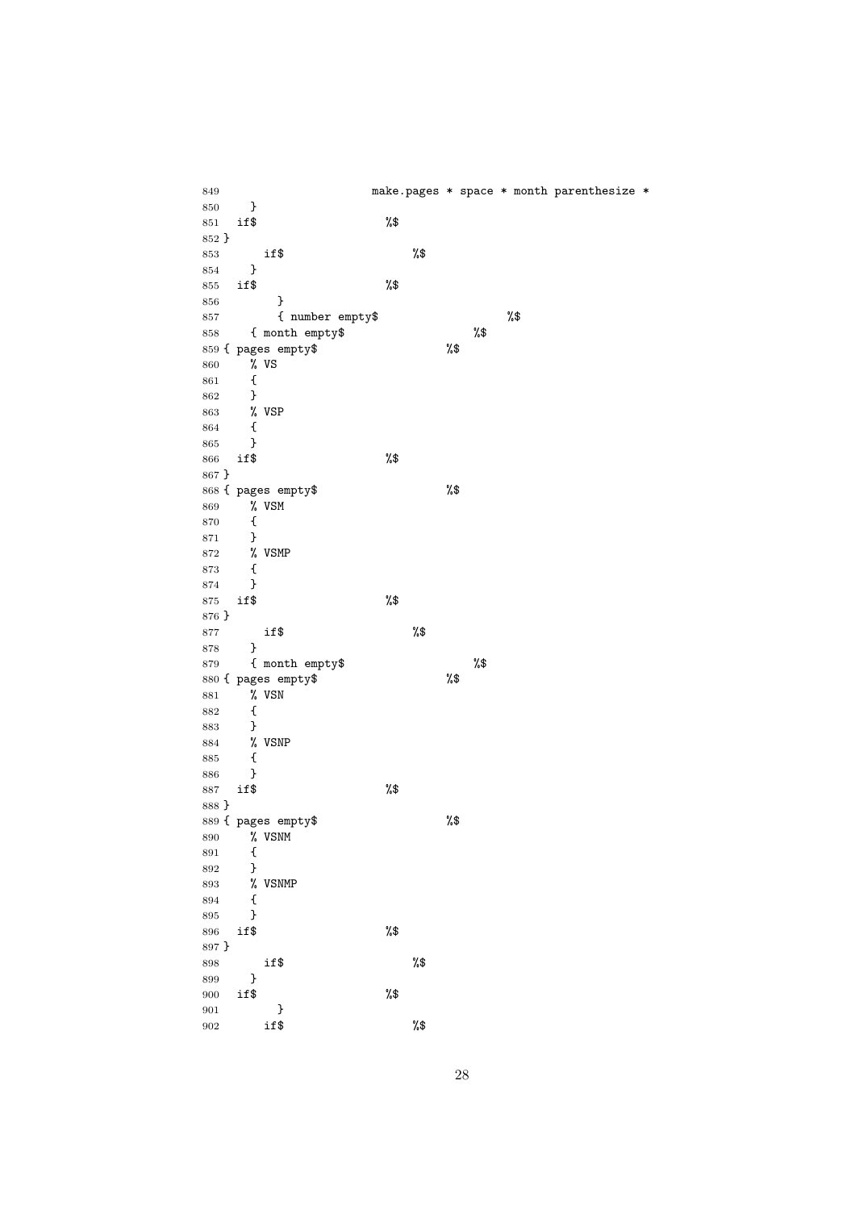```
849                        make.pages * space * month parenthesize *
850     }
851   if$                     %$
852 }
853       if$                     %$
854     }
855   if$                     %$
856         }
857         { number empty$                     %$
858     { month empty$                    %$
859 { pages empty$                    %$
860     % VS
861     {
862     }
863     % VSP
864     {
865     }
866   if$                     %$
867 }
868 { pages empty$                    %$
869     % VSM
870     {
871     }
872     % VSMP
873     {
874     }
875   if$                     %$
876 }
877       if$                     %$
878     }
879     { month empty$                    %$
880 { pages empty$                    %$
881     % VSN
882     {
883     }
884     % VSNP
885     {
886     }
887   if$                     %$
888 }
889 { pages empty$                    %$
890     % VSNM
891     {
892     }
893     % VSNMP
894     {
895     }
896   if$                     %$
897 }
898       if$                     %$
899     }
900   if$                     %$
901         }
902       if$                     %$
```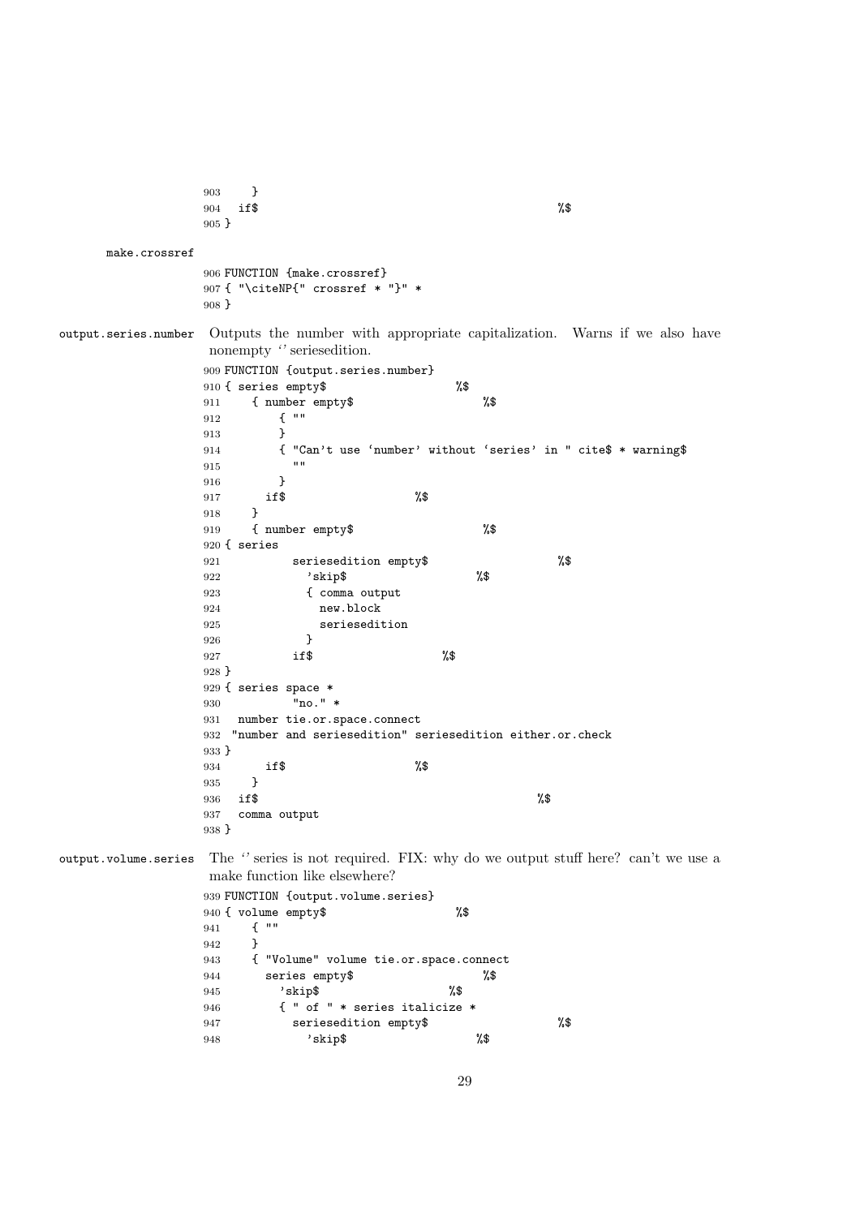```
903     }
904   if$                                                     %$
905 }
```

make.crossref

```
906 FUNCTION {make.crossref}
907 { "\citeNP{" crossref * "}" *
908 }
```

output.series.number Outputs the number with appropriate capitalization. Warns if we also have nonempty ‘’ seriesedition.

```
909 FUNCTION {output.series.number}
910 { series empty$                   %$
911     { number empty$                   %$
912         { ""
913         }
914         { "Can't use ‘number’ without ‘series’ in " cite$ * warning$
915           ""
916         }
917       if$                   %$
918     }
919     { number empty$                   %$
920 { series
921           seriesedition empty$                   %$
922             'skip$                   %$
923             { comma output
924               new.block
925               seriesedition
926             }
927           if$                   %$
928 }
929 { series space *
930           "no." *
931   number tie.or.space.connect
932  "number and seriesedition" seriesedition either.or.check
933 }
934       if$                   %$
935     }
936   if$                                           %$
937   comma output
938 }
```

output.volume.series The ‘’ series is not required. FIX: why do we output stuff here? can’t we use a make function like elsewhere?

```
939 FUNCTION {output.volume.series}
940 { volume empty$                   %$
941     { ""
942     }
943     { "Volume" volume tie.or.space.connect
944       series empty$                   %$
945         'skip$                   %$
946         { " of " * series italicize *
947           seriesedition empty$                   %$
948             'skip$                   %$
```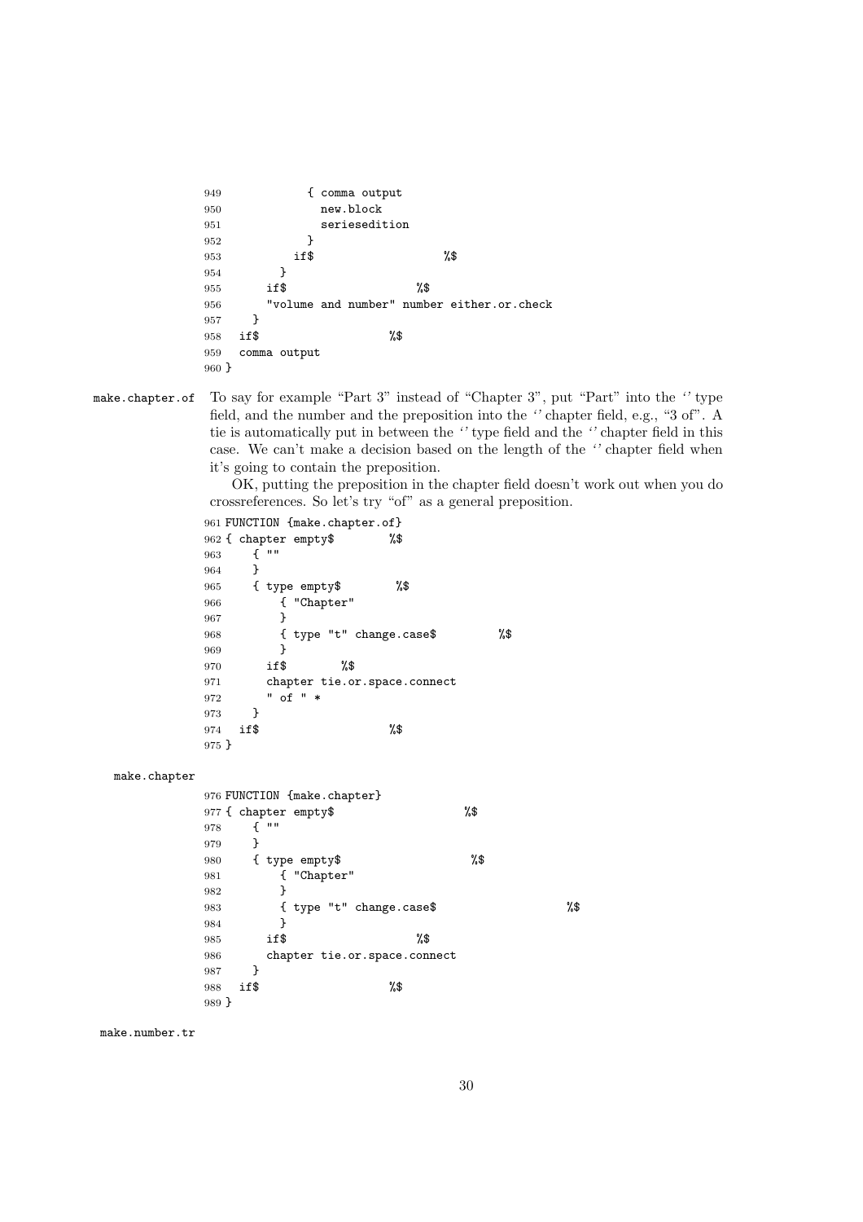```
949             { comma output
950               new.block
951               seriesedition
952             }
953           if$                    %$
954         }
955       if$                    %$
956       "volume and number" number either.or.check
957     }
958   if$                    %$
959   comma output
960 }
```

make.chapter.of

To say for example "Part 3" instead of "Chapter 3", put "Part" into the '' type field, and the number and the preposition into the '' chapter field, e.g., "3 of". A tie is automatically put in between the '' type field and the '' chapter field in this case. We can't make a decision based on the length of the '' chapter field when it's going to contain the preposition.

OK, putting the preposition in the chapter field doesn't work out when you do crossreferences. So let's try "of" as a general preposition.

```
961 FUNCTION {make.chapter.of}
962 { chapter empty$        %$
963     { ""
964     }
965     { type empty$        %$
966         { "Chapter"
967         }
968         { type "t" change.case$         %$
969         }
970       if$        %$
971       chapter tie.or.space.connect
972       " of " *
973     }
974   if$                    %$
975 }
```

make.chapter

```
976 FUNCTION {make.chapter}
977 { chapter empty$                    %$
978     { ""
979     }
980     { type empty$                    %$
981         { "Chapter"
982         }
983         { type "t" change.case$                    %$
984         }
985       if$                    %$
986       chapter tie.or.space.connect
987     }
988   if$                    %$
989 }
```

make.number.tr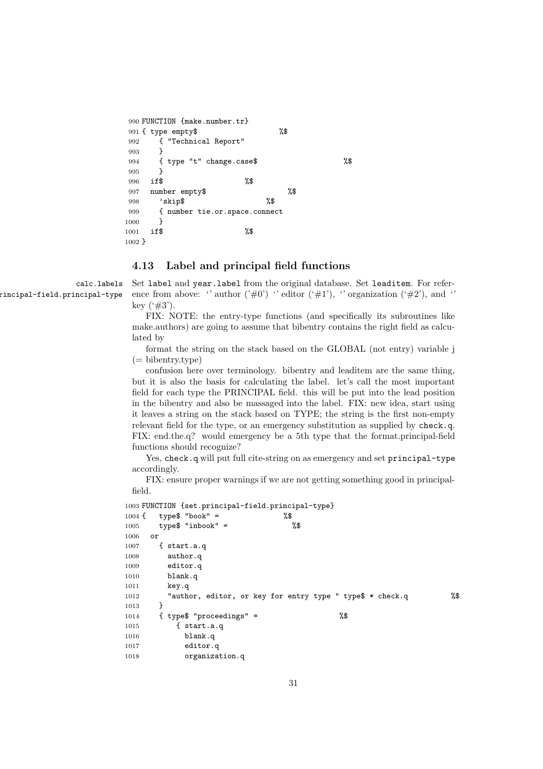```
990 FUNCTION {make.number.tr}
991 { type empty$                    %$
992     { "Technical Report"
993     }
994     { type "t" change.case$                    %$
995     }
996   if$                    %$
997   number empty$                    %$
998     'skip$                    %$
999     { number tie.or.space.connect
1000    }
1001  if$                    %$
1002 }
```

### 4.13 Label and principal field functions

calc.labels
principal-field.principal-type

Set label and year.label from the original database. Set leaditem. For reference from above: '' author ('#0') '' editor ('#1'), '' organization ('#2'), and '' key ('#3').

FIX: NOTE: the entry-type functions (and specifically its subroutines like make.authors) are going to assume that bibentry contains the right field as calculated by

format the string on the stack based on the GLOBAL (not entry) variable j (= bibentry.type)

confusion here over terminology. bibentry and leaditem are the same thing, but it is also the basis for calculating the label. let's call the most important field for each type the PRINCIPAL field. this will be put into the lead position in the bibentry and also be massaged into the label. FIX: new idea, start using it leaves a string on the stack based on TYPE; the string is the first non-empty relevant field for the type, or an emergency substitution as supplied by check.q. FIX: end.the.q? would emergency be a 5th type that the format.principal-field functions should recognize?

Yes, check.q will put full cite-string on as emergency and set principal-type accordingly.

FIX: ensure proper warnings if we are not getting something good in principal-field.

```
1003 FUNCTION {set.principal-field.principal-type}
1004 {   type$ "book" =                %$
1005     type$ "inbook" =                %$
1006   or
1007     { start.a.q
1008       author.q
1009       editor.q
1010       blank.q
1011       key.q
1012       "author, editor, or key for entry type " type$ * check.q          %$
1013     }
1014     { type$ "proceedings" =                    %$
1015         { start.a.q
1016           blank.q
1017           editor.q
1018           organization.q
```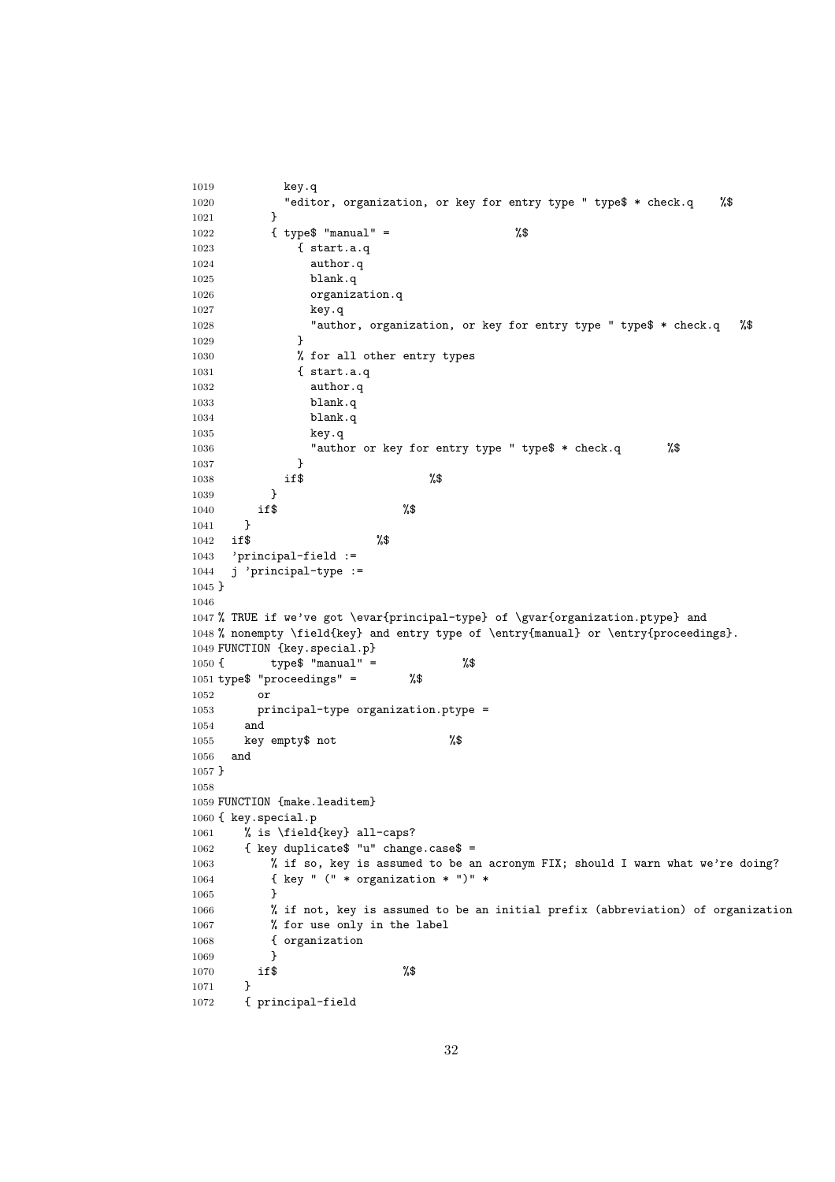```
1019          key.q
1020          "editor, organization, or key for entry type " type$ * check.q    %$
1021        }
1022        { type$ "manual" =                    %$
1023            { start.a.q
1024              author.q
1025              blank.q
1026              organization.q
1027              key.q
1028              "author, organization, or key for entry type " type$ * check.q   %$
1029            }
1030            % for all other entry types
1031            { start.a.q
1032              author.q
1033              blank.q
1034              blank.q
1035              key.q
1036              "author or key for entry type " type$ * check.q       %$
1037            }
1038          if$                    %$
1039        }
1040      if$                    %$
1041    }
1042  if$                    %$
1043  'principal-field :=
1044  j 'principal-type :=
1045 }
1046
1047 % TRUE if we've got \evar{principal-type} of \gvar{organization.ptype} and
1048 % nonempty \field{key} and entry type of \entry{manual} or \entry{proceedings}.
1049 FUNCTION {key.special.p}
1050 {       type$ "manual" =             %$
1051 type$ "proceedings" =        %$
1052       or
1053       principal-type organization.ptype =
1054     and
1055     key empty$ not                  %$
1056   and
1057 }
1058
1059 FUNCTION {make.leaditem}
1060 { key.special.p
1061     % is \field{key} all-caps?
1062     { key duplicate$ "u" change.case$ =
1063         % if so, key is assumed to be an acronym FIX; should I warn what we're doing?
1064         { key " (" * organization * ")" *
1065         }
1066         % if not, key is assumed to be an initial prefix (abbreviation) of organization
1067         % for use only in the label
1068         { organization
1069         }
1070       if$                    %$
1071     }
1072     { principal-field
```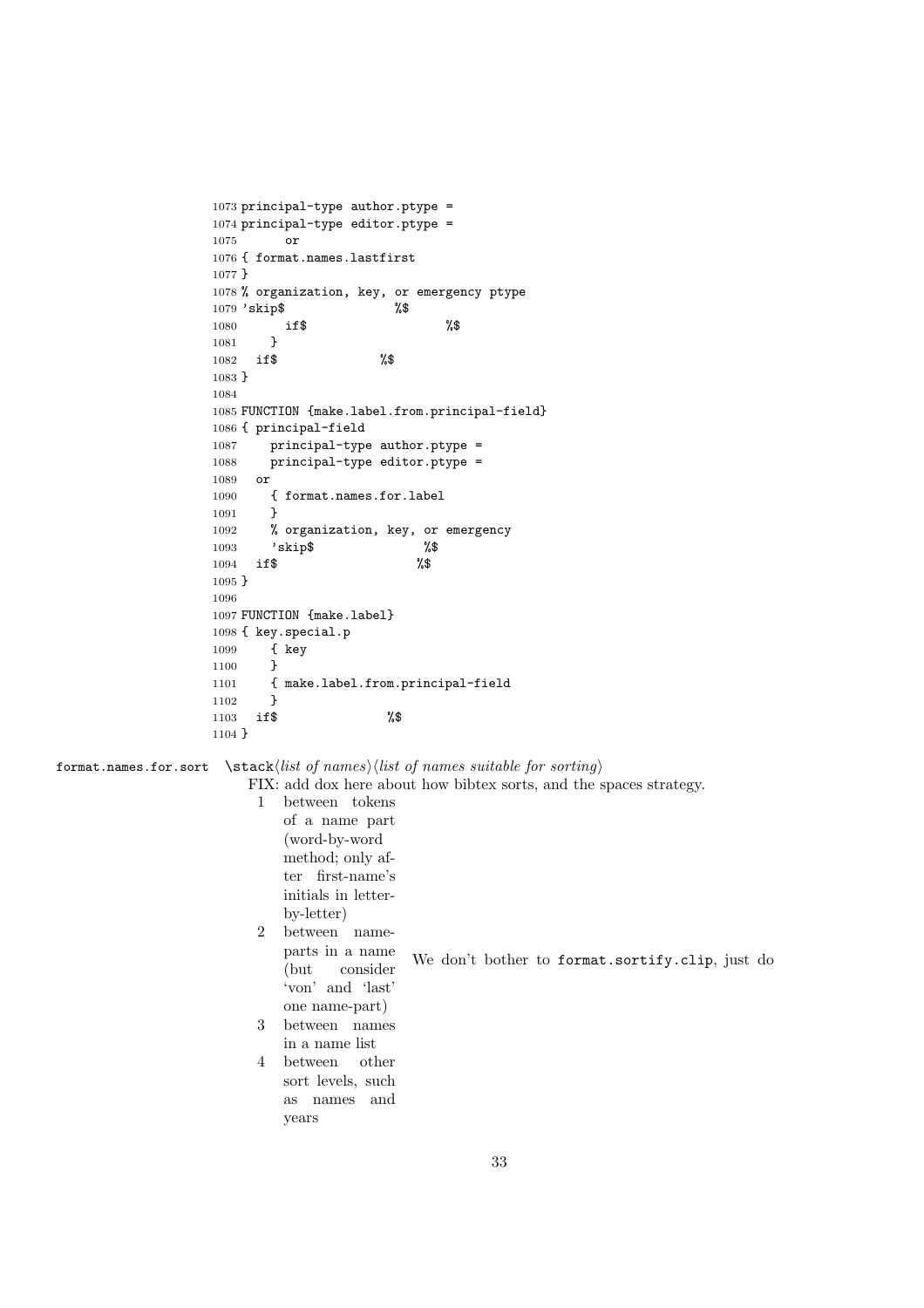```
1073 principal-type author.ptype =
1074 principal-type editor.ptype =
1075       or
1076 { format.names.lastfirst
1077 }
1078 % organization, key, or emergency ptype
1079 'skip$                %$
1080       if$                    %$
1081     }
1082   if$               %$
1083 }
1084
1085 FUNCTION {make.label.from.principal-field}
1086 { principal-field
1087     principal-type author.ptype =
1088     principal-type editor.ptype =
1089   or
1090     { format.names.for.label
1091     }
1092     % organization, key, or emergency
1093     'skip$               %$
1094   if$                    %$
1095 }
1096
1097 FUNCTION {make.label}
1098 { key.special.p
1099     { key
1100     }
1101     { make.label.from.principal-field
1102     }
1103   if$                %$
1104 }
```

`format.names.for.sort` `\stack`⟨*list of names*⟩⟨*list of names suitable for sorting*⟩

FIX: add dox here about how bibtex sorts, and the spaces strategy.

| | | |
|---|---|---|
| 1 | between tokens of a name part (word-by-word method; only after first-name's initials in letter-by-letter) | |
| 2 | between name-parts in a name (but consider 'von' and 'last' one name-part) | We don't bother to `format.sortify.clip`, just do |
| 3 | between names in a name list | |
| 4 | between other sort levels, such as names and years | |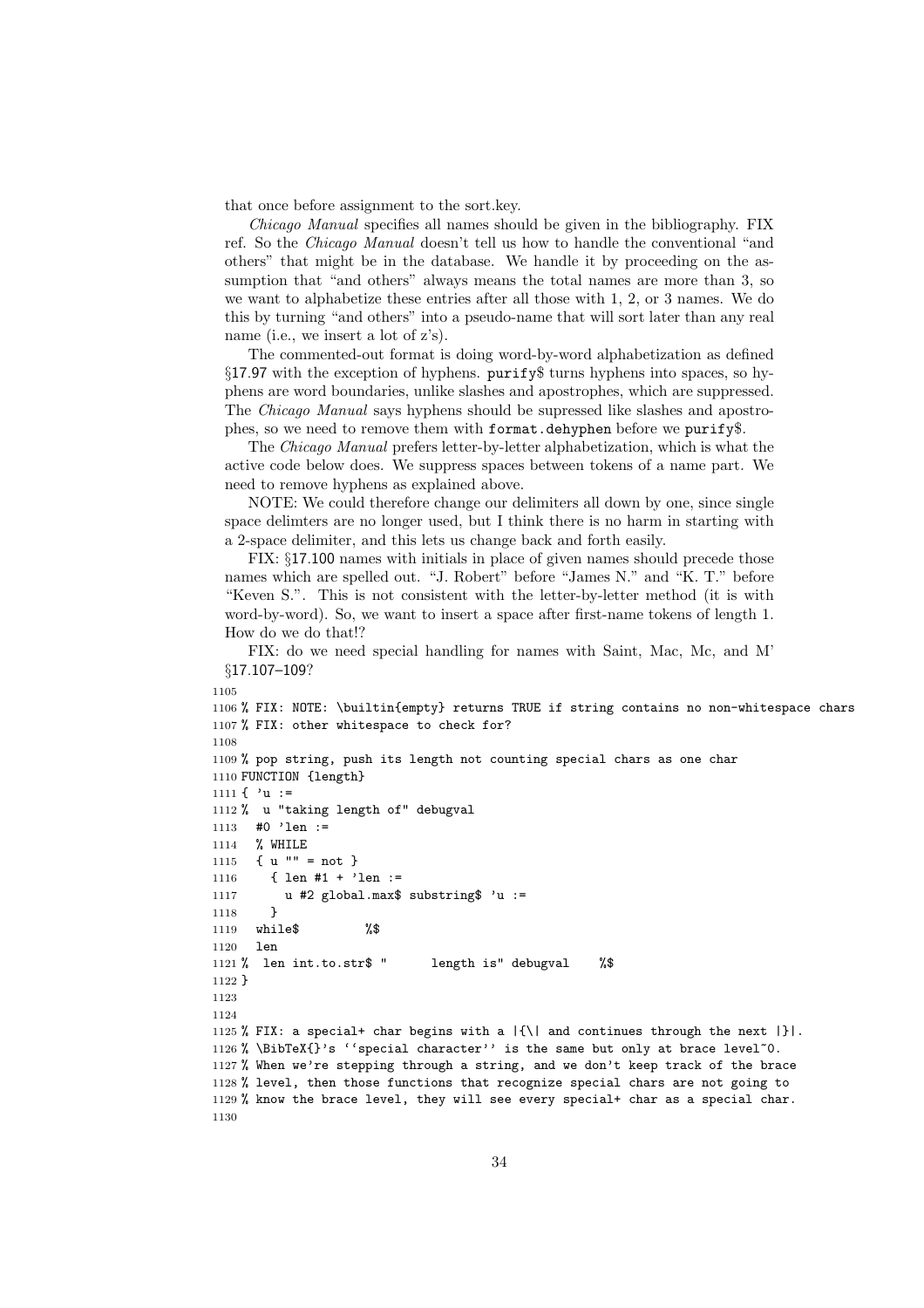that once before assignment to the sort.key.

*Chicago Manual* specifies all names should be given in the bibliography. FIX ref. So the *Chicago Manual* doesn't tell us how to handle the conventional "and others" that might be in the database. We handle it by proceeding on the assumption that "and others" always means the total names are more than 3, so we want to alphabetize these entries after all those with 1, 2, or 3 names. We do this by turning "and others" into a pseudo-name that will sort later than any real name (i.e., we insert a lot of z's).

The commented-out format is doing word-by-word alphabetization as defined §17.97 with the exception of hyphens. `purify$` turns hyphens into spaces, so hyphens are word boundaries, unlike slashes and apostrophes, which are suppressed. The *Chicago Manual* says hyphens should be supressed like slashes and apostrophes, so we need to remove them with `format.dehyphen` before we `purify$`.

The *Chicago Manual* prefers letter-by-letter alphabetization, which is what the active code below does. We suppress spaces between tokens of a name part. We need to remove hyphens as explained above.

NOTE: We could therefore change our delimiters all down by one, since single space delimters are no longer used, but I think there is no harm in starting with a 2-space delimiter, and this lets us change back and forth easily.

FIX: §17.100 names with initials in place of given names should precede those names which are spelled out. "J. Robert" before "James N." and "K. T." before "Keven S.". This is not consistent with the letter-by-letter method (it is with word-by-word). So, we want to insert a space after first-name tokens of length 1. How do we do that!?

FIX: do we need special handling for names with Saint, Mac, Mc, and M' §17.107–109?

```
1105
1106 % FIX: NOTE: \builtin{empty} returns TRUE if string contains no non-whitespace chars
1107 % FIX: other whitespace to check for?
1108
1109 % pop string, push its length not counting special chars as one char
1110 FUNCTION {length}
1111 { 'u :=
1112 %  u "taking length of" debugval
1113   #0 'len :=
1114   % WHILE
1115   { u "" = not }
1116     { len #1 + 'len :=
1117       u #2 global.max$ substring$ 'u :=
1118     }
1119   while$        %$
1120   len
1121 %  len int.to.str$ "      length is" debugval    %$
1122 }
1123
1124
1125 % FIX: a special+ char begins with a |{\| and continues through the next |}|.
1126 % \BibTeX{}'s ``special character'' is the same but only at brace level~0.
1127 % When we're stepping through a string, and we don't keep track of the brace
1128 % level, then those functions that recognize special chars are not going to
1129 % know the brace level, they will see every special+ char as a special char.
1130
```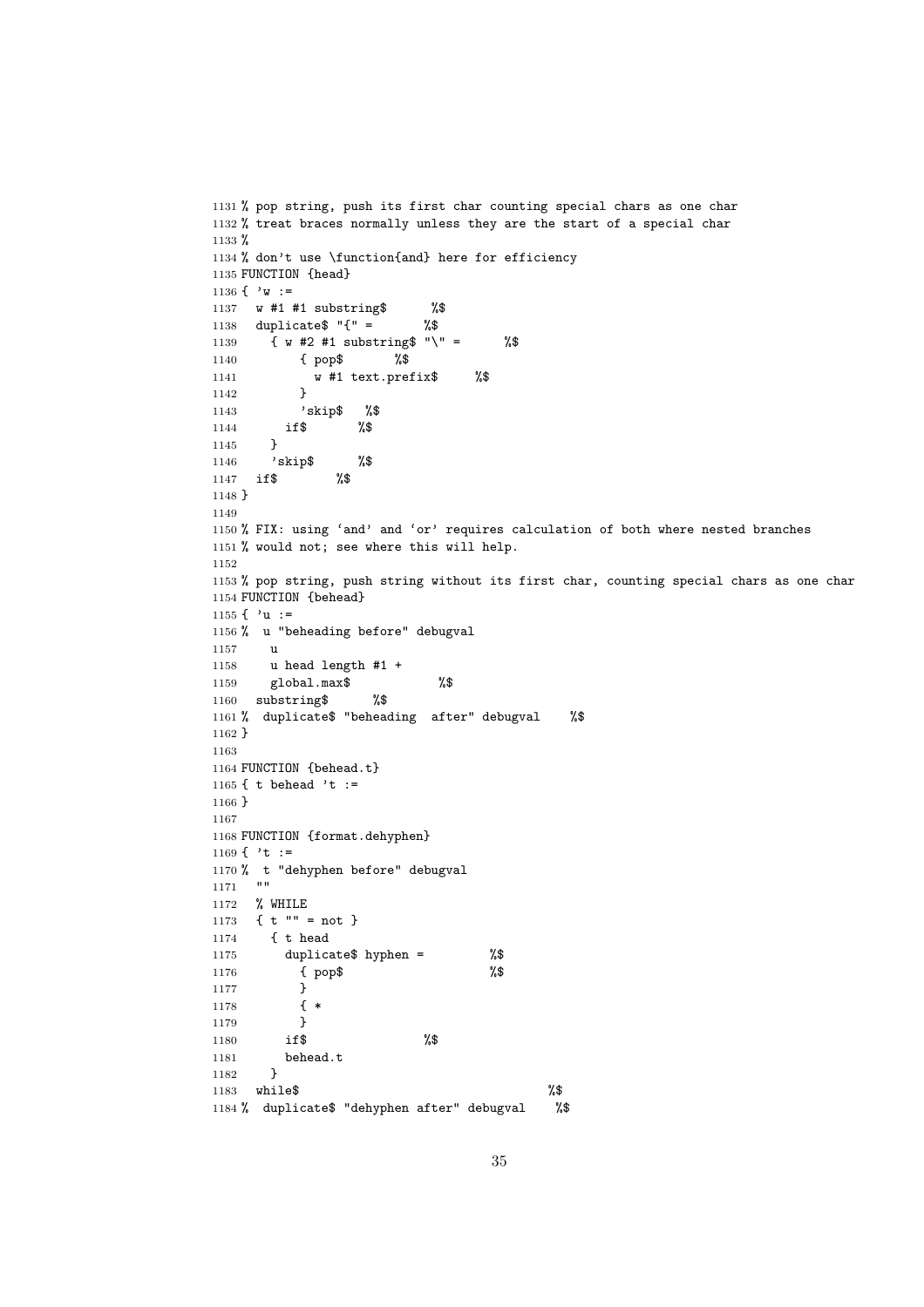```
1131 % pop string, push its first char counting special chars as one char
1132 % treat braces normally unless they are the start of a special char
1133 %
1134 % don't use \function{and} here for efficiency
1135 FUNCTION {head}
1136 { 'w :=
1137   w #1 #1 substring$      %$
1138   duplicate$ "{" =       %$
1139     { w #2 #1 substring$ "\" =      %$
1140         { pop$       %$
1141           w #1 text.prefix$     %$
1142         }
1143         'skip$   %$
1144       if$       %$
1145     }
1146     'skip$      %$
1147   if$        %$
1148 }
1149
1150 % FIX: using 'and' and 'or' requires calculation of both where nested branches
1151 % would not; see where this will help.
1152
1153 % pop string, push string without its first char, counting special chars as one char
1154 FUNCTION {behead}
1155 { 'u :=
1156 %  u "beheading before" debugval
1157     u
1158     u head length #1 +
1159     global.max$            %$
1160   substring$      %$
1161 %  duplicate$ "beheading  after" debugval    %$
1162 }
1163
1164 FUNCTION {behead.t}
1165 { t behead 't :=
1166 }
1167
1168 FUNCTION {format.dehyphen}
1169 { 't :=
1170 %  t "dehyphen before" debugval
1171   ""
1172   % WHILE
1173   { t "" = not }
1174     { t head
1175       duplicate$ hyphen =         %$
1176         { pop$                    %$
1177         }
1178         { *
1179         }
1180       if$                %$
1181       behead.t
1182     }
1183   while$                                   %$
1184 %  duplicate$ "dehyphen after" debugval    %$
```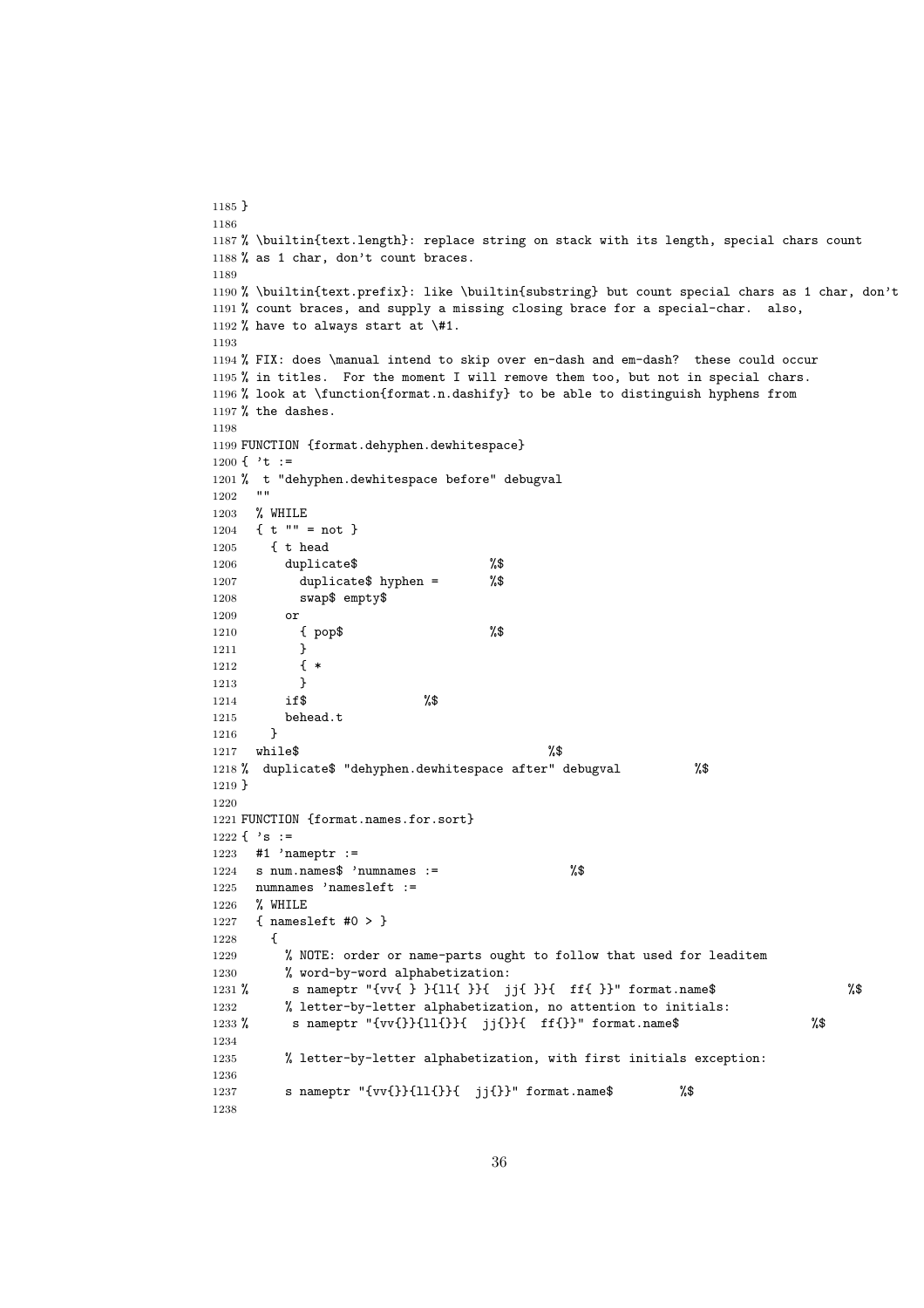```
1185 }
1186
1187 % \builtin{text.length}: replace string on stack with its length, special chars count
1188 % as 1 char, don't count braces.
1189
1190 % \builtin{text.prefix}: like \builtin{substring} but count special chars as 1 char, don't
1191 % count braces, and supply a missing closing brace for a special-char.  also,
1192 % have to always start at \#1.
1193
1194 % FIX: does \manual intend to skip over en-dash and em-dash?  these could occur
1195 % in titles.  For the moment I will remove them too, but not in special chars.
1196 % look at \function{format.n.dashify} to be able to distinguish hyphens from
1197 % the dashes.
1198
1199 FUNCTION {format.dehyphen.dewhitespace}
1200 { 't :=
1201 %  t "dehyphen.dewhitespace before" debugval
1202   ""
1203   % WHILE
1204   { t "" = not }
1205     { t head
1206       duplicate$                  %$
1207         duplicate$ hyphen =       %$
1208         swap$ empty$
1209       or
1210         { pop$                    %$
1211         }
1212         { *
1213         }
1214       if$                %$
1215       behead.t
1216     }
1217   while$                                   %$
1218 %  duplicate$ "dehyphen.dewhitespace after" debugval          %$
1219 }
1220
1221 FUNCTION {format.names.for.sort}
1222 { 's :=
1223   #1 'nameptr :=
1224   s num.names$ 'numnames :=                  %$
1225   numnames 'namesleft :=
1226   % WHILE
1227   { namesleft #0 > }
1228     {
1229       % NOTE: order or name-parts ought to follow that used for leaditem
1230       % word-by-word alphabetization:
1231 %      s nameptr "{vv{ } }{ll{ }}{  jj{ }}{  ff{ }}" format.name$                  %$
1232       % letter-by-letter alphabetization, no attention to initials:
1233 %      s nameptr "{vv{}}{ll{}}{  jj{}}{  ff{}}" format.name$                  %$
1234
1235       % letter-by-letter alphabetization, with first initials exception:
1236
1237       s nameptr "{vv{}}{ll{}}{  jj{}}" format.name$         %$
1238
```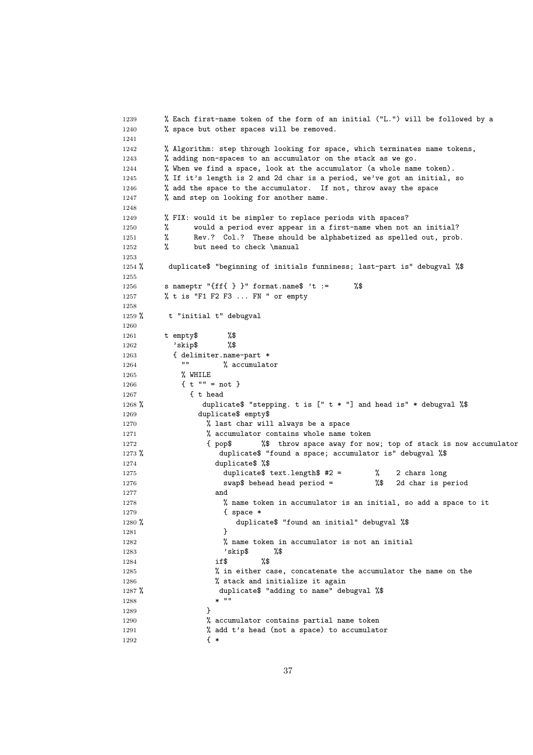```
1239      % Each first-name token of the form of an initial ("L.") will be followed by a
1240      % space but other spaces will be removed.
1241
1242      % Algorithm: step through looking for space, which terminates name tokens,
1243      % adding non-spaces to an accumulator on the stack as we go.
1244      % When we find a space, look at the accumulator (a whole name token).
1245      % If it's length is 2 and 2d char is a period, we've got an initial, so
1246      % add the space to the accumulator.  If not, throw away the space
1247      % and step on looking for another name.
1248
1249      % FIX: would it be simpler to replace periods with spaces?
1250      %      would a period ever appear in a first-name when not an initial?
1251      %      Rev.?  Col.?  These should be alphabetized as spelled out, prob.
1252      %      but need to check \manual
1253
1254 %      duplicate$ "beginning of initials funniness; last-part is" debugval %$
1255
1256      s nameptr "{ff{ } }" format.name$ 't :=      %$
1257      % t is "F1 F2 F3 ... FN " or empty
1258
1259 %      t "initial t" debugval
1260
1261      t empty$       %$
1262        'skip$       %$
1263        { delimiter.name-part *
1264          ""        % accumulator
1265          % WHILE
1266          { t "" = not }
1267            { t head
1268 %              duplicate$ "stepping. t is [" t * "] and head is" * debugval %$
1269              duplicate$ empty$
1270                % last char will always be a space
1271                % accumulator contains whole name token
1272                { pop$       %$  throw space away for now; top of stack is now accumulator
1273 %                  duplicate$ "found a space; accumulator is" debugval %$
1274                  duplicate$ %$
1275                    duplicate$ text.length$ #2 =        %    2 chars long
1276                    swap$ behead head period =          %$   2d char is period
1277                  and
1278                    % name token in accumulator is an initial, so add a space to it
1279                    { space *
1280 %                      duplicate$ "found an initial" debugval %$
1281                    }
1282                    % name token in accumulator is not an initial
1283                    'skip$      %$
1284                  if$       %$
1285                  % in either case, concatenate the accumulator the name on the
1286                  % stack and initialize it again
1287 %                  duplicate$ "adding to name" debugval %$
1288                  * ""
1289                }
1290                % accumulator contains partial name token
1291                % add t's head (not a space) to accumulator
1292                { *
```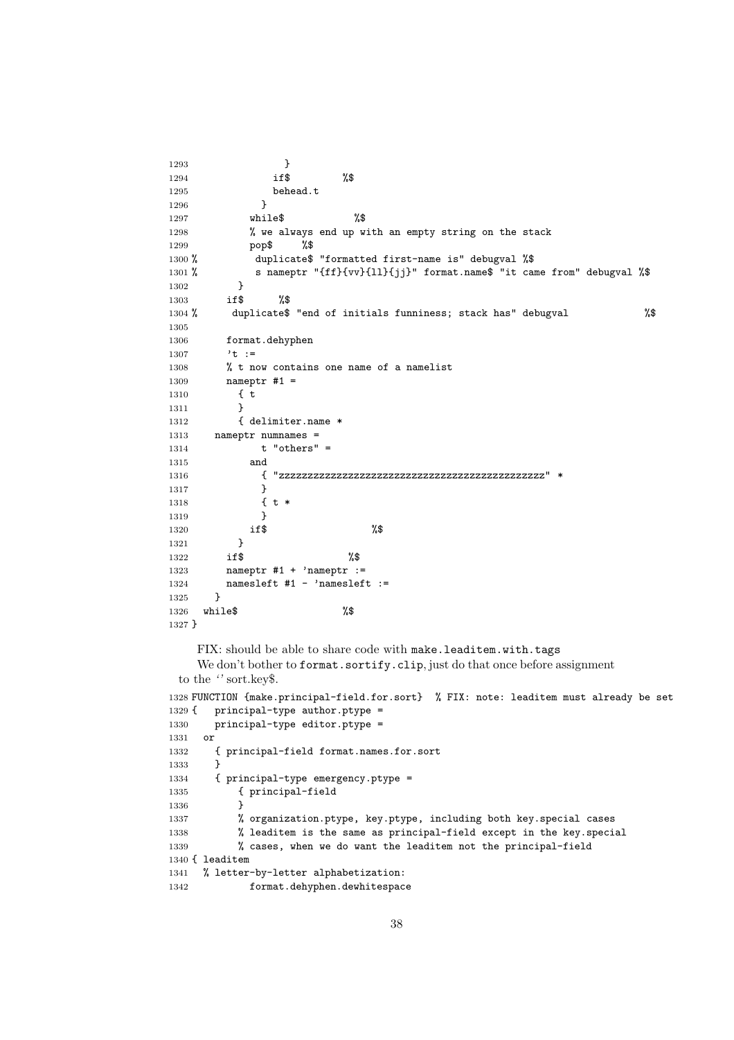```
1293                 }
1294               if$         %$
1295               behead.t
1296             }
1297           while$            %$
1298           % we always end up with an empty string on the stack
1299           pop$     %$
1300 %           duplicate$ "formatted first-name is" debugval %$
1301 %           s nameptr "{ff}{vv}{ll}{jj}" format.name$ "it came from" debugval %$
1302         }
1303       if$      %$
1304 %       duplicate$ "end of initials funniness; stack has" debugval             %$
1305
1306       format.dehyphen
1307       't :=
1308       % t now contains one name of a namelist
1309       nameptr #1 =
1310         { t
1311         }
1312         { delimiter.name *
1313     nameptr numnames =
1314             t "others" =
1315           and
1316             { "zzzzzzzzzzzzzzzzzzzzzzzzzzzzzzzzzzzzzzzzzzzzzz" *
1317             }
1318             { t *
1319             }
1320           if$                  %$
1321         }
1322       if$                  %$
1323       nameptr #1 + 'nameptr :=
1324       namesleft #1 - 'namesleft :=
1325     }
1326   while$                  %$
1327 }
```

FIX: should be able to share code with make.leaditem.with.tags

We don't bother to format.sortify.clip, just do that once before assignment to the '' sort.key$.

```
1328 FUNCTION {make.principal-field.for.sort}  % FIX: note: leaditem must already be set
1329 {   principal-type author.ptype =
1330     principal-type editor.ptype =
1331   or
1332     { principal-field format.names.for.sort
1333     }
1334     { principal-type emergency.ptype =
1335         { principal-field
1336         }
1337         % organization.ptype, key.ptype, including both key.special cases
1338         % leaditem is the same as principal-field except in the key.special
1339         % cases, when we do want the leaditem not the principal-field
1340 { leaditem
1341   % letter-by-letter alphabetization:
1342           format.dehyphen.dewhitespace
```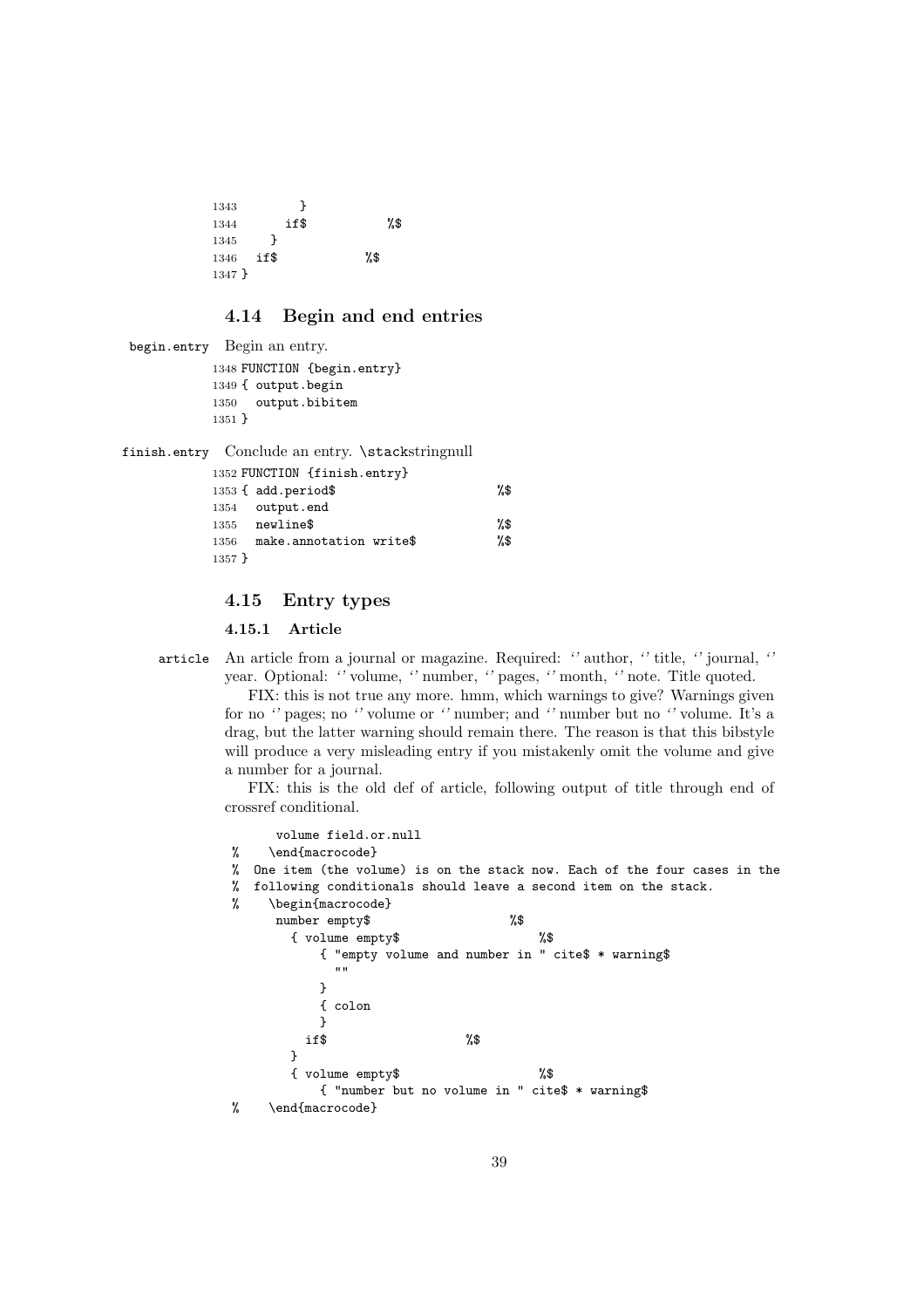```
1343         }
1344       if$           %$
1345     }
1346   if$            %$
1347 }
```

## 4.14 Begin and end entries

begin.entry Begin an entry.

```
1348 FUNCTION {begin.entry}
1349 { output.begin
1350   output.bibitem
1351 }
```

finish.entry Conclude an entry. \stackstringnull

```
1352 FUNCTION {finish.entry}
1353 { add.period$                     %$
1354   output.end
1355   newline$                        %$
1356   make.annotation write$          %$
1357 }
```

## 4.15 Entry types

### 4.15.1 Article

article An article from a journal or magazine. Required: '' author, '' title, '' journal, '' year. Optional: '' volume, '' number, '' pages, '' month, '' note. Title quoted.

FIX: this is not true any more. hmm, which warnings to give? Warnings given for no '' pages; no '' volume or '' number; and '' number but no '' volume. It's a drag, but the latter warning should remain there. The reason is that this bibstyle will produce a very misleading entry if you mistakenly omit the volume and give a number for a journal.

FIX: this is the old def of article, following output of title through end of crossref conditional.

```
      volume field.or.null
%    \end{macrocode}
%  One item (the volume) is on the stack now. Each of the four cases in the
%  following conditionals should leave a second item on the stack.
%    \begin{macrocode}
      number empty$                    %$
        { volume empty$                    %$
            { "empty volume and number in " cite$ * warning$
              ""
            }
            { colon
            }
          if$                    %$
        }
        { volume empty$                    %$
            { "number but no volume in " cite$ * warning$
%    \end{macrocode}
```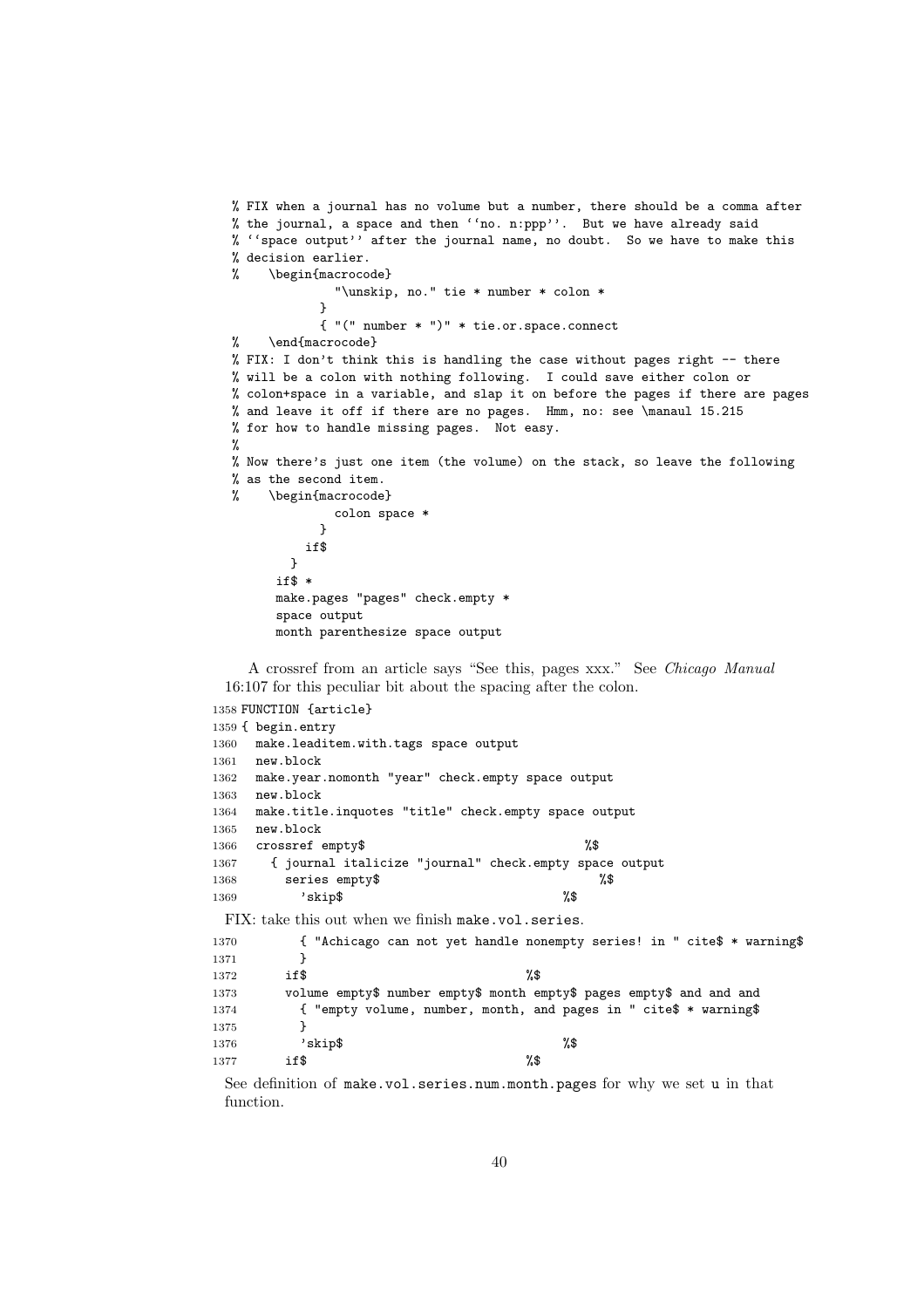```
% FIX when a journal has no volume but a number, there should be a comma after
% the journal, a space and then ``no. n:ppp''.  But we have already said
% ``space output'' after the journal name, no doubt.  So we have to make this
% decision earlier.
%    \begin{macrocode}
              "\unskip, no." tie * number * colon *
            }
            { "(" number * ")" * tie.or.space.connect
%    \end{macrocode}
% FIX: I don't think this is handling the case without pages right -- there
% will be a colon with nothing following.  I could save either colon or
% colon+space in a variable, and slap it on before the pages if there are pages
% and leave it off if there are no pages.  Hmm, no: see \manaul 15.215
% for how to handle missing pages.  Not easy.
%
% Now there's just one item (the volume) on the stack, so leave the following
% as the second item.
%    \begin{macrocode}
              colon space *
            }
          if$
        }
      if$ *
      make.pages "pages" check.empty *
      space output
      month parenthesize space output
```

A crossref from an article says "See this, pages xxx." See *Chicago Manual* 16:107 for this peculiar bit about the spacing after the colon.

```
1358 FUNCTION {article}
1359 { begin.entry
1360   make.leaditem.with.tags space output
1361   new.block
1362   make.year.nomonth "year" check.empty space output
1363   new.block
1364   make.title.inquotes "title" check.empty space output
1365   new.block
1366   crossref empty$                              %$
1367     { journal italicize "journal" check.empty space output
1368       series empty$                              %$
1369         'skip$                              %$
```

FIX: take this out when we finish `make.vol.series`.

```
1370         { "Achicago can not yet handle nonempty series! in " cite$ * warning$
1371         }
1372       if$                              %$
1373       volume empty$ number empty$ month empty$ pages empty$ and and and
1374         { "empty volume, number, month, and pages in " cite$ * warning$
1375         }
1376         'skip$                              %$
1377       if$                              %$
```

See definition of `make.vol.series.num.month.pages` for why we set `u` in that function.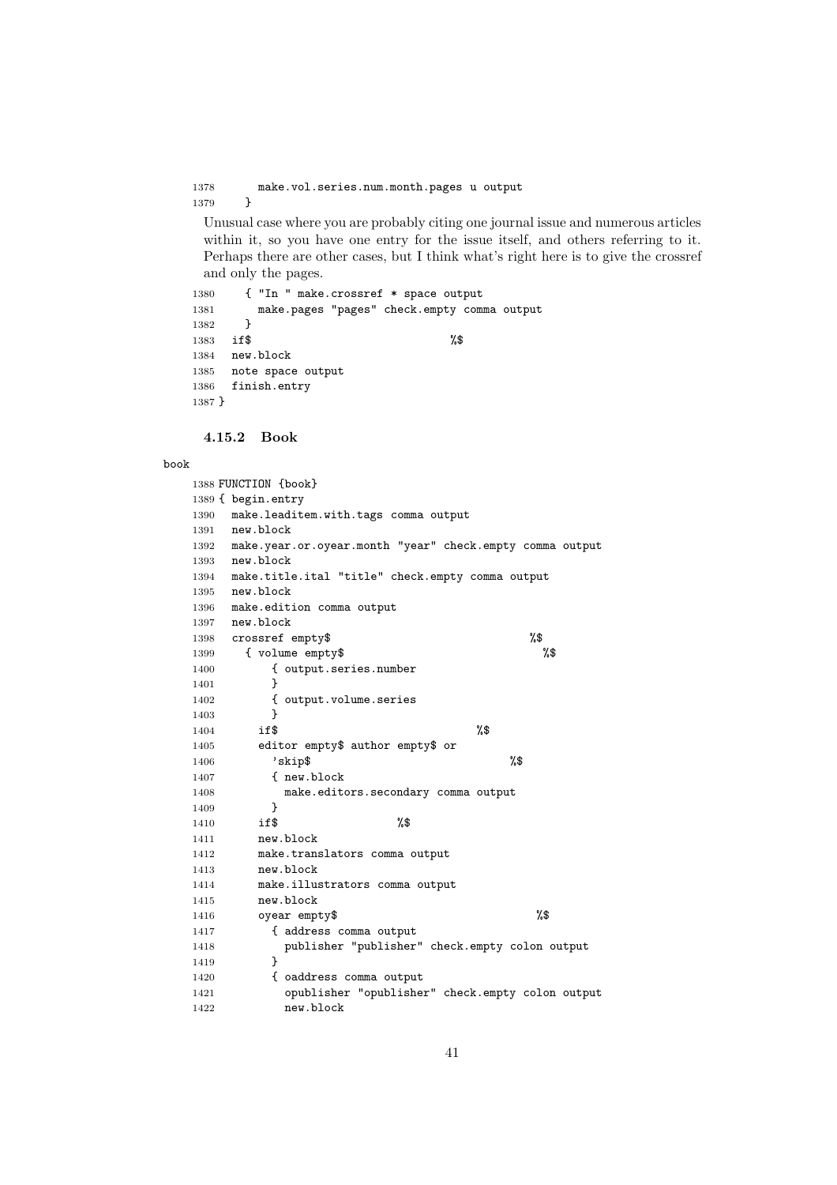```
1378       make.vol.series.num.month.pages u output
1379     }
```

Unusual case where you are probably citing one journal issue and numerous articles within it, so you have one entry for the issue itself, and others referring to it. Perhaps there are other cases, but I think what's right here is to give the crossref and only the pages.

```
1380     { "In " make.crossref * space output
1381       make.pages "pages" check.empty comma output
1382     }
1383   if$                                %$
1384   new.block
1385   note space output
1386   finish.entry
1387 }
```

### 4.15.2 Book

book

```
1388 FUNCTION {book}
1389 { begin.entry
1390   make.leaditem.with.tags comma output
1391   new.block
1392   make.year.or.oyear.month "year" check.empty comma output
1393   new.block
1394   make.title.ital "title" check.empty comma output
1395   new.block
1396   make.edition comma output
1397   new.block
1398   crossref empty$                                %$
1399     { volume empty$                                %$
1400         { output.series.number
1401         }
1402         { output.volume.series
1403         }
1404       if$                                %$
1405       editor empty$ author empty$ or
1406         'skip$                                %$
1407         { new.block
1408           make.editors.secondary comma output
1409         }
1410       if$                  %$
1411       new.block
1412       make.translators comma output
1413       new.block
1414       make.illustrators comma output
1415       new.block
1416       oyear empty$                                %$
1417         { address comma output
1418           publisher "publisher" check.empty colon output
1419         }
1420         { oaddress comma output
1421           opublisher "opublisher" check.empty colon output
1422           new.block
```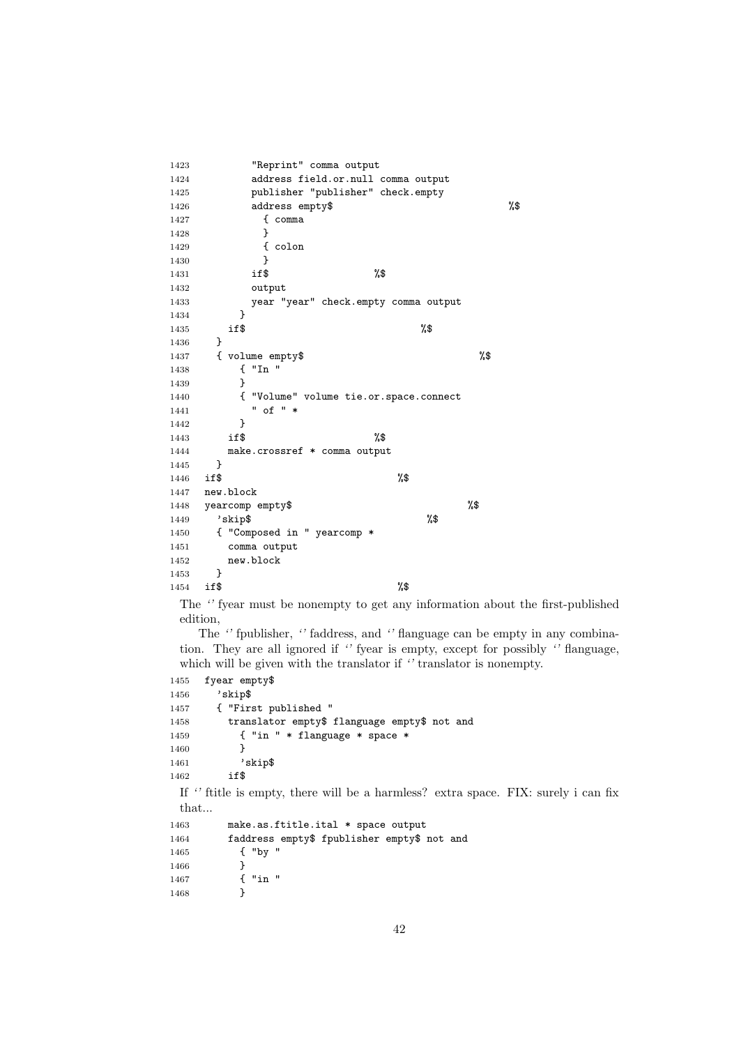```
1423          "Reprint" comma output
1424          address field.or.null comma output
1425          publisher "publisher" check.empty
1426          address empty$                                 %$
1427            { comma
1428            }
1429            { colon
1430            }
1431          if$                   %$
1432          output
1433          year "year" check.empty comma output
1434        }
1435      if$                               %$
1436    }
1437    { volume empty$                               %$
1438        { "In "
1439        }
1440        { "Volume" volume tie.or.space.connect
1441          " of " *
1442        }
1443      if$                       %$
1444      make.crossref * comma output
1445    }
1446  if$                                 %$
1447  new.block
1448  yearcomp empty$                               %$
1449    'skip$                              %$
1450    { "Composed in " yearcomp *
1451      comma output
1452      new.block
1453    }
1454  if$                                 %$
```

The '' fyear must be nonempty to get any information about the first-published edition,

The '' fpublisher, '' faddress, and '' flanguage can be empty in any combination. They are all ignored if '' fyear is empty, except for possibly '' flanguage, which will be given with the translator if '' translator is nonempty.

```
1455  fyear empty$
1456    'skip$
1457    { "First published "
1458      translator empty$ flanguage empty$ not and
1459        { "in " * flanguage * space *
1460        }
1461        'skip$
1462      if$
```

If '' ftitle is empty, there will be a harmless? extra space. FIX: surely i can fix that...

```
1463      make.as.ftitle.ital * space output
1464      faddress empty$ fpublisher empty$ not and
1465        { "by "
1466        }
1467        { "in "
1468        }
```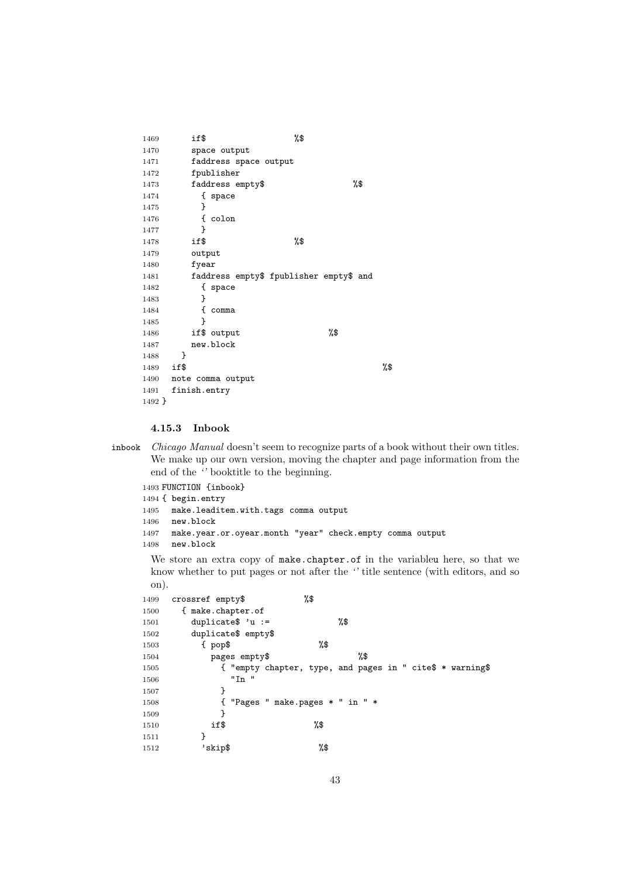```
1469       if$                  %$
1470       space output
1471       faddress space output
1472       fpublisher
1473       faddress empty$                  %$
1474         { space
1475         }
1476         { colon
1477         }
1478       if$                  %$
1479       output
1480       fyear
1481       faddress empty$ fpublisher empty$ and
1482         { space
1483         }
1484         { comma
1485         }
1486       if$ output                  %$
1487       new.block
1488     }
1489   if$                                          %$
1490   note comma output
1491   finish.entry
1492 }
```

### 4.15.3 Inbook

inbook *Chicago Manual* doesn't seem to recognize parts of a book without their own titles. We make up our own version, moving the chapter and page information from the end of the '' booktitle to the beginning.

```
1493 FUNCTION {inbook}
1494 { begin.entry
1495   make.leaditem.with.tags comma output
1496   new.block
1497   make.year.or.oyear.month "year" check.empty comma output
1498   new.block
```

We store an extra copy of `make.chapter.of` in the variableu here, so that we know whether to put pages or not after the '' title sentence (with editors, and so on).

```
1499   crossref empty$            %$
1500     { make.chapter.of
1501       duplicate$ 'u :=              %$
1502       duplicate$ empty$
1503         { pop$                  %$
1504           pages empty$                  %$
1505             { "empty chapter, type, and pages in " cite$ * warning$
1506               "In "
1507             }
1508             { "Pages " make.pages * " in " *
1509             }
1510           if$                  %$
1511         }
1512         'skip$                  %$
```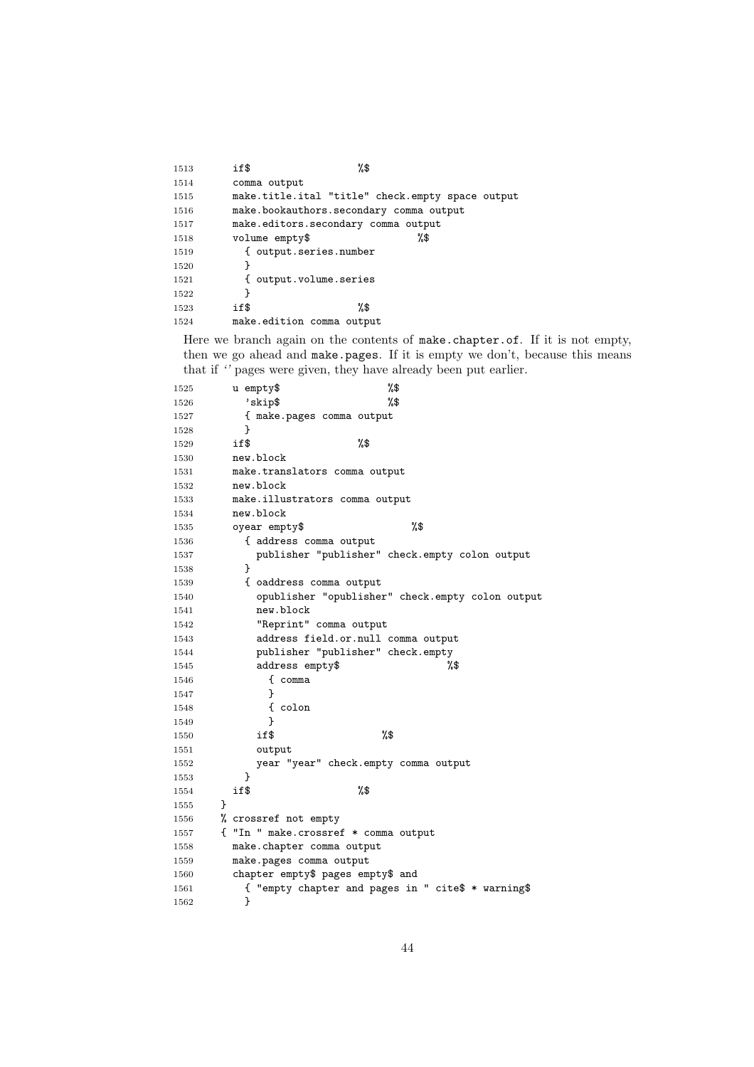```
1513      if$                  %$
1514      comma output
1515      make.title.ital "title" check.empty space output
1516      make.bookauthors.secondary comma output
1517      make.editors.secondary comma output
1518      volume empty$                  %$
1519        { output.series.number
1520        }
1521        { output.volume.series
1522        }
1523      if$                  %$
1524      make.edition comma output
```

Here we branch again on the contents of make.chapter.of. If it is not empty, then we go ahead and make.pages. If it is empty we don't, because this means that if '' pages were given, they have already been put earlier.

```
1525      u empty$                  %$
1526        'skip$                  %$
1527        { make.pages comma output
1528        }
1529      if$                  %$
1530      new.block
1531      make.translators comma output
1532      new.block
1533      make.illustrators comma output
1534      new.block
1535      oyear empty$                  %$
1536        { address comma output
1537          publisher "publisher" check.empty colon output
1538        }
1539        { oaddress comma output
1540          opublisher "opublisher" check.empty colon output
1541          new.block
1542          "Reprint" comma output
1543          address field.or.null comma output
1544          publisher "publisher" check.empty
1545          address empty$                  %$
1546            { comma
1547            }
1548            { colon
1549            }
1550          if$                  %$
1551          output
1552          year "year" check.empty comma output
1553        }
1554      if$                  %$
1555    }
1556    % crossref not empty
1557    { "In " make.crossref * comma output
1558      make.chapter comma output
1559      make.pages comma output
1560      chapter empty$ pages empty$ and
1561        { "empty chapter and pages in " cite$ * warning$
1562        }
```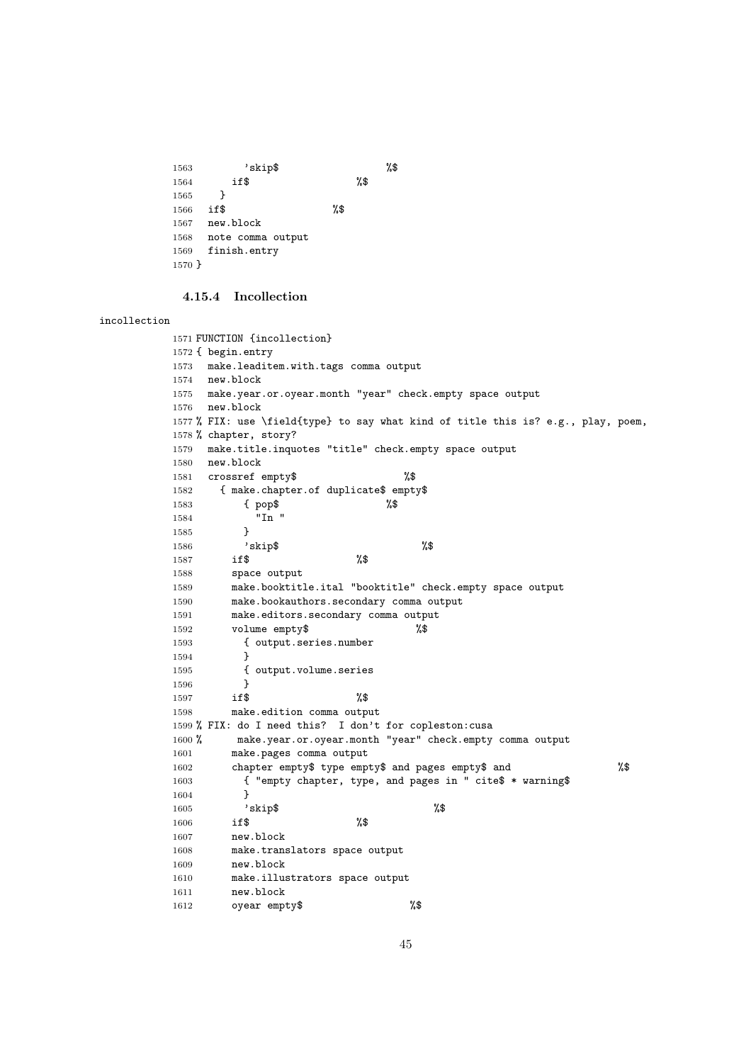```
1563        'skip$                  %$
1564      if$                 %$
1565    }
1566  if$                   %$
1567  new.block
1568  note comma output
1569  finish.entry
1570 }
```

### 4.15.4 Incollection

incollection

```
1571 FUNCTION {incollection}
1572 { begin.entry
1573   make.leaditem.with.tags comma output
1574   new.block
1575   make.year.or.oyear.month "year" check.empty space output
1576   new.block
1577 % FIX: use \field{type} to say what kind of title this is? e.g., play, poem,
1578 % chapter, story?
1579   make.title.inquotes "title" check.empty space output
1580   new.block
1581   crossref empty$                  %$
1582     { make.chapter.of duplicate$ empty$
1583         { pop$                  %$
1584           "In "
1585         }
1586         'skip$                        %$
1587       if$                 %$
1588       space output
1589       make.booktitle.ital "booktitle" check.empty space output
1590       make.bookauthors.secondary comma output
1591       make.editors.secondary comma output
1592       volume empty$                  %$
1593         { output.series.number
1594         }
1595         { output.volume.series
1596         }
1597       if$                 %$
1598       make.edition comma output
1599 % FIX: do I need this?  I don't for copleston:cusa
1600 %      make.year.or.oyear.month "year" check.empty comma output
1601       make.pages comma output
1602       chapter empty$ type empty$ and pages empty$ and                  %$
1603         { "empty chapter, type, and pages in " cite$ * warning$
1604         }
1605         'skip$                          %$
1606       if$                 %$
1607       new.block
1608       make.translators space output
1609       new.block
1610       make.illustrators space output
1611       new.block
1612       oyear empty$                  %$
```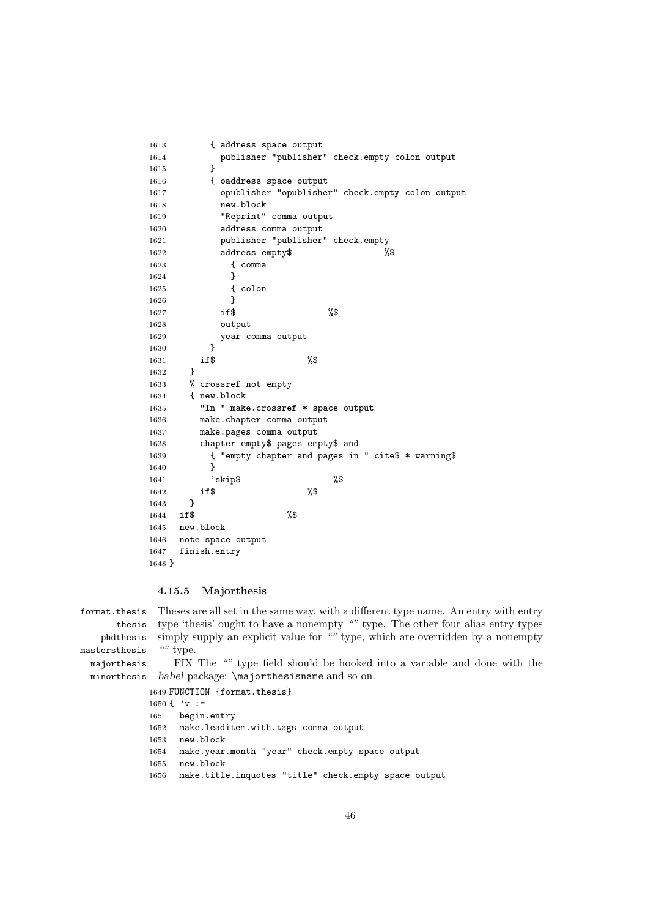```
1613        { address space output
1614          publisher "publisher" check.empty colon output
1615        }
1616        { oaddress space output
1617          opublisher "opublisher" check.empty colon output
1618          new.block
1619          "Reprint" comma output
1620          address comma output
1621          publisher "publisher" check.empty
1622          address empty$                  %$
1623            { comma
1624            }
1625            { colon
1626            }
1627          if$                   %$
1628          output
1629          year comma output
1630        }
1631      if$                   %$
1632    }
1633    % crossref not empty
1634    { new.block
1635      "In " make.crossref * space output
1636      make.chapter comma output
1637      make.pages comma output
1638      chapter empty$ pages empty$ and
1639        { "empty chapter and pages in " cite$ * warning$
1640        }
1641        'skip$                  %$
1642      if$                   %$
1643    }
1644  if$                   %$
1645  new.block
1646  note space output
1647  finish.entry
1648 }
```

#### 4.15.5 Majorthesis

format.thesis thesis phdthesis mastersthesis majorthesis minorthesis

Theses are all set in the same way, with a different type name. An entry with entry type 'thesis' ought to have a nonempty "" type. The other four alias entry types simply supply an explicit value for "" type, which are overridden by a nonempty "" type.

FIX The "" type field should be hooked into a variable and done with the *babel* package: \majorthesisname and so on.

```
1649 FUNCTION {format.thesis}
1650 { 'v :=
1651   begin.entry
1652   make.leaditem.with.tags comma output
1653   new.block
1654   make.year.month "year" check.empty space output
1655   new.block
1656   make.title.inquotes "title" check.empty space output
```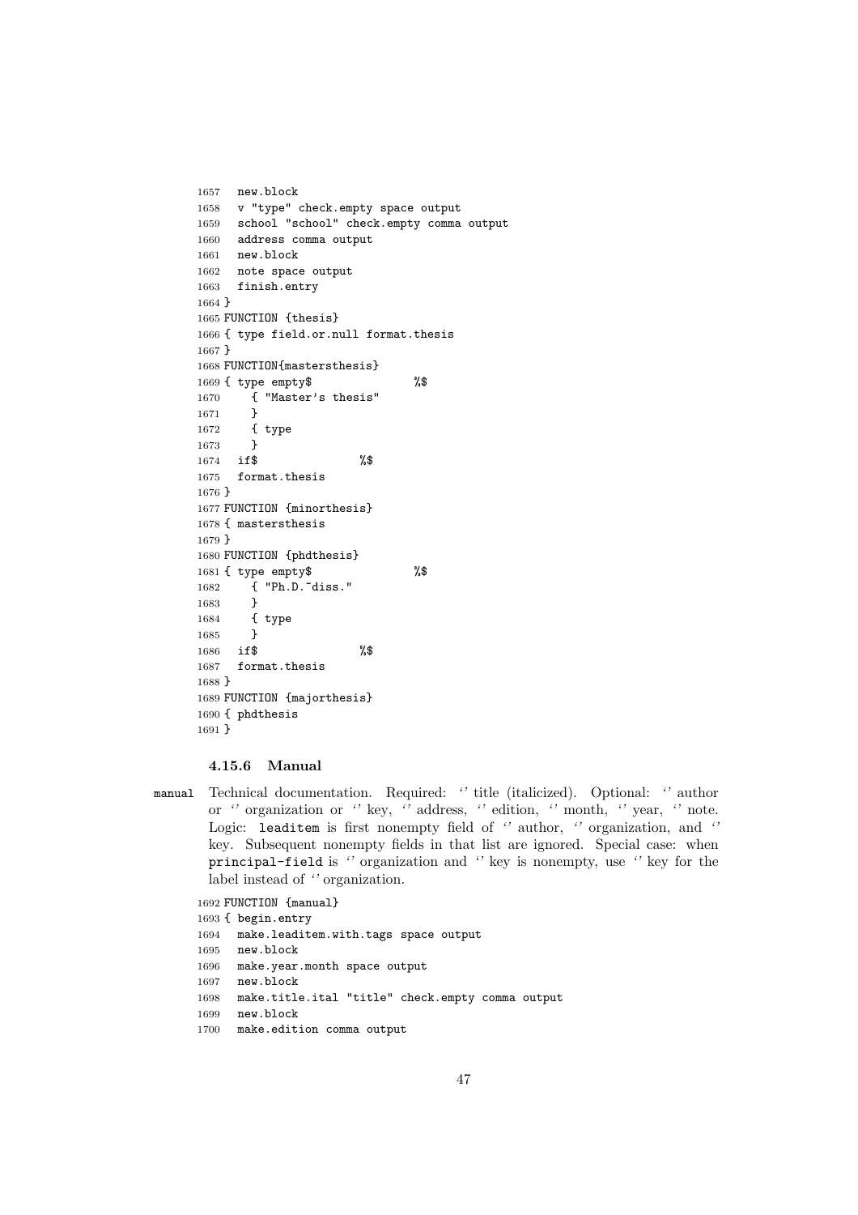```
1657   new.block
1658   v "type" check.empty space output
1659   school "school" check.empty comma output
1660   address comma output
1661   new.block
1662   note space output
1663   finish.entry
1664 }
1665 FUNCTION {thesis}
1666 { type field.or.null format.thesis
1667 }
1668 FUNCTION{mastersthesis}
1669 { type empty$               %$
1670     { "Master's thesis"
1671     }
1672     { type
1673     }
1674   if$               %$
1675   format.thesis
1676 }
1677 FUNCTION {minorthesis}
1678 { mastersthesis
1679 }
1680 FUNCTION {phdthesis}
1681 { type empty$               %$
1682     { "Ph.D.~diss."
1683     }
1684     { type
1685     }
1686   if$               %$
1687   format.thesis
1688 }
1689 FUNCTION {majorthesis}
1690 { phdthesis
1691 }
```

#### 4.15.6 Manual

`manual` Technical documentation. Required: ‘’ title (italicized). Optional: ‘’ author or ‘’ organization or ‘’ key, ‘’ address, ‘’ edition, ‘’ month, ‘’ year, ‘’ note. Logic: `leaditem` is first nonempty field of ‘’ author, ‘’ organization, and ‘’ key. Subsequent nonempty fields in that list are ignored. Special case: when `principal-field` is ‘’ organization and ‘’ key is nonempty, use ‘’ key for the label instead of ‘’ organization.

```
1692 FUNCTION {manual}
1693 { begin.entry
1694   make.leaditem.with.tags space output
1695   new.block
1696   make.year.month space output
1697   new.block
1698   make.title.ital "title" check.empty comma output
1699   new.block
1700   make.edition comma output
```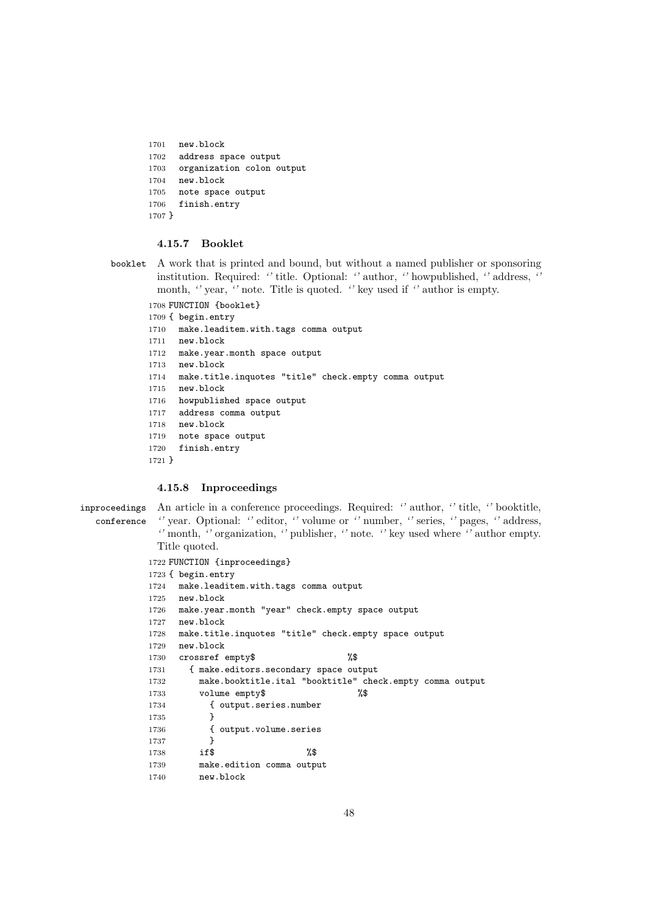```
1701   new.block
1702   address space output
1703   organization colon output
1704   new.block
1705   note space output
1706   finish.entry
1707 }
```

### 4.15.7 Booklet

booklet — A work that is printed and bound, but without a named publisher or sponsoring institution. Required: ‘’ title. Optional: ‘’ author, ‘’ howpublished, ‘’ address, ‘’ month, ‘’ year, ‘’ note. Title is quoted. ‘’ key used if ‘’ author is empty.

```
1708 FUNCTION {booklet}
1709 { begin.entry
1710   make.leaditem.with.tags comma output
1711   new.block
1712   make.year.month space output
1713   new.block
1714   make.title.inquotes "title" check.empty comma output
1715   new.block
1716   howpublished space output
1717   address comma output
1718   new.block
1719   note space output
1720   finish.entry
1721 }
```

### 4.15.8 Inproceedings

inproceedings, conference — An article in a conference proceedings. Required: ‘’ author, ‘’ title, ‘’ booktitle, ‘’ year. Optional: ‘’ editor, ‘’ volume or ‘’ number, ‘’ series, ‘’ pages, ‘’ address, ‘’ month, ‘’ organization, ‘’ publisher, ‘’ note. ‘’ key used where ‘’ author empty. Title quoted.

```
1722 FUNCTION {inproceedings}
1723 { begin.entry
1724   make.leaditem.with.tags comma output
1725   new.block
1726   make.year.month "year" check.empty space output
1727   new.block
1728   make.title.inquotes "title" check.empty space output
1729   new.block
1730   crossref empty$                  %$
1731     { make.editors.secondary space output
1732       make.booktitle.ital "booktitle" check.empty comma output
1733       volume empty$                  %$
1734         { output.series.number
1735         }
1736         { output.volume.series
1737         }
1738       if$                  %$
1739       make.edition comma output
1740       new.block
```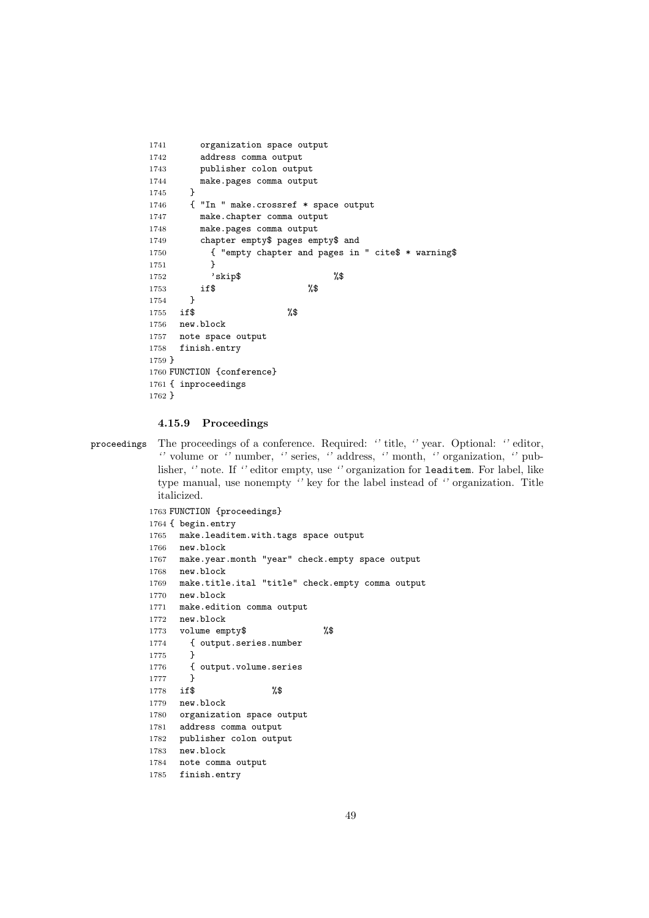```
1741       organization space output
1742       address comma output
1743       publisher colon output
1744       make.pages comma output
1745     }
1746     { "In " make.crossref * space output
1747       make.chapter comma output
1748       make.pages comma output
1749       chapter empty$ pages empty$ and
1750         { "empty chapter and pages in " cite$ * warning$
1751         }
1752         'skip$                  %$
1753       if$                  %$
1754     }
1755   if$                  %$
1756   new.block
1757   note space output
1758   finish.entry
1759 }
1760 FUNCTION {conference}
1761 { inproceedings
1762 }
```

#### 4.15.9 Proceedings

proceedings The proceedings of a conference. Required: ‘’ title, ‘’ year. Optional: ‘’ editor, ‘’ volume or ‘’ number, ‘’ series, ‘’ address, ‘’ month, ‘’ organization, ‘’ publisher, ‘’ note. If ‘’ editor empty, use ‘’ organization for `leaditem`. For label, like type manual, use nonempty ‘’ key for the label instead of ‘’ organization. Title italicized.

```
1763 FUNCTION {proceedings}
1764 { begin.entry
1765   make.leaditem.with.tags space output
1766   new.block
1767   make.year.month "year" check.empty space output
1768   new.block
1769   make.title.ital "title" check.empty comma output
1770   new.block
1771   make.edition comma output
1772   new.block
1773   volume empty$               %$
1774     { output.series.number
1775     }
1776     { output.volume.series
1777     }
1778   if$               %$
1779   new.block
1780   organization space output
1781   address comma output
1782   publisher colon output
1783   new.block
1784   note comma output
1785   finish.entry
```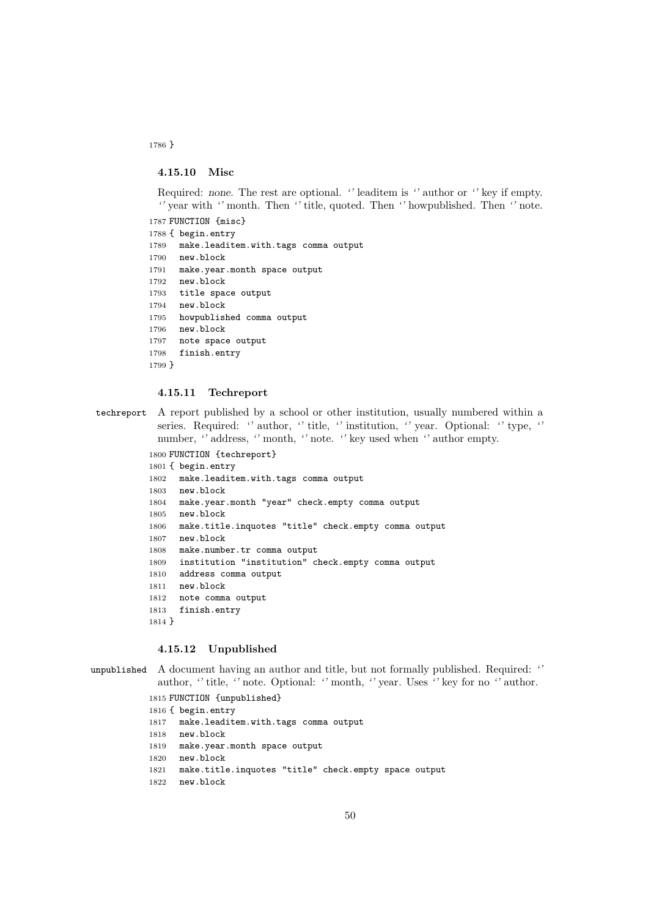```
1786 }
```

#### 4.15.10 Misc

Required: *none*. The rest are optional. ‘’ leaditem is ‘’ author or ‘’ key if empty. ‘’ year with ‘’ month. Then ‘’ title, quoted. Then ‘’ howpublished. Then ‘’ note.

```
1787 FUNCTION {misc}
1788 { begin.entry
1789   make.leaditem.with.tags comma output
1790   new.block
1791   make.year.month space output
1792   new.block
1793   title space output
1794   new.block
1795   howpublished comma output
1796   new.block
1797   note space output
1798   finish.entry
1799 }
```

#### 4.15.11 Techreport

`techreport` A report published by a school or other institution, usually numbered within a series. Required: ‘’ author, ‘’ title, ‘’ institution, ‘’ year. Optional: ‘’ type, ‘’ number, ‘’ address, ‘’ month, ‘’ note. ‘’ key used when ‘’ author empty.

```
1800 FUNCTION {techreport}
1801 { begin.entry
1802   make.leaditem.with.tags comma output
1803   new.block
1804   make.year.month "year" check.empty comma output
1805   new.block
1806   make.title.inquotes "title" check.empty comma output
1807   new.block
1808   make.number.tr comma output
1809   institution "institution" check.empty comma output
1810   address comma output
1811   new.block
1812   note comma output
1813   finish.entry
1814 }
```

#### 4.15.12 Unpublished

`unpublished` A document having an author and title, but not formally published. Required: ‘’ author, ‘’ title, ‘’ note. Optional: ‘’ month, ‘’ year. Uses ‘’ key for no ‘’ author.

```
1815 FUNCTION {unpublished}
1816 { begin.entry
1817   make.leaditem.with.tags comma output
1818   new.block
1819   make.year.month space output
1820   new.block
1821   make.title.inquotes "title" check.empty space output
1822   new.block
```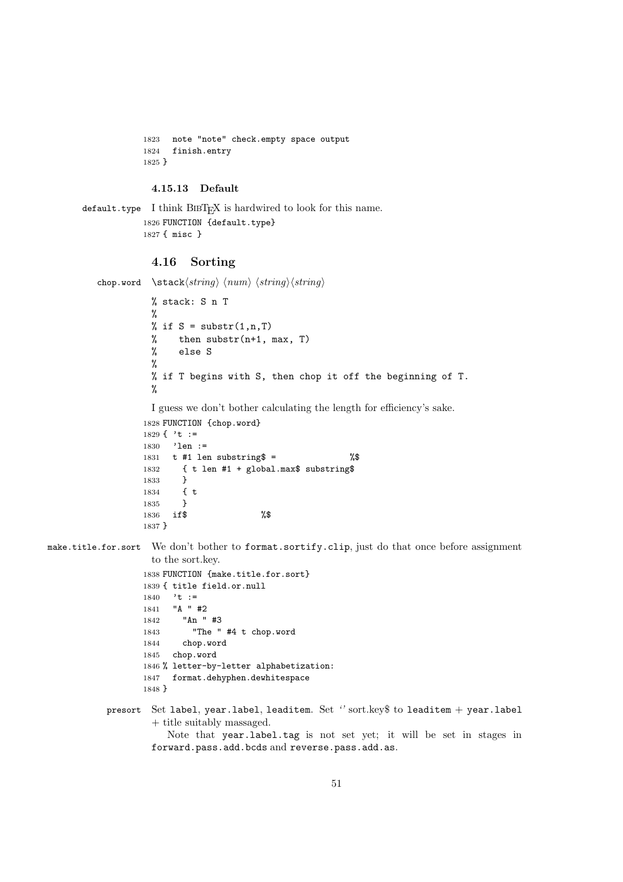```
1823   note "note" check.empty space output
1824   finish.entry
1825 }
```

#### 4.15.13 Default

default.type I think BibTeX is hardwired to look for this name.

```
1826 FUNCTION {default.type}
1827 { misc }
```

### 4.16 Sorting

chop.word `\stack`⟨*string*⟩ ⟨*num*⟩ ⟨*string*⟩⟨*string*⟩

```
% stack: S n T
%
% if S = substr(1,n,T)
%    then substr(n+1, max, T)
%    else S
%
% if T begins with S, then chop it off the beginning of T.
%
```

I guess we don't bother calculating the length for efficiency's sake.

```
1828 FUNCTION {chop.word}
1829 { 't :=
1830   'len :=
1831   t #1 len substring$ =              %$
1832     { t len #1 + global.max$ substring$
1833     }
1834     { t
1835     }
1836   if$               %$
1837 }
```

make.title.for.sort We don't bother to `format.sortify.clip`, just do that once before assignment to the sort.key.

```
1838 FUNCTION {make.title.for.sort}
1839 { title field.or.null
1840   't :=
1841   "A " #2
1842     "An " #3
1843       "The " #4 t chop.word
1844     chop.word
1845   chop.word
1846 % letter-by-letter alphabetization:
1847   format.dehyphen.dewhitespace
1848 }
```

presort Set `label`, `year.label`, `leaditem`. Set '' sort.key$ to `leaditem` + `year.label` + title suitably massaged.

Note that `year.label.tag` is not set yet; it will be set in stages in `forward.pass.add.bcds` and `reverse.pass.add.as`.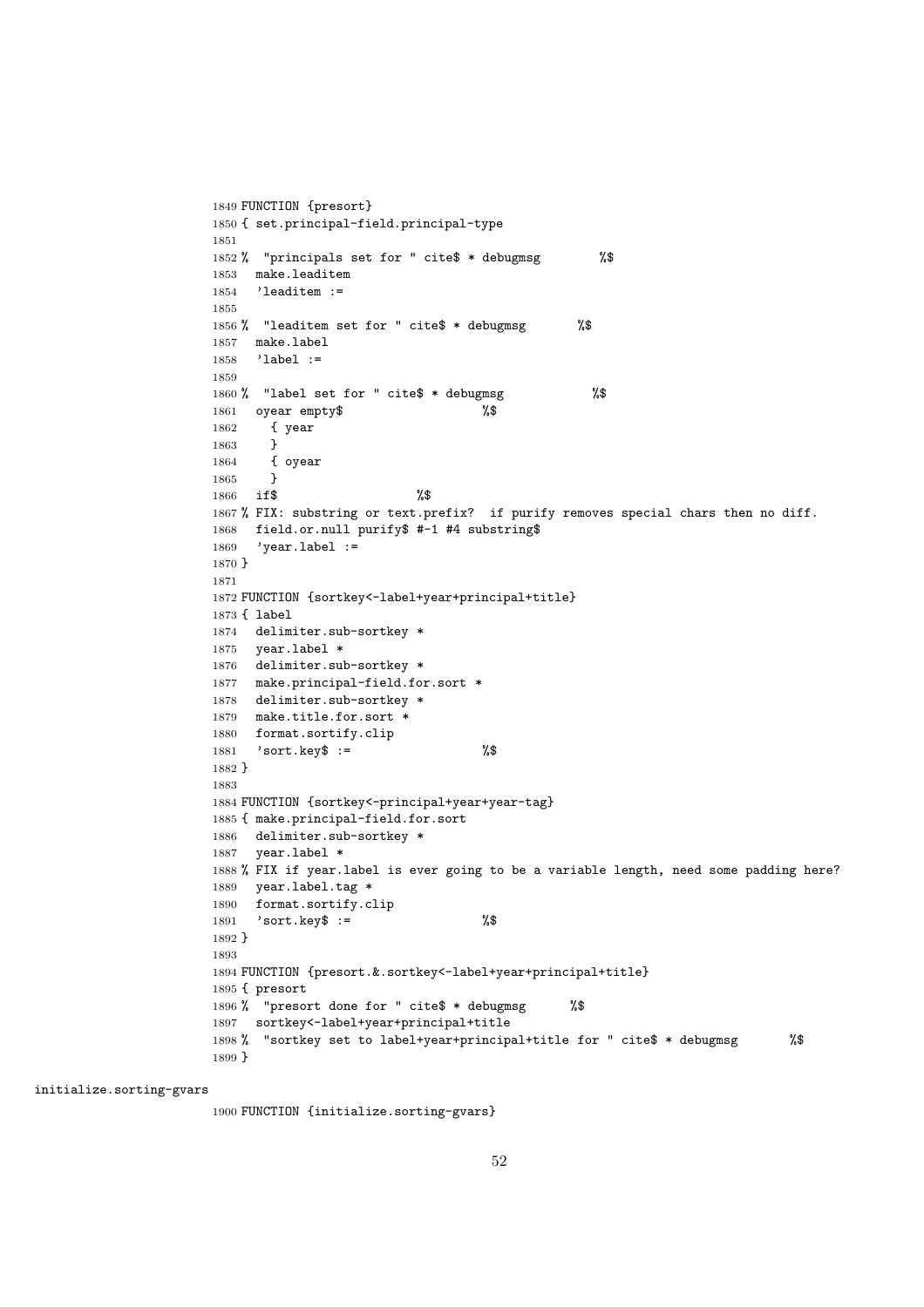```
1849 FUNCTION {presort}
1850 { set.principal-field.principal-type
1851
1852 %  "principals set for " cite$ * debugmsg        %$
1853   make.leaditem
1854   'leaditem :=
1855
1856 %  "leaditem set for " cite$ * debugmsg       %$
1857   make.label
1858   'label :=
1859
1860 %  "label set for " cite$ * debugmsg            %$
1861   oyear empty$                    %$
1862     { year
1863     }
1864     { oyear
1865     }
1866   if$                     %$
1867 % FIX: substring or text.prefix?  if purify removes special chars then no diff.
1868   field.or.null purify$ #-1 #4 substring$
1869   'year.label :=
1870 }
1871
1872 FUNCTION {sortkey<-label+year+principal+title}
1873 { label
1874   delimiter.sub-sortkey *
1875   year.label *
1876   delimiter.sub-sortkey *
1877   make.principal-field.for.sort *
1878   delimiter.sub-sortkey *
1879   make.title.for.sort *
1880   format.sortify.clip
1881   'sort.key$ :=                  %$
1882 }
1883
1884 FUNCTION {sortkey<-principal+year+year-tag}
1885 { make.principal-field.for.sort
1886   delimiter.sub-sortkey *
1887   year.label *
1888 % FIX if year.label is ever going to be a variable length, need some padding here?
1889   year.label.tag *
1890   format.sortify.clip
1891   'sort.key$ :=                  %$
1892 }
1893
1894 FUNCTION {presort.&.sortkey<-label+year+principal+title}
1895 { presort
1896 %  "presort done for " cite$ * debugmsg      %$
1897   sortkey<-label+year+principal+title
1898 %  "sortkey set to label+year+principal+title for " cite$ * debugmsg       %$
1899 }
```

initialize.sorting-gvars

```
1900 FUNCTION {initialize.sorting-gvars}
```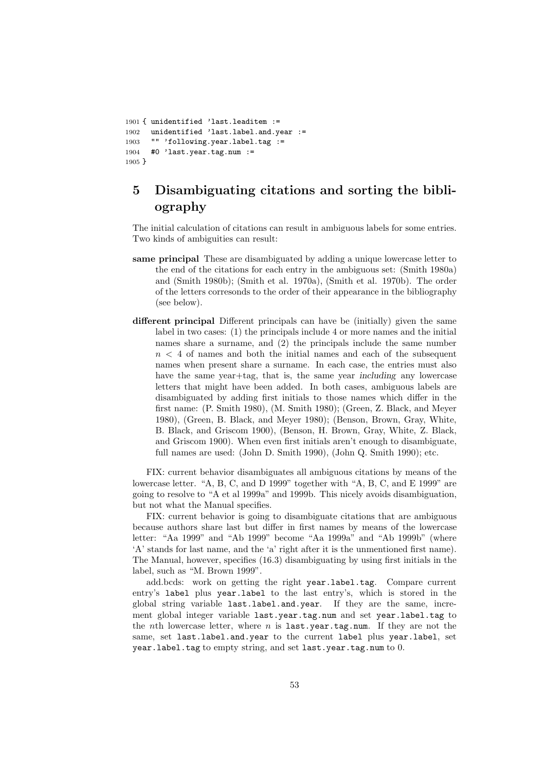```
1901 { unidentified 'last.leaditem :=
1902   unidentified 'last.label.and.year :=
1903   "" 'following.year.label.tag :=
1904   #0 'last.year.tag.num :=
1905 }
```

# 5 Disambiguating citations and sorting the bibliography

The initial calculation of citations can result in ambiguous labels for some entries. Two kinds of ambiguities can result:

**same principal** These are disambiguated by adding a unique lowercase letter to the end of the citations for each entry in the ambiguous set: (Smith 1980a) and (Smith 1980b); (Smith et al. 1970a), (Smith et al. 1970b). The order of the letters corresonds to the order of their appearance in the bibliography (see below).

**different principal** Different principals can have be (initially) given the same label in two cases: (1) the principals include 4 or more names and the initial names share a surname, and (2) the principals include the same number $n < 4$ of names and both the initial names and each of the subsequent names when present share a surname. In each case, the entries must also have the same year+tag, that is, the same year *including* any lowercase letters that might have been added. In both cases, ambiguous labels are disambiguated by adding first initials to those names which differ in the first name: (P. Smith 1980), (M. Smith 1980); (Green, Z. Black, and Meyer 1980), (Green, B. Black, and Meyer 1980); (Benson, Brown, Gray, White, B. Black, and Griscom 1900), (Benson, H. Brown, Gray, White, Z. Black, and Griscom 1900). When even first initials aren't enough to disambiguate, full names are used: (John D. Smith 1990), (John Q. Smith 1990); etc.

FIX: current behavior disambiguates all ambiguous citations by means of the lowercase letter. "A, B, C, and D 1999" together with "A, B, C, and E 1999" are going to resolve to "A et al 1999a" and 1999b. This nicely avoids disambiguation, but not what the Manual specifies.

FIX: current behavior is going to disambiguate citations that are ambiguous because authors share last but differ in first names by means of the lowercase letter: "Aa 1999" and "Ab 1999" become "Aa 1999a" and "Ab 1999b" (where 'A' stands for last name, and the 'a' right after it is the unmentioned first name). The Manual, however, specifies (16.3) disambiguating by using first initials in the label, such as "M. Brown 1999".

add.bcds: work on getting the right `year.label.tag`. Compare current entry's `label` plus `year.label` to the last entry's, which is stored in the global string variable `last.label.and.year`. If they are the same, increment global integer variable `last.year.tag.num` and set `year.label.tag` to the $n$th lowercase letter, where $n$ is `last.year.tag.num`. If they are not the same, set `last.label.and.year` to the current `label` plus `year.label`, set `year.label.tag` to empty string, and set `last.year.tag.num` to 0.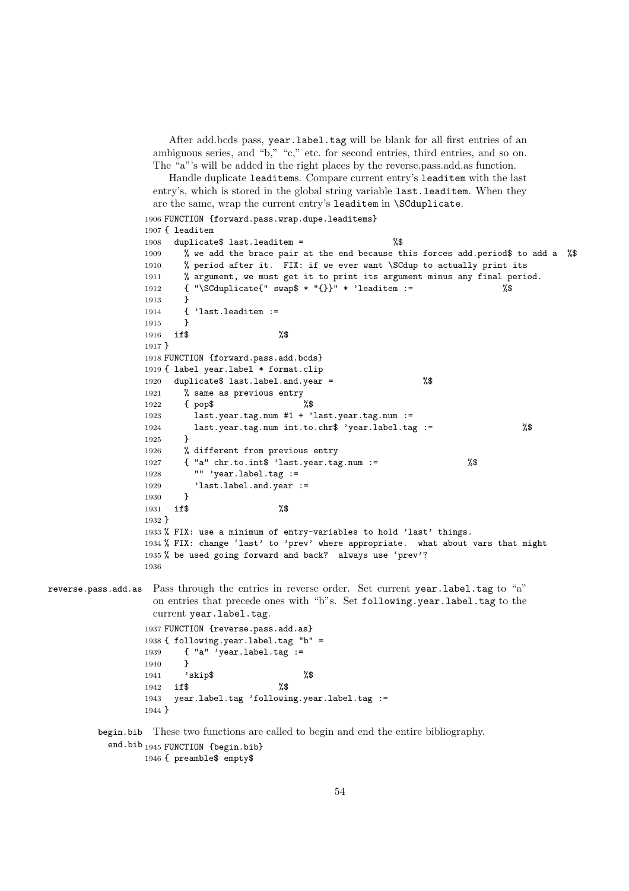After add.bcds pass, `year.label.tag` will be blank for all first entries of an ambiguous series, and "b," "c," etc. for second entries, third entries, and so on. The "a"'s will be added in the right places by the reverse.pass.add.as function.

Handle duplicate `leaditem`s. Compare current entry's `leaditem` with the last entry's, which is stored in the global string variable `last.leaditem`. When they are the same, wrap the current entry's `leaditem` in `\SCduplicate`.

```
1906 FUNCTION {forward.pass.wrap.dupe.leaditems}
1907 { leaditem
1908   duplicate$ last.leaditem =                   %$
1909     % we add the brace pair at the end because this forces add.period$ to add a  %$
1910     % period after it.  FIX: if we ever want \SCdup to actually print its
1911     % argument, we must get it to print its argument minus any final period.
1912     { "\SCduplicate{" swap$ * "{}}" * 'leaditem :=                 %$
1913     }
1914     { 'last.leaditem :=
1915     }
1916   if$                  %$
1917 }
1918 FUNCTION {forward.pass.add.bcds}
1919 { label year.label * format.clip
1920   duplicate$ last.label.and.year =                  %$
1921     % same as previous entry
1922     { pop$                  %$
1923       last.year.tag.num #1 + 'last.year.tag.num :=
1924       last.year.tag.num int.to.chr$ 'year.label.tag :=                  %$
1925     }
1926     % different from previous entry
1927     { "a" chr.to.int$ 'last.year.tag.num :=                  %$
1928       "" 'year.label.tag :=
1929       'last.label.and.year :=
1930     }
1931   if$                  %$
1932 }
1933 % FIX: use a minimum of entry-variables to hold 'last' things.
1934 % FIX: change 'last' to 'prev' where appropriate.  what about vars that might
1935 % be used going forward and back?  always use 'prev'?
1936
```

**reverse.pass.add.as** Pass through the entries in reverse order. Set current `year.label.tag` to "a" on entries that precede ones with "b"s. Set `following.year.label.tag` to the current `year.label.tag`.

```
1937 FUNCTION {reverse.pass.add.as}
1938 { following.year.label.tag "b" =
1939     { "a" 'year.label.tag :=
1940     }
1941     'skip$                  %$
1942   if$                  %$
1943   year.label.tag 'following.year.label.tag :=
1944 }
```

**begin.bib** **end.bib** These two functions are called to begin and end the entire bibliography.

```
1945 FUNCTION {begin.bib}
1946 { preamble$ empty$
```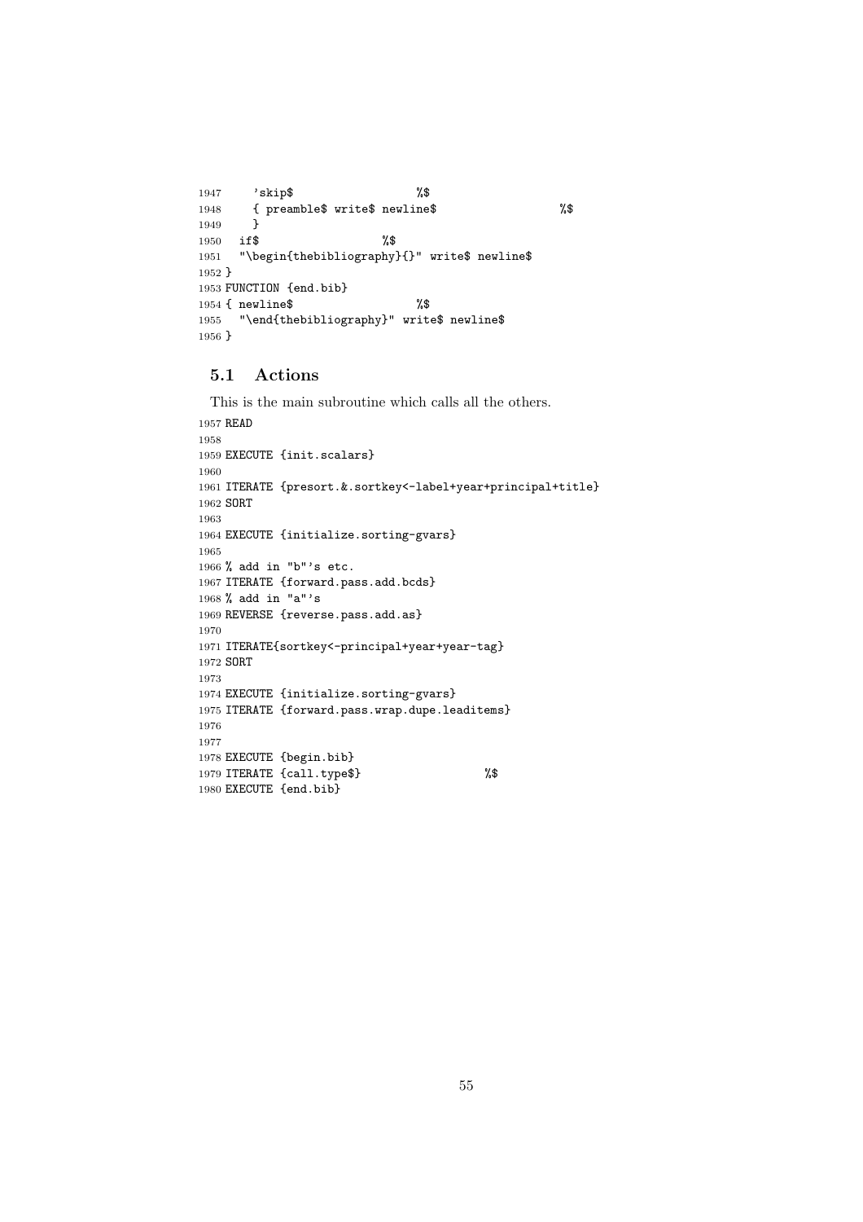```
1947     'skip$                  %$
1948     { preamble$ write$ newline$                  %$
1949     }
1950   if$                  %$
1951   "\begin{thebibliography}{}" write$ newline$
1952 }
1953 FUNCTION {end.bib}
1954 { newline$                  %$
1955   "\end{thebibliography}" write$ newline$
1956 }
```

### 5.1 Actions

This is the main subroutine which calls all the others.

```
1957 READ
1958
1959 EXECUTE {init.scalars}
1960
1961 ITERATE {presort.&.sortkey<-label+year+principal+title}
1962 SORT
1963
1964 EXECUTE {initialize.sorting-gvars}
1965
1966 % add in "b"'s etc.
1967 ITERATE {forward.pass.add.bcds}
1968 % add in "a"'s
1969 REVERSE {reverse.pass.add.as}
1970
1971 ITERATE{sortkey<-principal+year+year-tag}
1972 SORT
1973
1974 EXECUTE {initialize.sorting-gvars}
1975 ITERATE {forward.pass.wrap.dupe.leaditems}
1976
1977
1978 EXECUTE {begin.bib}
1979 ITERATE {call.type$}                  %$
1980 EXECUTE {end.bib}
```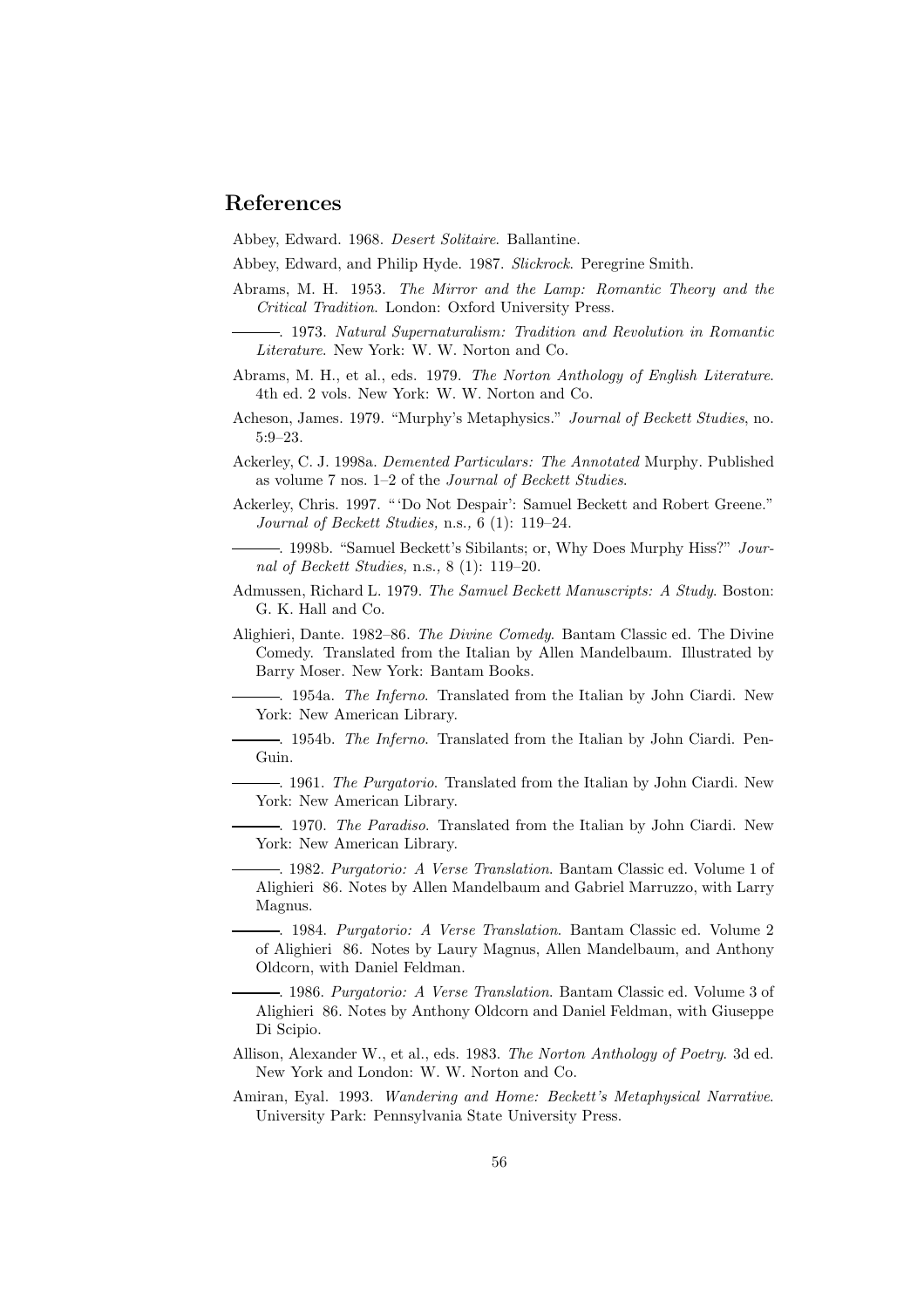## References

Abbey, Edward. 1968. *Desert Solitaire*. Ballantine.

Abbey, Edward, and Philip Hyde. 1987. *Slickrock*. Peregrine Smith.

Abrams, M. H. 1953. *The Mirror and the Lamp: Romantic Theory and the Critical Tradition*. London: Oxford University Press.

———. 1973. *Natural Supernaturalism: Tradition and Revolution in Romantic Literature*. New York: W. W. Norton and Co.

Abrams, M. H., et al., eds. 1979. *The Norton Anthology of English Literature*. 4th ed. 2 vols. New York: W. W. Norton and Co.

Acheson, James. 1979. "Murphy's Metaphysics." *Journal of Beckett Studies*, no. 5:9–23.

Ackerley, C. J. 1998a. *Demented Particulars: The Annotated* Murphy. Published as volume 7 nos. 1–2 of the *Journal of Beckett Studies*.

Ackerley, Chris. 1997. "'Do Not Despair': Samuel Beckett and Robert Greene." *Journal of Beckett Studies,* n.s.*,* 6 (1): 119–24.

———. 1998b. "Samuel Beckett's Sibilants; or, Why Does Murphy Hiss?" *Journal of Beckett Studies,* n.s.*,* 8 (1): 119–20.

Admussen, Richard L. 1979. *The Samuel Beckett Manuscripts: A Study*. Boston: G. K. Hall and Co.

Alighieri, Dante. 1982–86. *The Divine Comedy*. Bantam Classic ed. The Divine Comedy. Translated from the Italian by Allen Mandelbaum. Illustrated by Barry Moser. New York: Bantam Books.

———. 1954a. *The Inferno*. Translated from the Italian by John Ciardi. New York: New American Library.

———. 1954b. *The Inferno*. Translated from the Italian by John Ciardi. PenGuin.

———. 1961. *The Purgatorio*. Translated from the Italian by John Ciardi. New York: New American Library.

———. 1970. *The Paradiso*. Translated from the Italian by John Ciardi. New York: New American Library.

———. 1982. *Purgatorio: A Verse Translation*. Bantam Classic ed. Volume 1 of Alighieri 86. Notes by Allen Mandelbaum and Gabriel Marruzzo, with Larry Magnus.

———. 1984. *Purgatorio: A Verse Translation*. Bantam Classic ed. Volume 2 of Alighieri 86. Notes by Laury Magnus, Allen Mandelbaum, and Anthony Oldcorn, with Daniel Feldman.

———. 1986. *Purgatorio: A Verse Translation*. Bantam Classic ed. Volume 3 of Alighieri 86. Notes by Anthony Oldcorn and Daniel Feldman, with Giuseppe Di Scipio.

Allison, Alexander W., et al., eds. 1983. *The Norton Anthology of Poetry*. 3d ed. New York and London: W. W. Norton and Co.

Amiran, Eyal. 1993. *Wandering and Home: Beckett's Metaphysical Narrative*. University Park: Pennsylvania State University Press.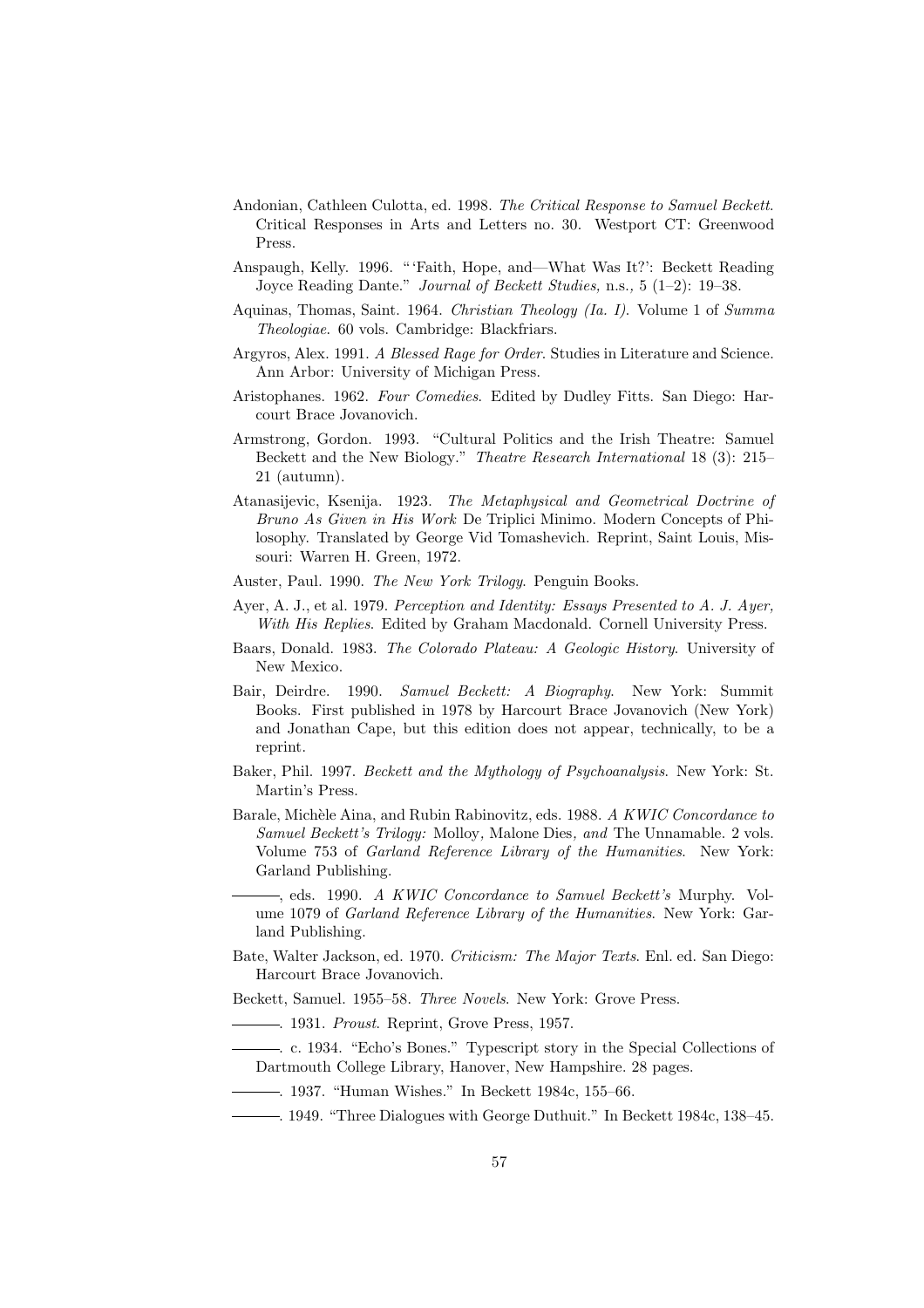Andonian, Cathleen Culotta, ed. 1998. *The Critical Response to Samuel Beckett*. Critical Responses in Arts and Letters no. 30. Westport CT: Greenwood Press.

Anspaugh, Kelly. 1996. "'Faith, Hope, and—What Was It?': Beckett Reading Joyce Reading Dante." *Journal of Beckett Studies,* n.s.*,* 5 (1–2): 19–38.

Aquinas, Thomas, Saint. 1964. *Christian Theology (Ia. I)*. Volume 1 of *Summa Theologiae*. 60 vols. Cambridge: Blackfriars.

Argyros, Alex. 1991. *A Blessed Rage for Order*. Studies in Literature and Science. Ann Arbor: University of Michigan Press.

Aristophanes. 1962. *Four Comedies*. Edited by Dudley Fitts. San Diego: Harcourt Brace Jovanovich.

Armstrong, Gordon. 1993. "Cultural Politics and the Irish Theatre: Samuel Beckett and the New Biology." *Theatre Research International* 18 (3): 215–21 (autumn).

Atanasijevic, Ksenija. 1923. *The Metaphysical and Geometrical Doctrine of Bruno As Given in His Work* De Triplici Minimo. Modern Concepts of Philosophy. Translated by George Vid Tomashevich. Reprint, Saint Louis, Missouri: Warren H. Green, 1972.

Auster, Paul. 1990. *The New York Trilogy*. Penguin Books.

Ayer, A. J., et al. 1979. *Perception and Identity: Essays Presented to A. J. Ayer, With His Replies*. Edited by Graham Macdonald. Cornell University Press.

Baars, Donald. 1983. *The Colorado Plateau: A Geologic History*. University of New Mexico.

Bair, Deirdre. 1990. *Samuel Beckett: A Biography*. New York: Summit Books. First published in 1978 by Harcourt Brace Jovanovich (New York) and Jonathan Cape, but this edition does not appear, technically, to be a reprint.

Baker, Phil. 1997. *Beckett and the Mythology of Psychoanalysis*. New York: St. Martin's Press.

Barale, Michèle Aina, and Rubin Rabinovitz, eds. 1988. *A KWIC Concordance to Samuel Beckett's Trilogy:* Molloy*,* Malone Dies*, and* The Unnamable. 2 vols. Volume 753 of *Garland Reference Library of the Humanities*. New York: Garland Publishing.

———, eds. 1990. *A KWIC Concordance to Samuel Beckett's* Murphy. Volume 1079 of *Garland Reference Library of the Humanities*. New York: Garland Publishing.

Bate, Walter Jackson, ed. 1970. *Criticism: The Major Texts*. Enl. ed. San Diego: Harcourt Brace Jovanovich.

Beckett, Samuel. 1955–58. *Three Novels*. New York: Grove Press.

———. 1931. *Proust*. Reprint, Grove Press, 1957.

———. c. 1934. "Echo's Bones." Typescript story in the Special Collections of Dartmouth College Library, Hanover, New Hampshire. 28 pages.

———. 1937. "Human Wishes." In Beckett 1984c, 155–66.

———. 1949. "Three Dialogues with George Duthuit." In Beckett 1984c, 138–45.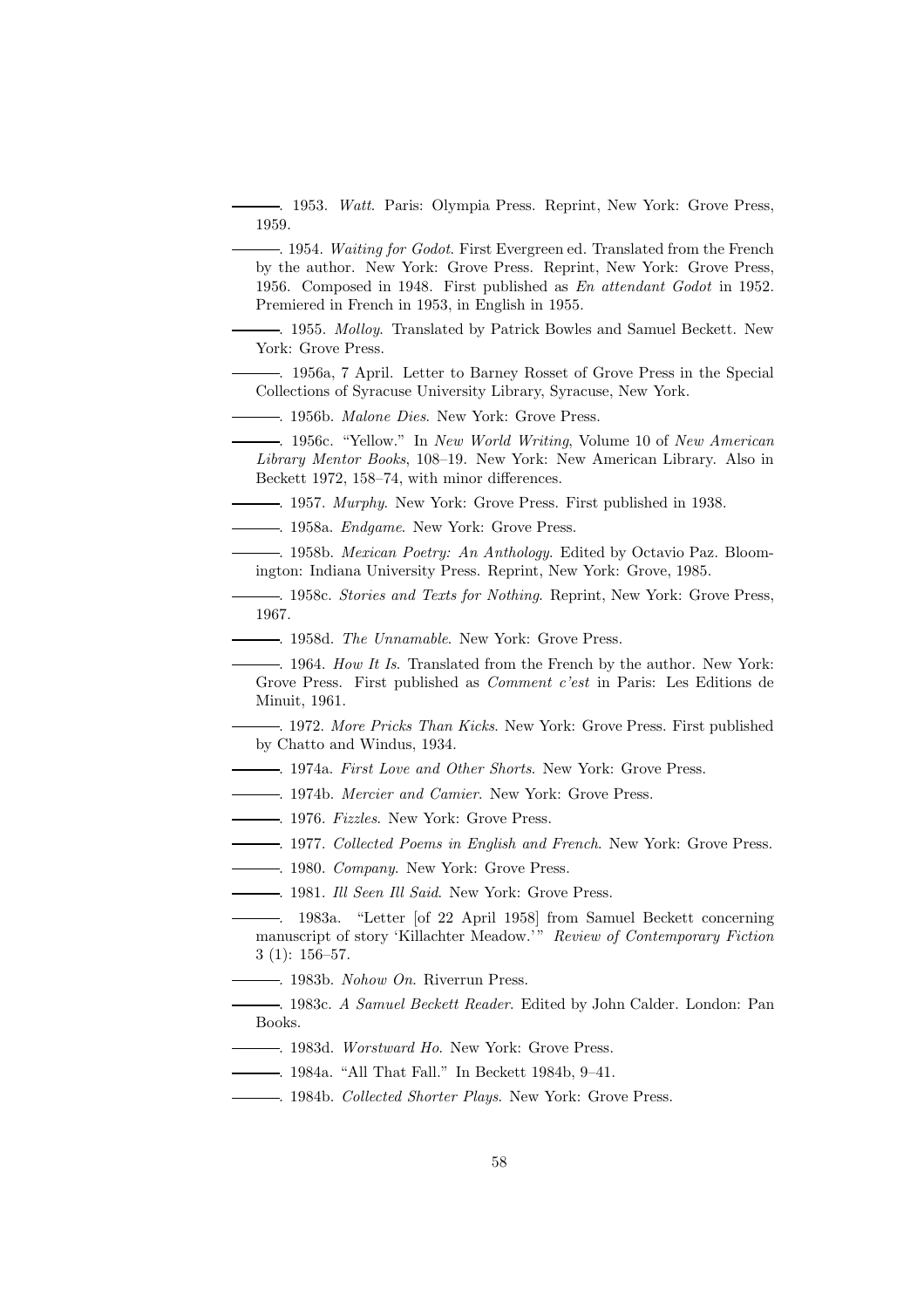———. 1953. *Watt*. Paris: Olympia Press. Reprint, New York: Grove Press, 1959.

———. 1954. *Waiting for Godot*. First Evergreen ed. Translated from the French by the author. New York: Grove Press. Reprint, New York: Grove Press, 1956. Composed in 1948. First published as *En attendant Godot* in 1952. Premiered in French in 1953, in English in 1955.

———. 1955. *Molloy*. Translated by Patrick Bowles and Samuel Beckett. New York: Grove Press.

———. 1956a, 7 April. Letter to Barney Rosset of Grove Press in the Special Collections of Syracuse University Library, Syracuse, New York.

———. 1956b. *Malone Dies*. New York: Grove Press.

———. 1956c. "Yellow." In *New World Writing*, Volume 10 of *New American Library Mentor Books*, 108–19. New York: New American Library. Also in Beckett 1972, 158–74, with minor differences.

———. 1957. *Murphy*. New York: Grove Press. First published in 1938.

———. 1958a. *Endgame*. New York: Grove Press.

———. 1958b. *Mexican Poetry: An Anthology*. Edited by Octavio Paz. Bloomington: Indiana University Press. Reprint, New York: Grove, 1985.

———. 1958c. *Stories and Texts for Nothing*. Reprint, New York: Grove Press, 1967.

———. 1958d. *The Unnamable*. New York: Grove Press.

———. 1964. *How It Is*. Translated from the French by the author. New York: Grove Press. First published as *Comment c'est* in Paris: Les Editions de Minuit, 1961.

———. 1972. *More Pricks Than Kicks*. New York: Grove Press. First published by Chatto and Windus, 1934.

———. 1974a. *First Love and Other Shorts*. New York: Grove Press.

———. 1974b. *Mercier and Camier*. New York: Grove Press.

———. 1976. *Fizzles*. New York: Grove Press.

———. 1977. *Collected Poems in English and French*. New York: Grove Press.

———. 1980. *Company*. New York: Grove Press.

———. 1981. *Ill Seen Ill Said*. New York: Grove Press.

———. 1983a. "Letter [of 22 April 1958] from Samuel Beckett concerning manuscript of story 'Killachter Meadow.'" *Review of Contemporary Fiction* 3 (1): 156–57.

———. 1983b. *Nohow On*. Riverrun Press.

———. 1983c. *A Samuel Beckett Reader*. Edited by John Calder. London: Pan Books.

———. 1983d. *Worstward Ho*. New York: Grove Press.

———. 1984a. "All That Fall." In Beckett 1984b, 9–41.

———. 1984b. *Collected Shorter Plays*. New York: Grove Press.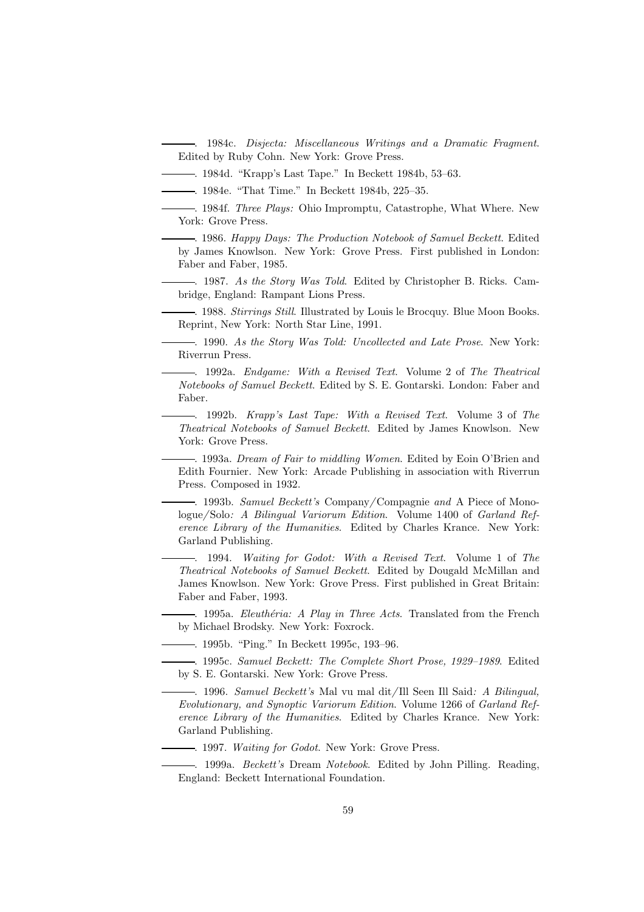———. 1984c. *Disjecta: Miscellaneous Writings and a Dramatic Fragment*. Edited by Ruby Cohn. New York: Grove Press.

———. 1984d. “Krapp’s Last Tape.” In Beckett 1984b, 53–63.

———. 1984e. “That Time.” In Beckett 1984b, 225–35.

———. 1984f. *Three Plays:* Ohio Impromptu*,* Catastrophe*,* What Where. New York: Grove Press.

———. 1986. *Happy Days: The Production Notebook of Samuel Beckett*. Edited by James Knowlson. New York: Grove Press. First published in London: Faber and Faber, 1985.

———. 1987. *As the Story Was Told*. Edited by Christopher B. Ricks. Cambridge, England: Rampant Lions Press.

———. 1988. *Stirrings Still*. Illustrated by Louis le Brocquy. Blue Moon Books. Reprint, New York: North Star Line, 1991.

———. 1990. *As the Story Was Told: Uncollected and Late Prose*. New York: Riverrun Press.

———. 1992a. *Endgame: With a Revised Text*. Volume 2 of *The Theatrical Notebooks of Samuel Beckett*. Edited by S. E. Gontarski. London: Faber and Faber.

———. 1992b. *Krapp’s Last Tape: With a Revised Text*. Volume 3 of *The Theatrical Notebooks of Samuel Beckett*. Edited by James Knowlson. New York: Grove Press.

———. 1993a. *Dream of Fair to middling Women*. Edited by Eoin O’Brien and Edith Fournier. New York: Arcade Publishing in association with Riverrun Press. Composed in 1932.

———. 1993b. *Samuel Beckett’s* Company/Compagnie *and* A Piece of Monologue/Solo*: A Bilingual Variorum Edition*. Volume 1400 of *Garland Reference Library of the Humanities*. Edited by Charles Krance. New York: Garland Publishing.

———. 1994. *Waiting for Godot: With a Revised Text*. Volume 1 of *The Theatrical Notebooks of Samuel Beckett*. Edited by Dougald McMillan and James Knowlson. New York: Grove Press. First published in Great Britain: Faber and Faber, 1993.

———. 1995a. *Eleuthéria: A Play in Three Acts*. Translated from the French by Michael Brodsky. New York: Foxrock.

———. 1995b. “Ping.” In Beckett 1995c, 193–96.

———. 1995c. *Samuel Beckett: The Complete Short Prose, 1929–1989*. Edited by S. E. Gontarski. New York: Grove Press.

———. 1996. *Samuel Beckett’s* Mal vu mal dit/Ill Seen Ill Said*: A Bilingual, Evolutionary, and Synoptic Variorum Edition*. Volume 1266 of *Garland Reference Library of the Humanities*. Edited by Charles Krance. New York: Garland Publishing.

———. 1997. *Waiting for Godot*. New York: Grove Press.

———. 1999a. *Beckett’s* Dream *Notebook*. Edited by John Pilling. Reading, England: Beckett International Foundation.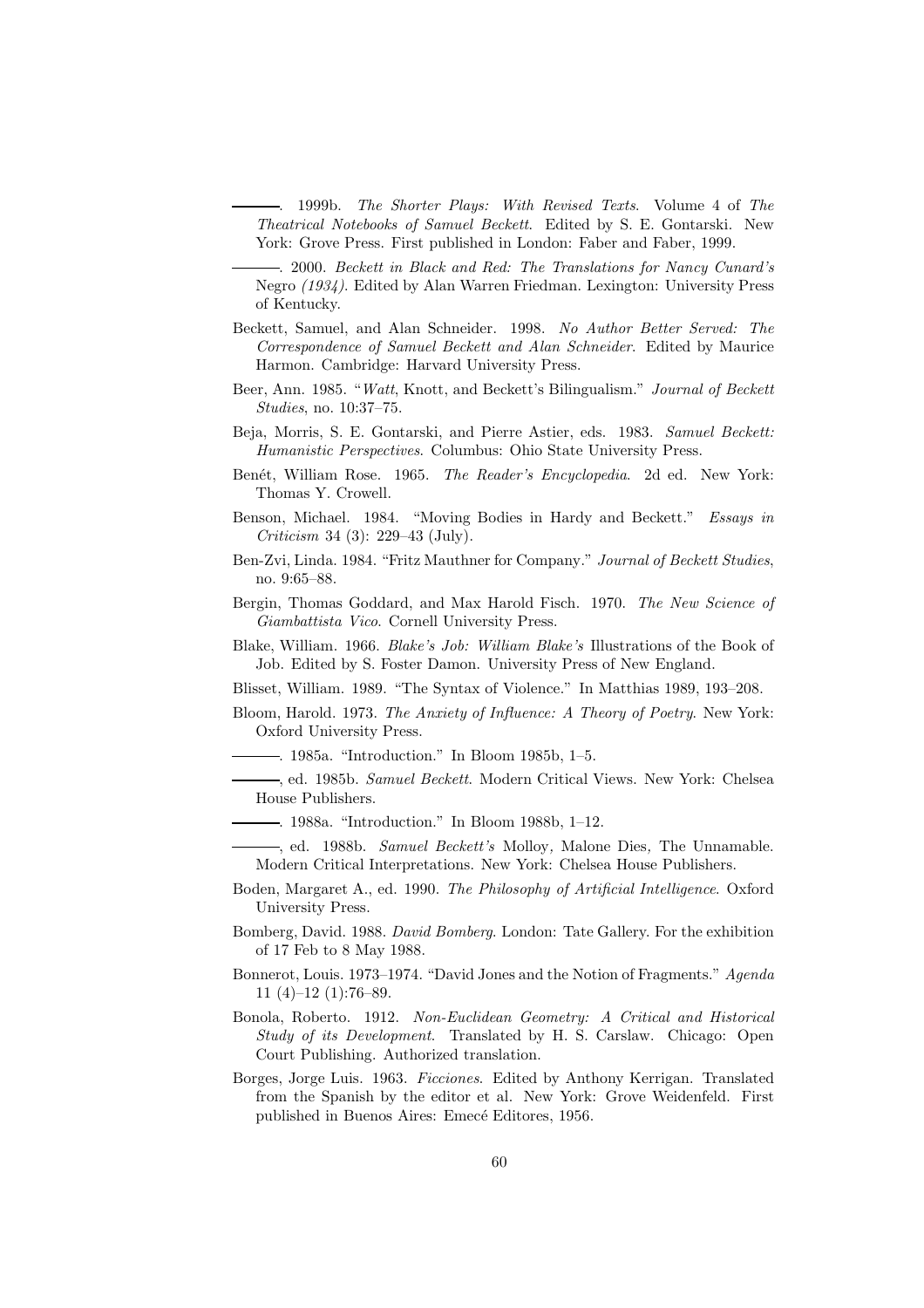———. 1999b. *The Shorter Plays: With Revised Texts*. Volume 4 of *The Theatrical Notebooks of Samuel Beckett*. Edited by S. E. Gontarski. New York: Grove Press. First published in London: Faber and Faber, 1999.

———. 2000. *Beckett in Black and Red: The Translations for Nancy Cunard's* Negro *(1934)*. Edited by Alan Warren Friedman. Lexington: University Press of Kentucky.

Beckett, Samuel, and Alan Schneider. 1998. *No Author Better Served: The Correspondence of Samuel Beckett and Alan Schneider*. Edited by Maurice Harmon. Cambridge: Harvard University Press.

Beer, Ann. 1985. "*Watt*, Knott, and Beckett's Bilingualism." *Journal of Beckett Studies*, no. 10:37–75.

Beja, Morris, S. E. Gontarski, and Pierre Astier, eds. 1983. *Samuel Beckett: Humanistic Perspectives*. Columbus: Ohio State University Press.

Benét, William Rose. 1965. *The Reader's Encyclopedia*. 2d ed. New York: Thomas Y. Crowell.

Benson, Michael. 1984. "Moving Bodies in Hardy and Beckett." *Essays in Criticism* 34 (3): 229–43 (July).

Ben-Zvi, Linda. 1984. "Fritz Mauthner for Company." *Journal of Beckett Studies*, no. 9:65–88.

Bergin, Thomas Goddard, and Max Harold Fisch. 1970. *The New Science of Giambattista Vico*. Cornell University Press.

Blake, William. 1966. *Blake's Job: William Blake's* Illustrations of the Book of Job. Edited by S. Foster Damon. University Press of New England.

Blisset, William. 1989. "The Syntax of Violence." In Matthias 1989, 193–208.

Bloom, Harold. 1973. *The Anxiety of Influence: A Theory of Poetry*. New York: Oxford University Press.

———. 1985a. "Introduction." In Bloom 1985b, 1–5.

———, ed. 1985b. *Samuel Beckett*. Modern Critical Views. New York: Chelsea House Publishers.

———. 1988a. "Introduction." In Bloom 1988b, 1–12.

———, ed. 1988b. *Samuel Beckett's* Molloy*,* Malone Dies*,* The Unnamable. Modern Critical Interpretations. New York: Chelsea House Publishers.

Boden, Margaret A., ed. 1990. *The Philosophy of Artificial Intelligence*. Oxford University Press.

Bomberg, David. 1988. *David Bomberg*. London: Tate Gallery. For the exhibition of 17 Feb to 8 May 1988.

Bonnerot, Louis. 1973–1974. "David Jones and the Notion of Fragments." *Agenda* 11 (4)–12 (1):76–89.

Bonola, Roberto. 1912. *Non-Euclidean Geometry: A Critical and Historical Study of its Development*. Translated by H. S. Carslaw. Chicago: Open Court Publishing. Authorized translation.

Borges, Jorge Luis. 1963. *Ficciones*. Edited by Anthony Kerrigan. Translated from the Spanish by the editor et al. New York: Grove Weidenfeld. First published in Buenos Aires: Emecé Editores, 1956.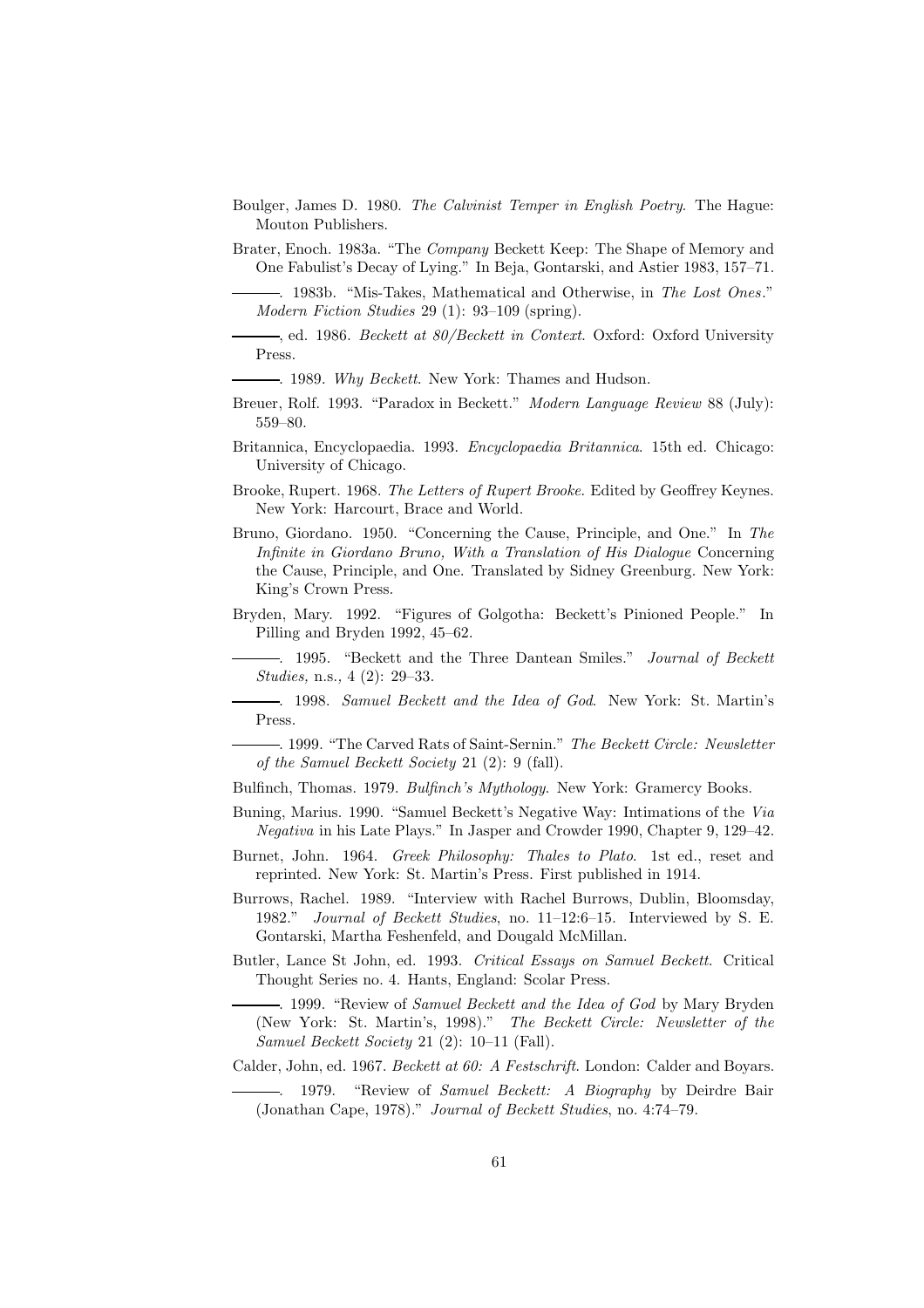Boulger, James D. 1980. *The Calvinist Temper in English Poetry*. The Hague: Mouton Publishers.

Brater, Enoch. 1983a. "The *Company* Beckett Keep: The Shape of Memory and One Fabulist's Decay of Lying." In Beja, Gontarski, and Astier 1983, 157–71.

———. 1983b. "Mis-Takes, Mathematical and Otherwise, in *The Lost Ones*." *Modern Fiction Studies* 29 (1): 93–109 (spring).

———, ed. 1986. *Beckett at 80/Beckett in Context*. Oxford: Oxford University Press.

———. 1989. *Why Beckett*. New York: Thames and Hudson.

Breuer, Rolf. 1993. "Paradox in Beckett." *Modern Language Review* 88 (July): 559–80.

Britannica, Encyclopaedia. 1993. *Encyclopaedia Britannica*. 15th ed. Chicago: University of Chicago.

Brooke, Rupert. 1968. *The Letters of Rupert Brooke*. Edited by Geoffrey Keynes. New York: Harcourt, Brace and World.

Bruno, Giordano. 1950. "Concerning the Cause, Principle, and One." In *The Infinite in Giordano Bruno, With a Translation of His Dialogue* Concerning the Cause, Principle, and One. Translated by Sidney Greenburg. New York: King's Crown Press.

Bryden, Mary. 1992. "Figures of Golgotha: Beckett's Pinioned People." In Pilling and Bryden 1992, 45–62.

———. 1995. "Beckett and the Three Dantean Smiles." *Journal of Beckett Studies,* n.s., 4 (2): 29–33.

———. 1998. *Samuel Beckett and the Idea of God*. New York: St. Martin's Press.

———. 1999. "The Carved Rats of Saint-Sernin." *The Beckett Circle: Newsletter of the Samuel Beckett Society* 21 (2): 9 (fall).

Bulfinch, Thomas. 1979. *Bulfinch's Mythology*. New York: Gramercy Books.

Buning, Marius. 1990. "Samuel Beckett's Negative Way: Intimations of the *Via Negativa* in his Late Plays." In Jasper and Crowder 1990, Chapter 9, 129–42.

Burnet, John. 1964. *Greek Philosophy: Thales to Plato*. 1st ed., reset and reprinted. New York: St. Martin's Press. First published in 1914.

Burrows, Rachel. 1989. "Interview with Rachel Burrows, Dublin, Bloomsday, 1982." *Journal of Beckett Studies*, no. 11–12:6–15. Interviewed by S. E. Gontarski, Martha Feshenfeld, and Dougald McMillan.

Butler, Lance St John, ed. 1993. *Critical Essays on Samuel Beckett*. Critical Thought Series no. 4. Hants, England: Scolar Press.

———. 1999. "Review of *Samuel Beckett and the Idea of God* by Mary Bryden (New York: St. Martin's, 1998)." *The Beckett Circle: Newsletter of the Samuel Beckett Society* 21 (2): 10–11 (Fall).

Calder, John, ed. 1967. *Beckett at 60: A Festschrift*. London: Calder and Boyars.

———. 1979. "Review of *Samuel Beckett: A Biography* by Deirdre Bair (Jonathan Cape, 1978)." *Journal of Beckett Studies*, no. 4:74–79.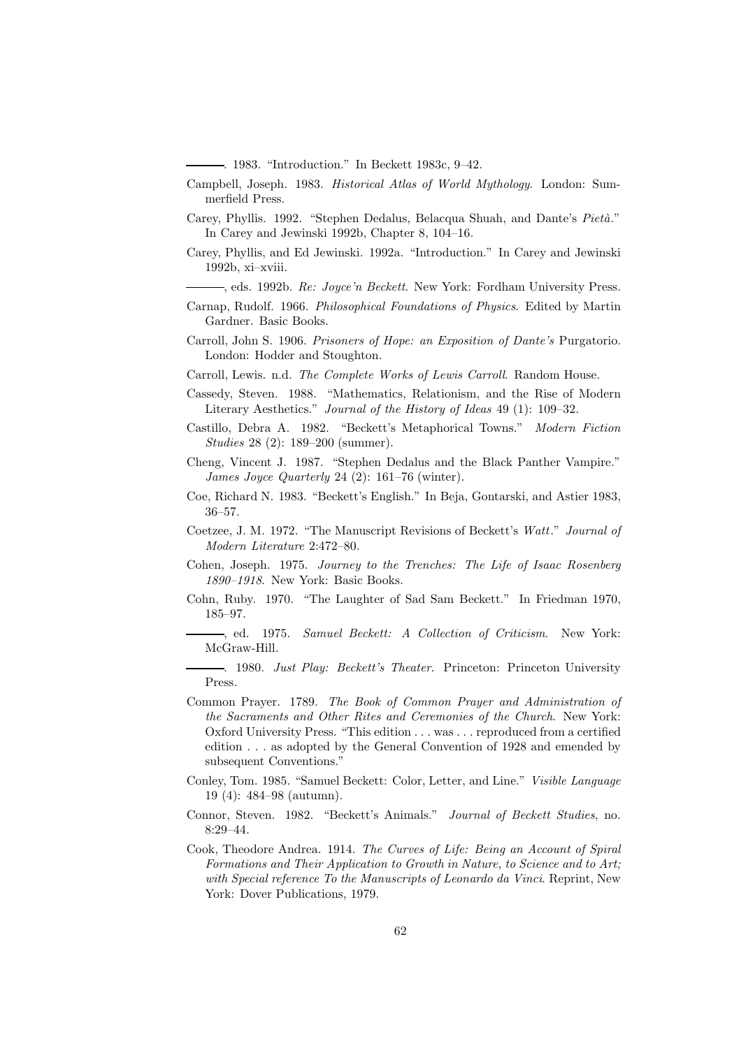———. 1983. "Introduction." In Beckett 1983c, 9–42.

Campbell, Joseph. 1983. *Historical Atlas of World Mythology*. London: Summerfield Press.

Carey, Phyllis. 1992. "Stephen Dedalus, Belacqua Shuah, and Dante's *Pietà*." In Carey and Jewinski 1992b, Chapter 8, 104–16.

Carey, Phyllis, and Ed Jewinski. 1992a. "Introduction." In Carey and Jewinski 1992b, xi–xviii.

———, eds. 1992b. *Re: Joyce'n Beckett*. New York: Fordham University Press.

Carnap, Rudolf. 1966. *Philosophical Foundations of Physics*. Edited by Martin Gardner. Basic Books.

Carroll, John S. 1906. *Prisoners of Hope: an Exposition of Dante's* Purgatorio. London: Hodder and Stoughton.

Carroll, Lewis. n.d. *The Complete Works of Lewis Carroll*. Random House.

Cassedy, Steven. 1988. "Mathematics, Relationism, and the Rise of Modern Literary Aesthetics." *Journal of the History of Ideas* 49 (1): 109–32.

Castillo, Debra A. 1982. "Beckett's Metaphorical Towns." *Modern Fiction Studies* 28 (2): 189–200 (summer).

Cheng, Vincent J. 1987. "Stephen Dedalus and the Black Panther Vampire." *James Joyce Quarterly* 24 (2): 161–76 (winter).

Coe, Richard N. 1983. "Beckett's English." In Beja, Gontarski, and Astier 1983, 36–57.

Coetzee, J. M. 1972. "The Manuscript Revisions of Beckett's *Watt*." *Journal of Modern Literature* 2:472–80.

Cohen, Joseph. 1975. *Journey to the Trenches: The Life of Isaac Rosenberg 1890–1918*. New York: Basic Books.

Cohn, Ruby. 1970. "The Laughter of Sad Sam Beckett." In Friedman 1970, 185–97.

———, ed. 1975. *Samuel Beckett: A Collection of Criticism*. New York: McGraw-Hill.

———. 1980. *Just Play: Beckett's Theater*. Princeton: Princeton University Press.

Common Prayer. 1789. *The Book of Common Prayer and Administration of the Sacraments and Other Rites and Ceremonies of the Church*. New York: Oxford University Press. "This edition . . . was . . . reproduced from a certified edition . . . as adopted by the General Convention of 1928 and emended by subsequent Conventions."

Conley, Tom. 1985. "Samuel Beckett: Color, Letter, and Line." *Visible Language* 19 (4): 484–98 (autumn).

Connor, Steven. 1982. "Beckett's Animals." *Journal of Beckett Studies*, no. 8:29–44.

Cook, Theodore Andrea. 1914. *The Curves of Life: Being an Account of Spiral Formations and Their Application to Growth in Nature, to Science and to Art; with Special reference To the Manuscripts of Leonardo da Vinci*. Reprint, New York: Dover Publications, 1979.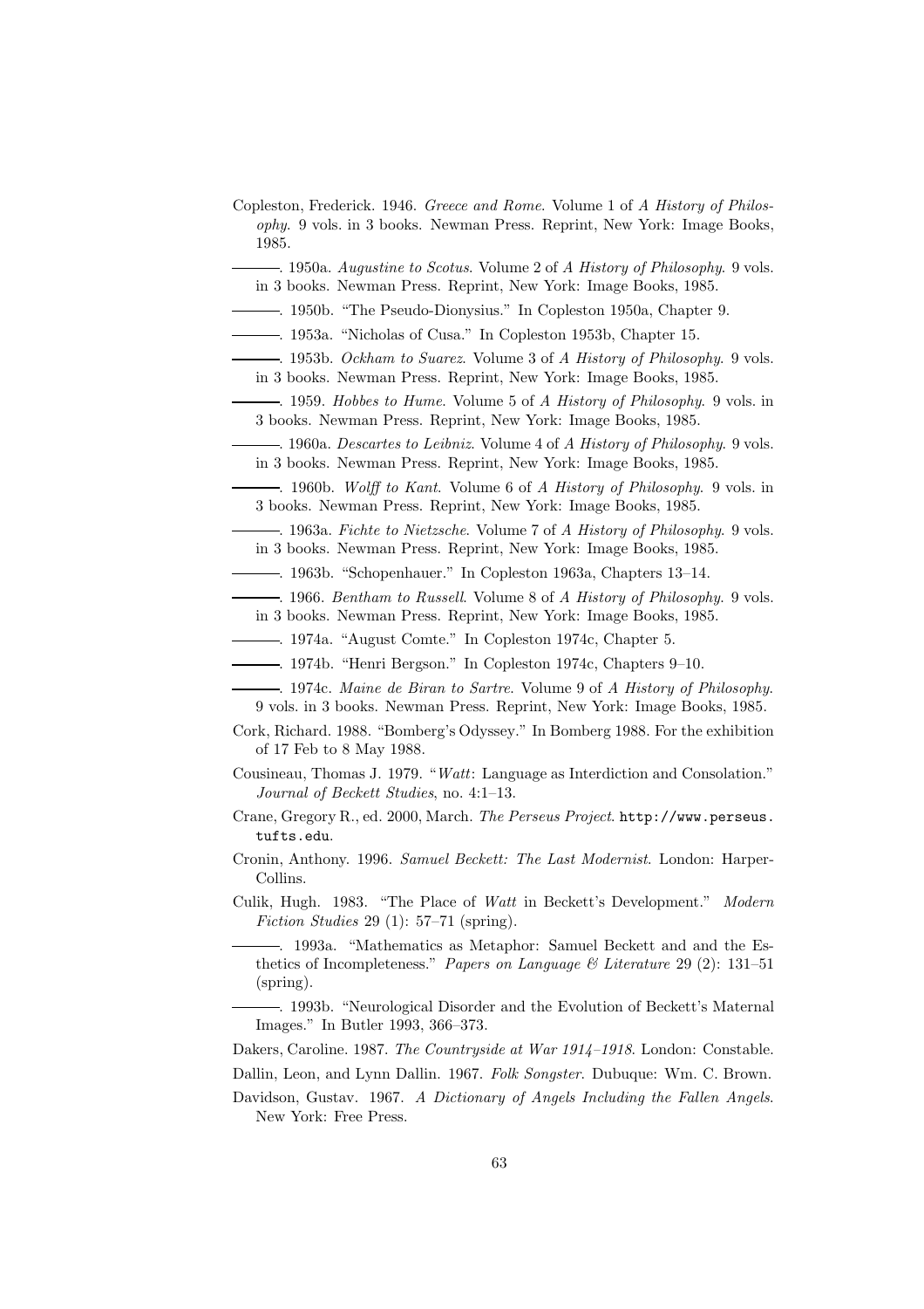Copleston, Frederick. 1946. *Greece and Rome*. Volume 1 of *A History of Philosophy*. 9 vols. in 3 books. Newman Press. Reprint, New York: Image Books, 1985.

———. 1950a. *Augustine to Scotus*. Volume 2 of *A History of Philosophy*. 9 vols. in 3 books. Newman Press. Reprint, New York: Image Books, 1985.

———. 1950b. "The Pseudo-Dionysius." In Copleston 1950a, Chapter 9.

———. 1953a. "Nicholas of Cusa." In Copleston 1953b, Chapter 15.

———. 1953b. *Ockham to Suarez*. Volume 3 of *A History of Philosophy*. 9 vols. in 3 books. Newman Press. Reprint, New York: Image Books, 1985.

———. 1959. *Hobbes to Hume*. Volume 5 of *A History of Philosophy*. 9 vols. in 3 books. Newman Press. Reprint, New York: Image Books, 1985.

———. 1960a. *Descartes to Leibniz*. Volume 4 of *A History of Philosophy*. 9 vols. in 3 books. Newman Press. Reprint, New York: Image Books, 1985.

———. 1960b. *Wolff to Kant*. Volume 6 of *A History of Philosophy*. 9 vols. in 3 books. Newman Press. Reprint, New York: Image Books, 1985.

———. 1963a. *Fichte to Nietzsche*. Volume 7 of *A History of Philosophy*. 9 vols. in 3 books. Newman Press. Reprint, New York: Image Books, 1985.

———. 1963b. "Schopenhauer." In Copleston 1963a, Chapters 13–14.

———. 1966. *Bentham to Russell*. Volume 8 of *A History of Philosophy*. 9 vols. in 3 books. Newman Press. Reprint, New York: Image Books, 1985.

———. 1974a. "August Comte." In Copleston 1974c, Chapter 5.

———. 1974b. "Henri Bergson." In Copleston 1974c, Chapters 9–10.

———. 1974c. *Maine de Biran to Sartre*. Volume 9 of *A History of Philosophy*. 9 vols. in 3 books. Newman Press. Reprint, New York: Image Books, 1985.

Cork, Richard. 1988. "Bomberg's Odyssey." In Bomberg 1988. For the exhibition of 17 Feb to 8 May 1988.

Cousineau, Thomas J. 1979. "*Watt*: Language as Interdiction and Consolation." *Journal of Beckett Studies*, no. 4:1–13.

Crane, Gregory R., ed. 2000, March. *The Perseus Project*. http://www.perseus.tufts.edu.

Cronin, Anthony. 1996. *Samuel Beckett: The Last Modernist*. London: HarperCollins.

Culik, Hugh. 1983. "The Place of *Watt* in Beckett's Development." *Modern Fiction Studies* 29 (1): 57–71 (spring).

———. 1993a. "Mathematics as Metaphor: Samuel Beckett and and the Esthetics of Incompleteness." *Papers on Language & Literature* 29 (2): 131–51 (spring).

———. 1993b. "Neurological Disorder and the Evolution of Beckett's Maternal Images." In Butler 1993, 366–373.

Dakers, Caroline. 1987. *The Countryside at War 1914–1918*. London: Constable.

Dallin, Leon, and Lynn Dallin. 1967. *Folk Songster*. Dubuque: Wm. C. Brown.

Davidson, Gustav. 1967. *A Dictionary of Angels Including the Fallen Angels*. New York: Free Press.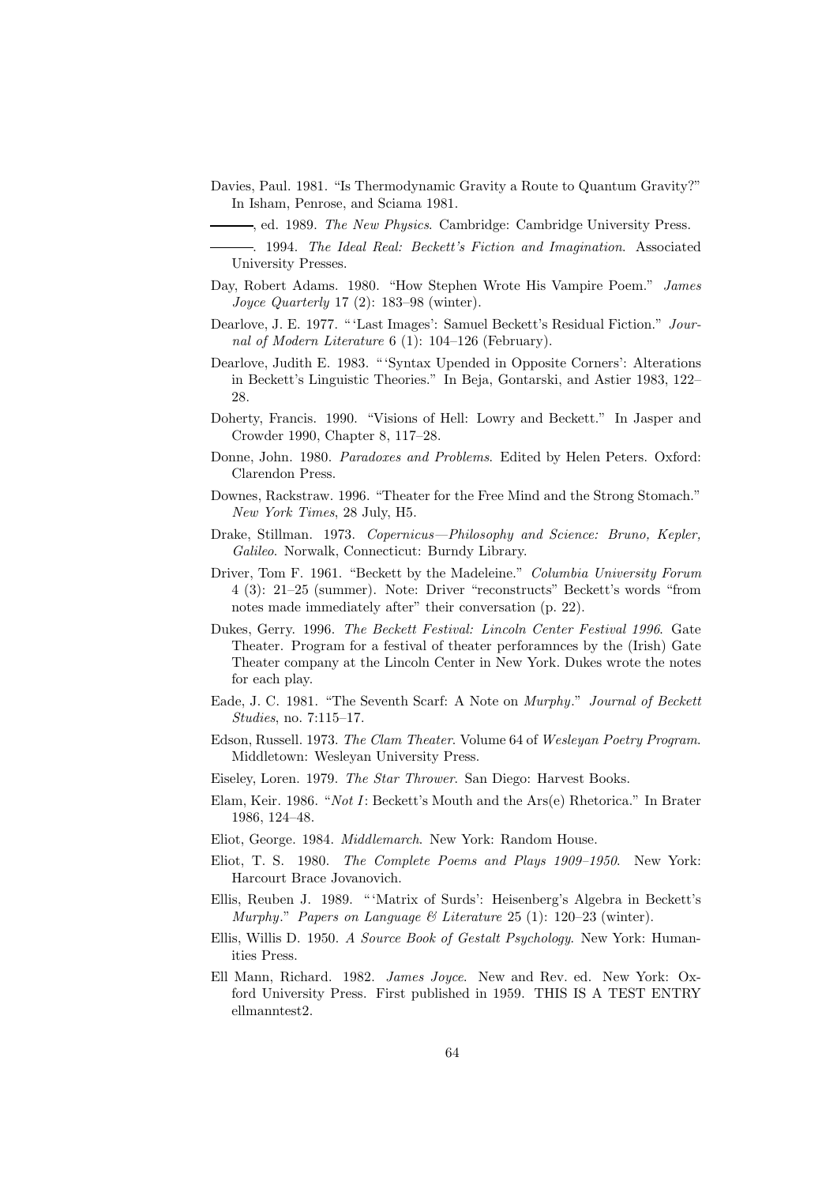Davies, Paul. 1981. "Is Thermodynamic Gravity a Route to Quantum Gravity?" In Isham, Penrose, and Sciama 1981.

———, ed. 1989. *The New Physics*. Cambridge: Cambridge University Press.

———. 1994. *The Ideal Real: Beckett's Fiction and Imagination*. Associated University Presses.

Day, Robert Adams. 1980. "How Stephen Wrote His Vampire Poem." *James Joyce Quarterly* 17 (2): 183–98 (winter).

Dearlove, J. E. 1977. "'Last Images': Samuel Beckett's Residual Fiction." *Journal of Modern Literature* 6 (1): 104–126 (February).

Dearlove, Judith E. 1983. "'Syntax Upended in Opposite Corners': Alterations in Beckett's Linguistic Theories." In Beja, Gontarski, and Astier 1983, 122–28.

Doherty, Francis. 1990. "Visions of Hell: Lowry and Beckett." In Jasper and Crowder 1990, Chapter 8, 117–28.

Donne, John. 1980. *Paradoxes and Problems*. Edited by Helen Peters. Oxford: Clarendon Press.

Downes, Rackstraw. 1996. "Theater for the Free Mind and the Strong Stomach." *New York Times*, 28 July, H5.

Drake, Stillman. 1973. *Copernicus—Philosophy and Science: Bruno, Kepler, Galileo*. Norwalk, Connecticut: Burndy Library.

Driver, Tom F. 1961. "Beckett by the Madeleine." *Columbia University Forum* 4 (3): 21–25 (summer). Note: Driver "reconstructs" Beckett's words "from notes made immediately after" their conversation (p. 22).

Dukes, Gerry. 1996. *The Beckett Festival: Lincoln Center Festival 1996*. Gate Theater. Program for a festival of theater perforamnces by the (Irish) Gate Theater company at the Lincoln Center in New York. Dukes wrote the notes for each play.

Eade, J. C. 1981. "The Seventh Scarf: A Note on *Murphy*." *Journal of Beckett Studies*, no. 7:115–17.

Edson, Russell. 1973. *The Clam Theater*. Volume 64 of *Wesleyan Poetry Program*. Middletown: Wesleyan University Press.

Eiseley, Loren. 1979. *The Star Thrower*. San Diego: Harvest Books.

Elam, Keir. 1986. "*Not I*: Beckett's Mouth and the Ars(e) Rhetorica." In Brater 1986, 124–48.

Eliot, George. 1984. *Middlemarch*. New York: Random House.

Eliot, T. S. 1980. *The Complete Poems and Plays 1909–1950*. New York: Harcourt Brace Jovanovich.

Ellis, Reuben J. 1989. "'Matrix of Surds': Heisenberg's Algebra in Beckett's *Murphy*." *Papers on Language & Literature* 25 (1): 120–23 (winter).

Ellis, Willis D. 1950. *A Source Book of Gestalt Psychology*. New York: Humanities Press.

Ell Mann, Richard. 1982. *James Joyce*. New and Rev. ed. New York: Oxford University Press. First published in 1959. THIS IS A TEST ENTRY ellmanntest2.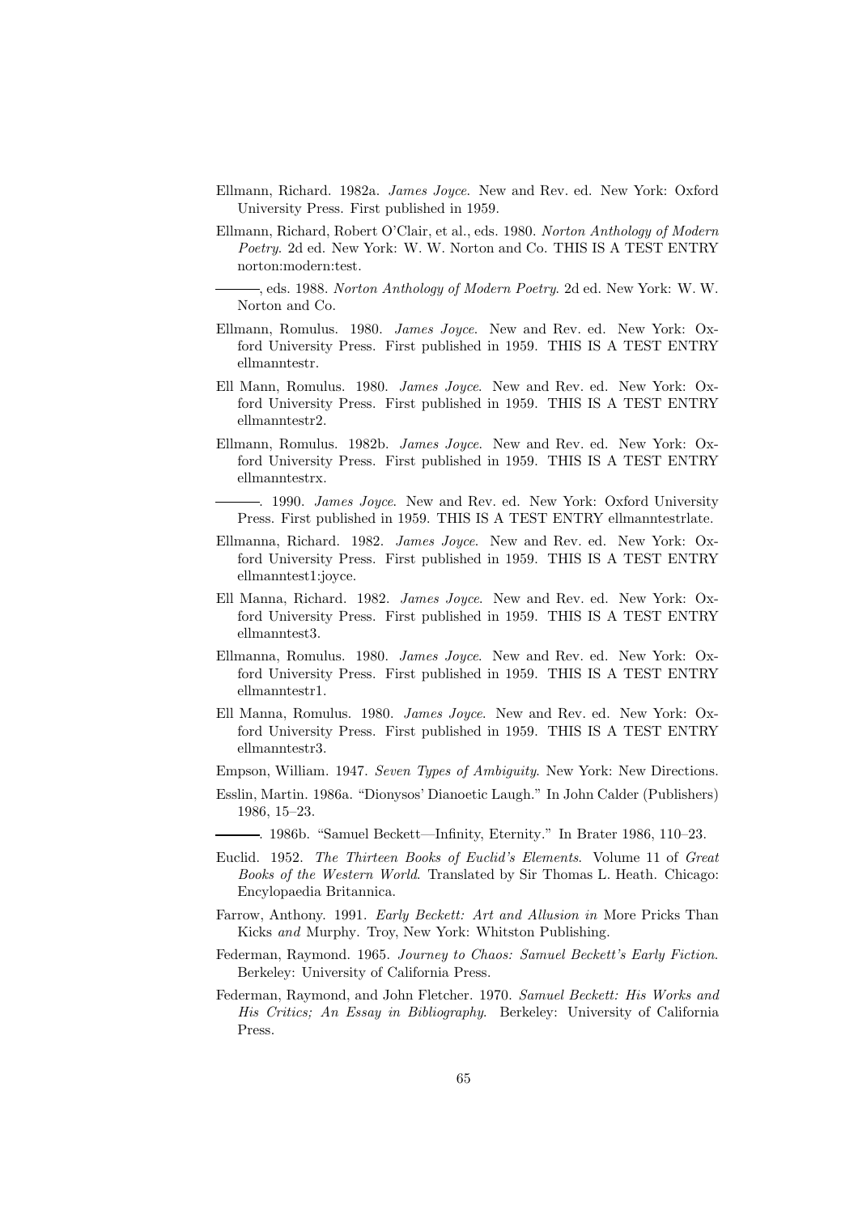Ellmann, Richard. 1982a. *James Joyce*. New and Rev. ed. New York: Oxford University Press. First published in 1959.

Ellmann, Richard, Robert O'Clair, et al., eds. 1980. *Norton Anthology of Modern Poetry*. 2d ed. New York: W. W. Norton and Co. THIS IS A TEST ENTRY norton:modern:test.

———, eds. 1988. *Norton Anthology of Modern Poetry*. 2d ed. New York: W. W. Norton and Co.

Ellmann, Romulus. 1980. *James Joyce*. New and Rev. ed. New York: Oxford University Press. First published in 1959. THIS IS A TEST ENTRY ellmanntestr.

Ell Mann, Romulus. 1980. *James Joyce*. New and Rev. ed. New York: Oxford University Press. First published in 1959. THIS IS A TEST ENTRY ellmanntestr2.

Ellmann, Romulus. 1982b. *James Joyce*. New and Rev. ed. New York: Oxford University Press. First published in 1959. THIS IS A TEST ENTRY ellmanntestrx.

———. 1990. *James Joyce*. New and Rev. ed. New York: Oxford University Press. First published in 1959. THIS IS A TEST ENTRY ellmanntestrlate.

Ellmanna, Richard. 1982. *James Joyce*. New and Rev. ed. New York: Oxford University Press. First published in 1959. THIS IS A TEST ENTRY ellmanntest1:joyce.

Ell Manna, Richard. 1982. *James Joyce*. New and Rev. ed. New York: Oxford University Press. First published in 1959. THIS IS A TEST ENTRY ellmanntest3.

Ellmanna, Romulus. 1980. *James Joyce*. New and Rev. ed. New York: Oxford University Press. First published in 1959. THIS IS A TEST ENTRY ellmanntestr1.

Ell Manna, Romulus. 1980. *James Joyce*. New and Rev. ed. New York: Oxford University Press. First published in 1959. THIS IS A TEST ENTRY ellmanntestr3.

Empson, William. 1947. *Seven Types of Ambiguity*. New York: New Directions.

Esslin, Martin. 1986a. "Dionysos' Dianoetic Laugh." In John Calder (Publishers) 1986, 15–23.

———. 1986b. "Samuel Beckett—Infinity, Eternity." In Brater 1986, 110–23.

Euclid. 1952. *The Thirteen Books of Euclid's Elements*. Volume 11 of *Great Books of the Western World*. Translated by Sir Thomas L. Heath. Chicago: Encylopaedia Britannica.

Farrow, Anthony. 1991. *Early Beckett: Art and Allusion in* More Pricks Than Kicks *and* Murphy. Troy, New York: Whitston Publishing.

Federman, Raymond. 1965. *Journey to Chaos: Samuel Beckett's Early Fiction*. Berkeley: University of California Press.

Federman, Raymond, and John Fletcher. 1970. *Samuel Beckett: His Works and His Critics; An Essay in Bibliography*. Berkeley: University of California Press.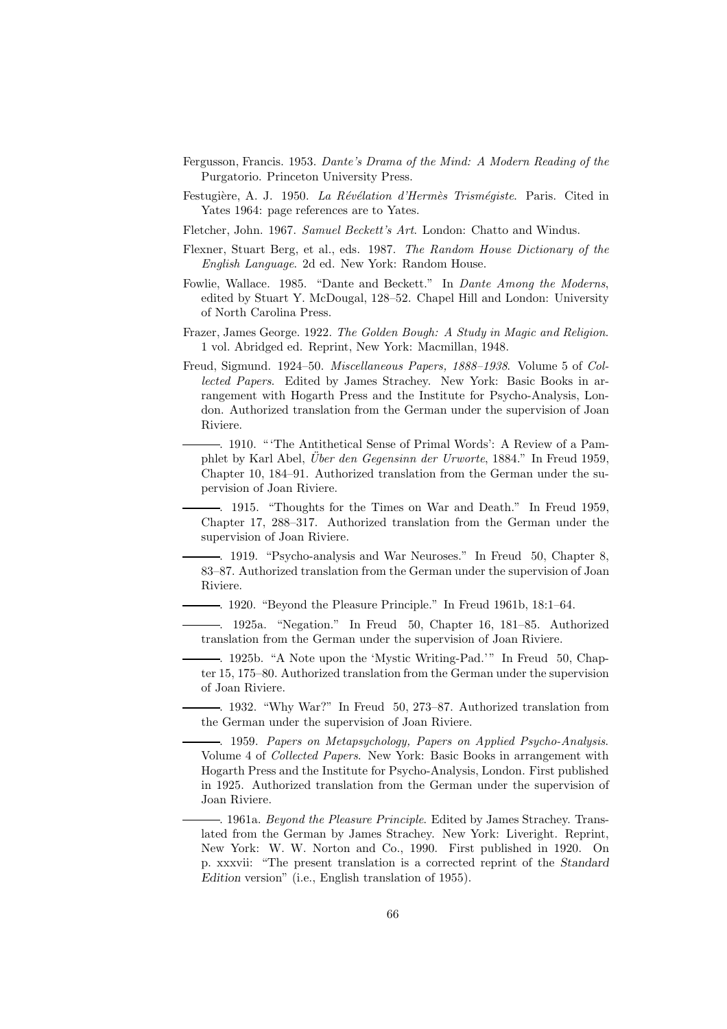Fergusson, Francis. 1953. *Dante's Drama of the Mind: A Modern Reading of the* Purgatorio. Princeton University Press.

Festugière, A. J. 1950. *La Révélation d'Hermès Trismégiste*. Paris. Cited in Yates 1964: page references are to Yates.

Fletcher, John. 1967. *Samuel Beckett's Art*. London: Chatto and Windus.

Flexner, Stuart Berg, et al., eds. 1987. *The Random House Dictionary of the English Language*. 2d ed. New York: Random House.

Fowlie, Wallace. 1985. "Dante and Beckett." In *Dante Among the Moderns*, edited by Stuart Y. McDougal, 128–52. Chapel Hill and London: University of North Carolina Press.

Frazer, James George. 1922. *The Golden Bough: A Study in Magic and Religion*. 1 vol. Abridged ed. Reprint, New York: Macmillan, 1948.

Freud, Sigmund. 1924–50. *Miscellaneous Papers, 1888–1938*. Volume 5 of *Collected Papers*. Edited by James Strachey. New York: Basic Books in arrangement with Hogarth Press and the Institute for Psycho-Analysis, London. Authorized translation from the German under the supervision of Joan Riviere.

———. 1910. "'The Antithetical Sense of Primal Words': A Review of a Pamphlet by Karl Abel, *Über den Gegensinn der Urworte*, 1884." In Freud 1959, Chapter 10, 184–91. Authorized translation from the German under the supervision of Joan Riviere.

———. 1915. "Thoughts for the Times on War and Death." In Freud 1959, Chapter 17, 288–317. Authorized translation from the German under the supervision of Joan Riviere.

———. 1919. "Psycho-analysis and War Neuroses." In Freud 50, Chapter 8, 83–87. Authorized translation from the German under the supervision of Joan Riviere.

———. 1920. "Beyond the Pleasure Principle." In Freud 1961b, 18:1–64.

———. 1925a. "Negation." In Freud 50, Chapter 16, 181–85. Authorized translation from the German under the supervision of Joan Riviere.

———. 1925b. "A Note upon the 'Mystic Writing-Pad.'" In Freud 50, Chapter 15, 175–80. Authorized translation from the German under the supervision of Joan Riviere.

———. 1932. "Why War?" In Freud 50, 273–87. Authorized translation from the German under the supervision of Joan Riviere.

———. 1959. *Papers on Metapsychology, Papers on Applied Psycho-Analysis*. Volume 4 of *Collected Papers*. New York: Basic Books in arrangement with Hogarth Press and the Institute for Psycho-Analysis, London. First published in 1925. Authorized translation from the German under the supervision of Joan Riviere.

———. 1961a. *Beyond the Pleasure Principle*. Edited by James Strachey. Translated from the German by James Strachey. New York: Liveright. Reprint, New York: W. W. Norton and Co., 1990. First published in 1920. On p. xxxvii: "The present translation is a corrected reprint of the *Standard Edition* version" (i.e., English translation of 1955).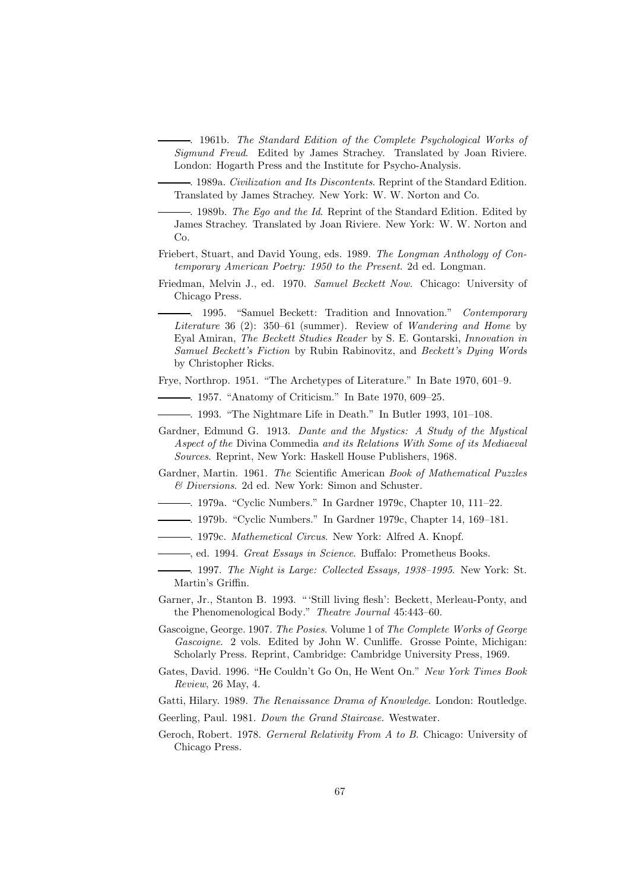———. 1961b. *The Standard Edition of the Complete Psychological Works of Sigmund Freud*. Edited by James Strachey. Translated by Joan Riviere. London: Hogarth Press and the Institute for Psycho-Analysis.

———. 1989a. *Civilization and Its Discontents*. Reprint of the Standard Edition. Translated by James Strachey. New York: W. W. Norton and Co.

———. 1989b. *The Ego and the Id*. Reprint of the Standard Edition. Edited by James Strachey. Translated by Joan Riviere. New York: W. W. Norton and Co.

Friebert, Stuart, and David Young, eds. 1989. *The Longman Anthology of Contemporary American Poetry: 1950 to the Present*. 2d ed. Longman.

Friedman, Melvin J., ed. 1970. *Samuel Beckett Now*. Chicago: University of Chicago Press.

———. 1995. "Samuel Beckett: Tradition and Innovation." *Contemporary Literature* 36 (2): 350–61 (summer). Review of *Wandering and Home* by Eyal Amiran, *The Beckett Studies Reader* by S. E. Gontarski, *Innovation in Samuel Beckett's Fiction* by Rubin Rabinovitz, and *Beckett's Dying Words* by Christopher Ricks.

Frye, Northrop. 1951. "The Archetypes of Literature." In Bate 1970, 601–9.

———. 1957. "Anatomy of Criticism." In Bate 1970, 609–25.

———. 1993. "The Nightmare Life in Death." In Butler 1993, 101–108.

Gardner, Edmund G. 1913. *Dante and the Mystics: A Study of the Mystical Aspect of the* Divina Commedia *and its Relations With Some of its Mediaeval Sources*. Reprint, New York: Haskell House Publishers, 1968.

Gardner, Martin. 1961. *The* Scientific American *Book of Mathematical Puzzles & Diversions*. 2d ed. New York: Simon and Schuster.

———. 1979a. "Cyclic Numbers." In Gardner 1979c, Chapter 10, 111–22.

———. 1979b. "Cyclic Numbers." In Gardner 1979c, Chapter 14, 169–181.

———. 1979c. *Mathemetical Circus*. New York: Alfred A. Knopf.

———, ed. 1994. *Great Essays in Science*. Buffalo: Prometheus Books.

———. 1997. *The Night is Large: Collected Essays, 1938–1995*. New York: St. Martin's Griffin.

Garner, Jr., Stanton B. 1993. "'Still living flesh': Beckett, Merleau-Ponty, and the Phenomenological Body." *Theatre Journal* 45:443–60.

Gascoigne, George. 1907. *The Posies*. Volume 1 of *The Complete Works of George Gascoigne*. 2 vols. Edited by John W. Cunliffe. Grosse Pointe, Michigan: Scholarly Press. Reprint, Cambridge: Cambridge University Press, 1969.

Gates, David. 1996. "He Couldn't Go On, He Went On." *New York Times Book Review*, 26 May, 4.

Gatti, Hilary. 1989. *The Renaissance Drama of Knowledge*. London: Routledge.

Geerling, Paul. 1981. *Down the Grand Staircase*. Westwater.

Geroch, Robert. 1978. *Gerneral Relativity From A to B*. Chicago: University of Chicago Press.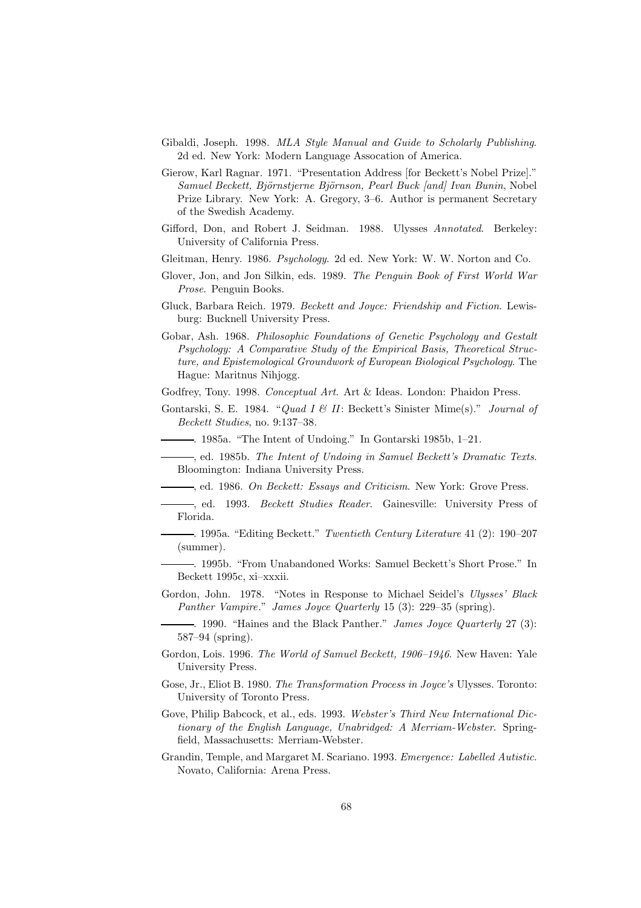Gibaldi, Joseph. 1998. *MLA Style Manual and Guide to Scholarly Publishing*. 2d ed. New York: Modern Language Assocation of America.

Gierow, Karl Ragnar. 1971. "Presentation Address [for Beckett's Nobel Prize]." *Samuel Beckett, Björnstjerne Björnson, Pearl Buck [and] Ivan Bunin*, Nobel Prize Library. New York: A. Gregory, 3–6. Author is permanent Secretary of the Swedish Academy.

Gifford, Don, and Robert J. Seidman. 1988. Ulysses *Annotated*. Berkeley: University of California Press.

Gleitman, Henry. 1986. *Psychology*. 2d ed. New York: W. W. Norton and Co.

Glover, Jon, and Jon Silkin, eds. 1989. *The Penguin Book of First World War Prose*. Penguin Books.

Gluck, Barbara Reich. 1979. *Beckett and Joyce: Friendship and Fiction*. Lewisburg: Bucknell University Press.

Gobar, Ash. 1968. *Philosophic Foundations of Genetic Psychology and Gestalt Psychology: A Comparative Study of the Empirical Basis, Theoretical Structure, and Epistemological Groundwork of European Biological Psychology*. The Hague: Maritnus Nihjogg.

Godfrey, Tony. 1998. *Conceptual Art*. Art & Ideas. London: Phaidon Press.

Gontarski, S. E. 1984. "*Quad I & II*: Beckett's Sinister Mime(s)." *Journal of Beckett Studies*, no. 9:137–38.

———. 1985a. "The Intent of Undoing." In Gontarski 1985b, 1–21.

———, ed. 1985b. *The Intent of Undoing in Samuel Beckett's Dramatic Texts*. Bloomington: Indiana University Press.

———, ed. 1986. *On Beckett: Essays and Criticism*. New York: Grove Press.

———, ed. 1993. *Beckett Studies Reader*. Gainesville: University Press of Florida.

———. 1995a. "Editing Beckett." *Twentieth Century Literature* 41 (2): 190–207 (summer).

———. 1995b. "From Unabandoned Works: Samuel Beckett's Short Prose." In Beckett 1995c, xi–xxxii.

Gordon, John. 1978. "Notes in Response to Michael Seidel's *Ulysses' Black Panther Vampire*." *James Joyce Quarterly* 15 (3): 229–35 (spring).

———. 1990. "Haines and the Black Panther." *James Joyce Quarterly* 27 (3): 587–94 (spring).

Gordon, Lois. 1996. *The World of Samuel Beckett, 1906–1946*. New Haven: Yale University Press.

Gose, Jr., Eliot B. 1980. *The Transformation Process in Joyce's* Ulysses. Toronto: University of Toronto Press.

Gove, Philip Babcock, et al., eds. 1993. *Webster's Third New International Dictionary of the English Language, Unabridged: A Merriam-Webster*. Springfield, Massachusetts: Merriam-Webster.

Grandin, Temple, and Margaret M. Scariano. 1993. *Emergence: Labelled Autistic*. Novato, California: Arena Press.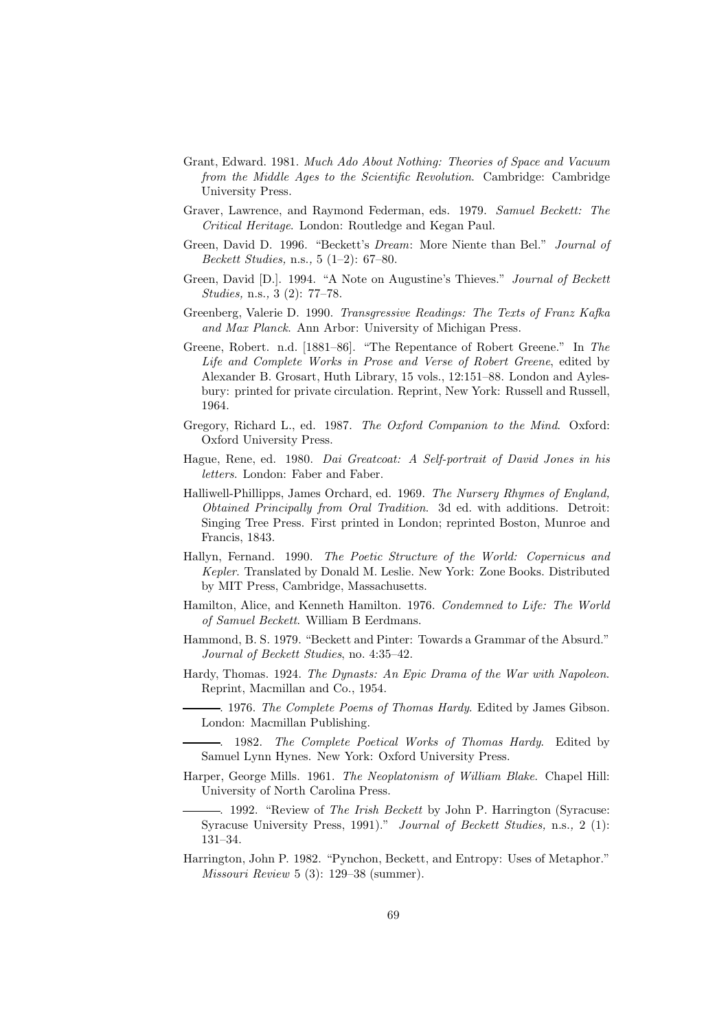Grant, Edward. 1981. *Much Ado About Nothing: Theories of Space and Vacuum from the Middle Ages to the Scientific Revolution*. Cambridge: Cambridge University Press.

Graver, Lawrence, and Raymond Federman, eds. 1979. *Samuel Beckett: The Critical Heritage*. London: Routledge and Kegan Paul.

Green, David D. 1996. "Beckett's *Dream*: More Niente than Bel." *Journal of Beckett Studies,* n.s.*,* 5 (1–2): 67–80.

Green, David [D.]. 1994. "A Note on Augustine's Thieves." *Journal of Beckett Studies,* n.s., 3 (2): 77–78.

Greenberg, Valerie D. 1990. *Transgressive Readings: The Texts of Franz Kafka and Max Planck*. Ann Arbor: University of Michigan Press.

Greene, Robert. n.d. [1881–86]. "The Repentance of Robert Greene." In *The Life and Complete Works in Prose and Verse of Robert Greene*, edited by Alexander B. Grosart, Huth Library, 15 vols., 12:151–88. London and Aylesbury: printed for private circulation. Reprint, New York: Russell and Russell, 1964.

Gregory, Richard L., ed. 1987. *The Oxford Companion to the Mind*. Oxford: Oxford University Press.

Hague, Rene, ed. 1980. *Dai Greatcoat: A Self-portrait of David Jones in his letters*. London: Faber and Faber.

Halliwell-Phillipps, James Orchard, ed. 1969. *The Nursery Rhymes of England, Obtained Principally from Oral Tradition*. 3d ed. with additions. Detroit: Singing Tree Press. First printed in London; reprinted Boston, Munroe and Francis, 1843.

Hallyn, Fernand. 1990. *The Poetic Structure of the World: Copernicus and Kepler*. Translated by Donald M. Leslie. New York: Zone Books. Distributed by MIT Press, Cambridge, Massachusetts.

Hamilton, Alice, and Kenneth Hamilton. 1976. *Condemned to Life: The World of Samuel Beckett*. William B Eerdmans.

Hammond, B. S. 1979. "Beckett and Pinter: Towards a Grammar of the Absurd." *Journal of Beckett Studies*, no. 4:35–42.

Hardy, Thomas. 1924. *The Dynasts: An Epic Drama of the War with Napoleon*. Reprint, Macmillan and Co., 1954.

———. 1976. *The Complete Poems of Thomas Hardy*. Edited by James Gibson. London: Macmillan Publishing.

———. 1982. *The Complete Poetical Works of Thomas Hardy*. Edited by Samuel Lynn Hynes. New York: Oxford University Press.

Harper, George Mills. 1961. *The Neoplatonism of William Blake*. Chapel Hill: University of North Carolina Press.

———. 1992. "Review of *The Irish Beckett* by John P. Harrington (Syracuse: Syracuse University Press, 1991)." *Journal of Beckett Studies,* n.s.*,* 2 (1): 131–34.

Harrington, John P. 1982. "Pynchon, Beckett, and Entropy: Uses of Metaphor." *Missouri Review* 5 (3): 129–38 (summer).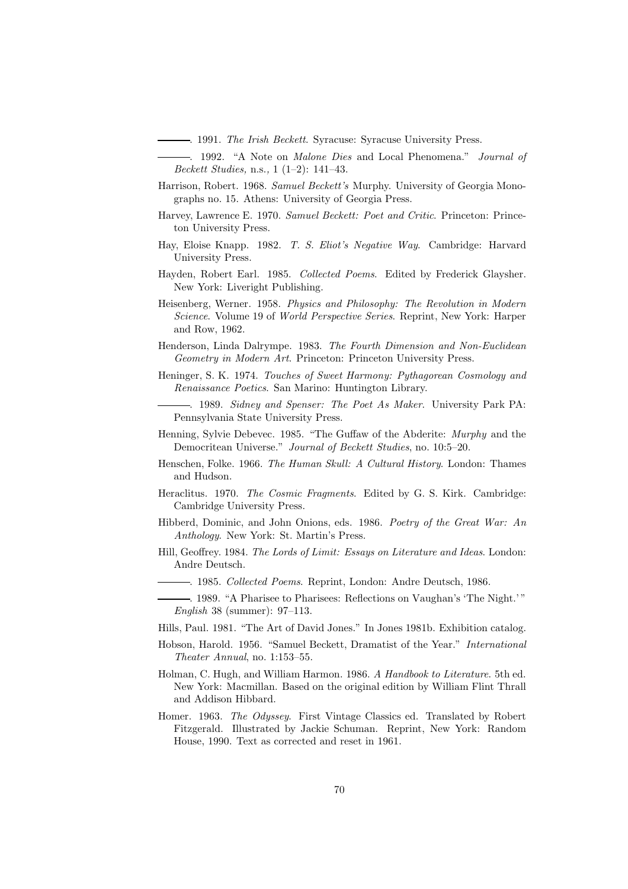———. 1991. *The Irish Beckett*. Syracuse: Syracuse University Press.

———. 1992. "A Note on *Malone Dies* and Local Phenomena." *Journal of Beckett Studies,* n.s., 1 (1–2): 141–43.

Harrison, Robert. 1968. *Samuel Beckett's* Murphy. University of Georgia Monographs no. 15. Athens: University of Georgia Press.

Harvey, Lawrence E. 1970. *Samuel Beckett: Poet and Critic*. Princeton: Princeton University Press.

Hay, Eloise Knapp. 1982. *T. S. Eliot's Negative Way*. Cambridge: Harvard University Press.

Hayden, Robert Earl. 1985. *Collected Poems*. Edited by Frederick Glaysher. New York: Liveright Publishing.

Heisenberg, Werner. 1958. *Physics and Philosophy: The Revolution in Modern Science*. Volume 19 of *World Perspective Series*. Reprint, New York: Harper and Row, 1962.

Henderson, Linda Dalrympe. 1983. *The Fourth Dimension and Non-Euclidean Geometry in Modern Art*. Princeton: Princeton University Press.

Heninger, S. K. 1974. *Touches of Sweet Harmony: Pythagorean Cosmology and Renaissance Poetics*. San Marino: Huntington Library.

———. 1989. *Sidney and Spenser: The Poet As Maker*. University Park PA: Pennsylvania State University Press.

Henning, Sylvie Debevec. 1985. "The Guffaw of the Abderite: *Murphy* and the Democritean Universe." *Journal of Beckett Studies*, no. 10:5–20.

Henschen, Folke. 1966. *The Human Skull: A Cultural History*. London: Thames and Hudson.

Heraclitus. 1970. *The Cosmic Fragments*. Edited by G. S. Kirk. Cambridge: Cambridge University Press.

Hibberd, Dominic, and John Onions, eds. 1986. *Poetry of the Great War: An Anthology*. New York: St. Martin's Press.

Hill, Geoffrey. 1984. *The Lords of Limit: Essays on Literature and Ideas*. London: Andre Deutsch.

———. 1985. *Collected Poems*. Reprint, London: Andre Deutsch, 1986.

———. 1989. "A Pharisee to Pharisees: Reflections on Vaughan's 'The Night.'" *English* 38 (summer): 97–113.

Hills, Paul. 1981. "The Art of David Jones." In Jones 1981b. Exhibition catalog.

Hobson, Harold. 1956. "Samuel Beckett, Dramatist of the Year." *International Theater Annual*, no. 1:153–55.

Holman, C. Hugh, and William Harmon. 1986. *A Handbook to Literature*. 5th ed. New York: Macmillan. Based on the original edition by William Flint Thrall and Addison Hibbard.

Homer. 1963. *The Odyssey*. First Vintage Classics ed. Translated by Robert Fitzgerald. Illustrated by Jackie Schuman. Reprint, New York: Random House, 1990. Text as corrected and reset in 1961.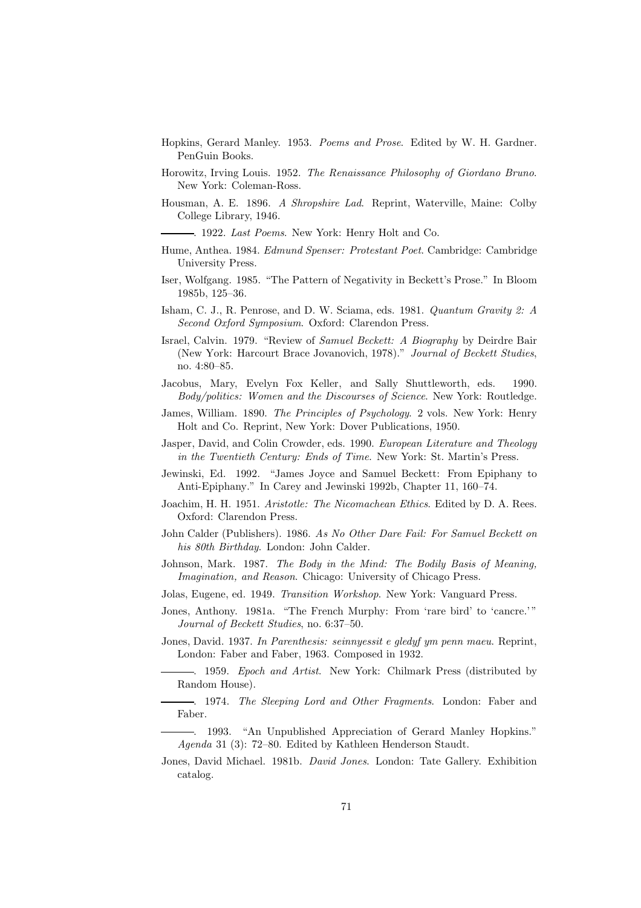Hopkins, Gerard Manley. 1953. *Poems and Prose*. Edited by W. H. Gardner. PenGuin Books.

Horowitz, Irving Louis. 1952. *The Renaissance Philosophy of Giordano Bruno*. New York: Coleman-Ross.

Housman, A. E. 1896. *A Shropshire Lad*. Reprint, Waterville, Maine: Colby College Library, 1946.

———. 1922. *Last Poems*. New York: Henry Holt and Co.

Hume, Anthea. 1984. *Edmund Spenser: Protestant Poet*. Cambridge: Cambridge University Press.

Iser, Wolfgang. 1985. "The Pattern of Negativity in Beckett's Prose." In Bloom 1985b, 125–36.

Isham, C. J., R. Penrose, and D. W. Sciama, eds. 1981. *Quantum Gravity 2: A Second Oxford Symposium*. Oxford: Clarendon Press.

Israel, Calvin. 1979. "Review of *Samuel Beckett: A Biography* by Deirdre Bair (New York: Harcourt Brace Jovanovich, 1978)." *Journal of Beckett Studies*, no. 4:80–85.

Jacobus, Mary, Evelyn Fox Keller, and Sally Shuttleworth, eds. 1990. *Body/politics: Women and the Discourses of Science*. New York: Routledge.

James, William. 1890. *The Principles of Psychology*. 2 vols. New York: Henry Holt and Co. Reprint, New York: Dover Publications, 1950.

Jasper, David, and Colin Crowder, eds. 1990. *European Literature and Theology in the Twentieth Century: Ends of Time*. New York: St. Martin's Press.

Jewinski, Ed. 1992. "James Joyce and Samuel Beckett: From Epiphany to Anti-Epiphany." In Carey and Jewinski 1992b, Chapter 11, 160–74.

Joachim, H. H. 1951. *Aristotle: The Nicomachean Ethics*. Edited by D. A. Rees. Oxford: Clarendon Press.

John Calder (Publishers). 1986. *As No Other Dare Fail: For Samuel Beckett on his 80th Birthday*. London: John Calder.

Johnson, Mark. 1987. *The Body in the Mind: The Bodily Basis of Meaning, Imagination, and Reason*. Chicago: University of Chicago Press.

Jolas, Eugene, ed. 1949. *Transition Workshop*. New York: Vanguard Press.

Jones, Anthony. 1981a. "The French Murphy: From 'rare bird' to 'cancre.'" *Journal of Beckett Studies*, no. 6:37–50.

Jones, David. 1937. *In Parenthesis: seinnyessit e gledyf ym penn maeu*. Reprint, London: Faber and Faber, 1963. Composed in 1932.

———. 1959. *Epoch and Artist*. New York: Chilmark Press (distributed by Random House).

———. 1974. *The Sleeping Lord and Other Fragments*. London: Faber and Faber.

———. 1993. "An Unpublished Appreciation of Gerard Manley Hopkins." *Agenda* 31 (3): 72–80. Edited by Kathleen Henderson Staudt.

Jones, David Michael. 1981b. *David Jones*. London: Tate Gallery. Exhibition catalog.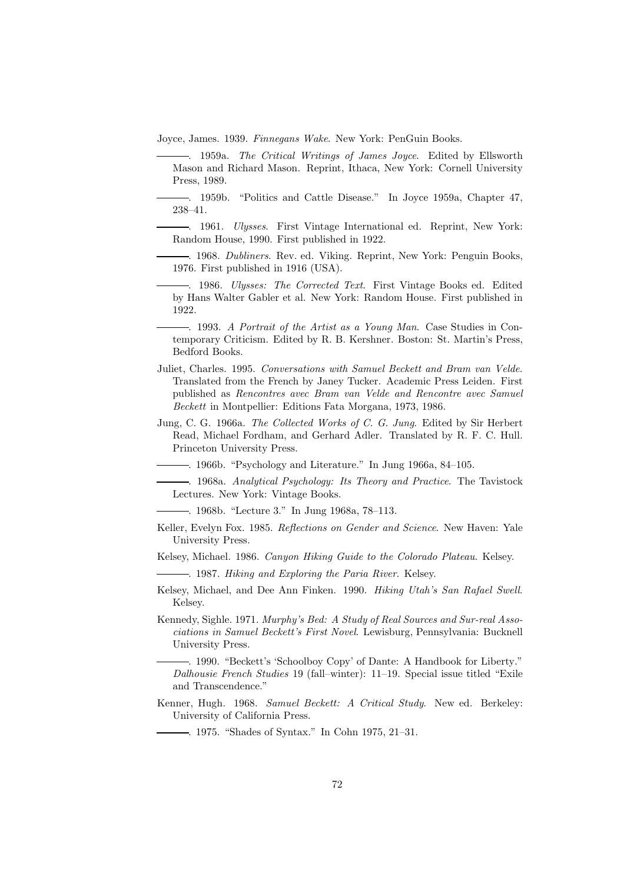Joyce, James. 1939. *Finnegans Wake*. New York: PenGuin Books.

———. 1959a. *The Critical Writings of James Joyce*. Edited by Ellsworth Mason and Richard Mason. Reprint, Ithaca, New York: Cornell University Press, 1989.

———. 1959b. "Politics and Cattle Disease." In Joyce 1959a, Chapter 47, 238–41.

———. 1961. *Ulysses*. First Vintage International ed. Reprint, New York: Random House, 1990. First published in 1922.

———. 1968. *Dubliners*. Rev. ed. Viking. Reprint, New York: Penguin Books, 1976. First published in 1916 (USA).

———. 1986. *Ulysses: The Corrected Text*. First Vintage Books ed. Edited by Hans Walter Gabler et al. New York: Random House. First published in 1922.

———. 1993. *A Portrait of the Artist as a Young Man*. Case Studies in Contemporary Criticism. Edited by R. B. Kershner. Boston: St. Martin's Press, Bedford Books.

Juliet, Charles. 1995. *Conversations with Samuel Beckett and Bram van Velde*. Translated from the French by Janey Tucker. Academic Press Leiden. First published as *Rencontres avec Bram van Velde and Rencontre avec Samuel Beckett* in Montpellier: Editions Fata Morgana, 1973, 1986.

Jung, C. G. 1966a. *The Collected Works of C. G. Jung*. Edited by Sir Herbert Read, Michael Fordham, and Gerhard Adler. Translated by R. F. C. Hull. Princeton University Press.

———. 1966b. "Psychology and Literature." In Jung 1966a, 84–105.

———. 1968a. *Analytical Psychology: Its Theory and Practice*. The Tavistock Lectures. New York: Vintage Books.

———. 1968b. "Lecture 3." In Jung 1968a, 78–113.

Keller, Evelyn Fox. 1985. *Reflections on Gender and Science*. New Haven: Yale University Press.

Kelsey, Michael. 1986. *Canyon Hiking Guide to the Colorado Plateau*. Kelsey.

———. 1987. *Hiking and Exploring the Paria River*. Kelsey.

Kelsey, Michael, and Dee Ann Finken. 1990. *Hiking Utah's San Rafael Swell*. Kelsey.

Kennedy, Sighle. 1971. *Murphy's Bed: A Study of Real Sources and Sur-real Associations in Samuel Beckett's First Novel*. Lewisburg, Pennsylvania: Bucknell University Press.

———. 1990. "Beckett's 'Schoolboy Copy' of Dante: A Handbook for Liberty." *Dalhousie French Studies* 19 (fall–winter): 11–19. Special issue titled "Exile and Transcendence."

Kenner, Hugh. 1968. *Samuel Beckett: A Critical Study*. New ed. Berkeley: University of California Press.

———. 1975. "Shades of Syntax." In Cohn 1975, 21–31.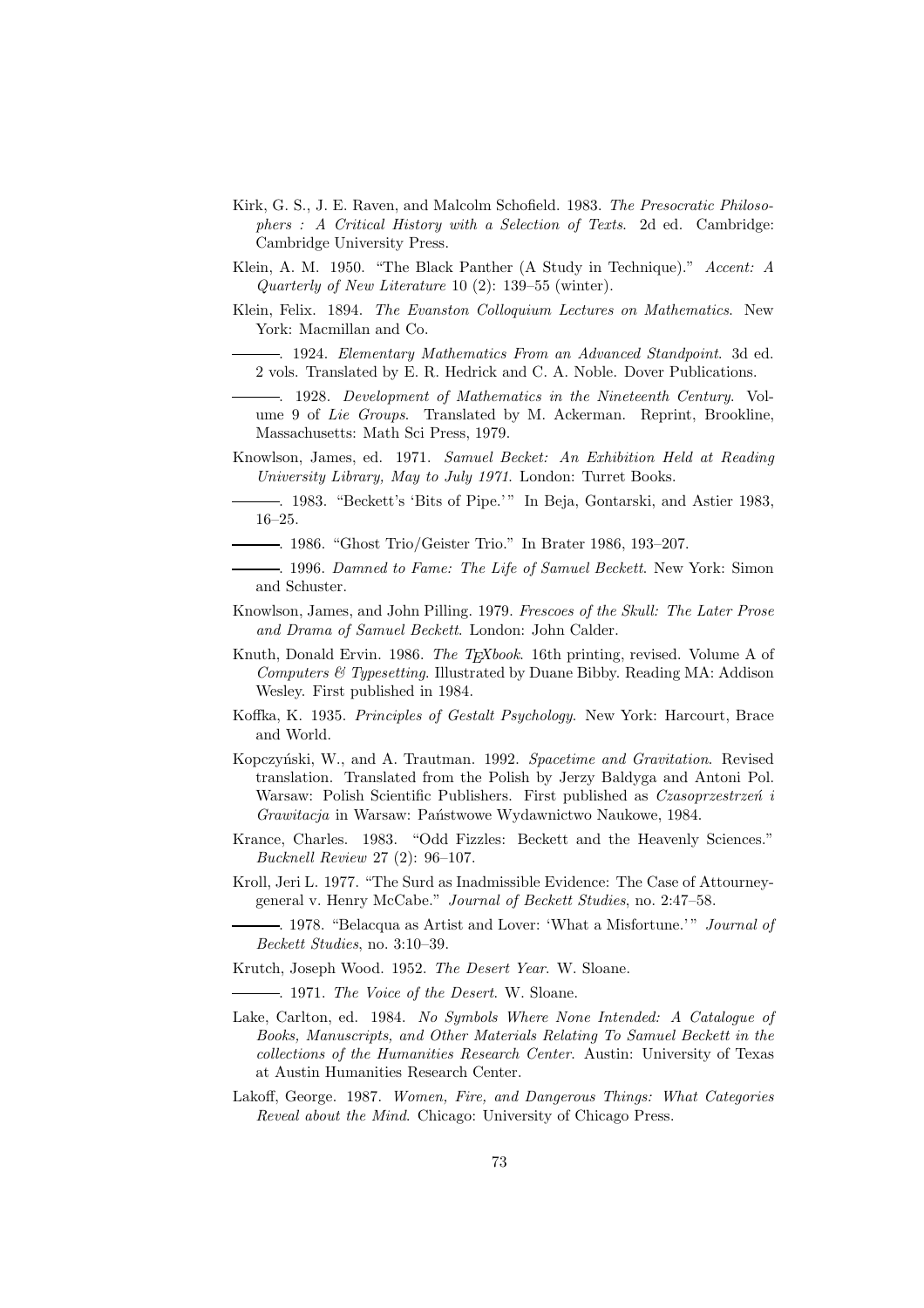Kirk, G. S., J. E. Raven, and Malcolm Schofield. 1983. *The Presocratic Philosophers : A Critical History with a Selection of Texts*. 2d ed. Cambridge: Cambridge University Press.

Klein, A. M. 1950. "The Black Panther (A Study in Technique)." *Accent: A Quarterly of New Literature* 10 (2): 139–55 (winter).

Klein, Felix. 1894. *The Evanston Colloquium Lectures on Mathematics*. New York: Macmillan and Co.

———. 1924. *Elementary Mathematics From an Advanced Standpoint*. 3d ed. 2 vols. Translated by E. R. Hedrick and C. A. Noble. Dover Publications.

———. 1928. *Development of Mathematics in the Nineteenth Century*. Volume 9 of *Lie Groups*. Translated by M. Ackerman. Reprint, Brookline, Massachusetts: Math Sci Press, 1979.

Knowlson, James, ed. 1971. *Samuel Becket: An Exhibition Held at Reading University Library, May to July 1971*. London: Turret Books.

———. 1983. "Beckett's 'Bits of Pipe.'" In Beja, Gontarski, and Astier 1983, 16–25.

———. 1986. "Ghost Trio/Geister Trio." In Brater 1986, 193–207.

———. 1996. *Damned to Fame: The Life of Samuel Beckett*. New York: Simon and Schuster.

Knowlson, James, and John Pilling. 1979. *Frescoes of the Skull: The Later Prose and Drama of Samuel Beckett*. London: John Calder.

Knuth, Donald Ervin. 1986. *The TEXbook*. 16th printing, revised. Volume A of *Computers & Typesetting*. Illustrated by Duane Bibby. Reading MA: Addison Wesley. First published in 1984.

Koffka, K. 1935. *Principles of Gestalt Psychology*. New York: Harcourt, Brace and World.

Kopczyński, W., and A. Trautman. 1992. *Spacetime and Gravitation*. Revised translation. Translated from the Polish by Jerzy Baldyga and Antoni Pol. Warsaw: Polish Scientific Publishers. First published as *Czasoprzestrzeń i Grawitacja* in Warsaw: PańStwowe Wydawnictwo Naukowe, 1984.

Krance, Charles. 1983. "Odd Fizzles: Beckett and the Heavenly Sciences." *Bucknell Review* 27 (2): 96–107.

Kroll, Jeri L. 1977. "The Surd as Inadmissible Evidence: The Case of Attourney-general v. Henry McCabe." *Journal of Beckett Studies*, no. 2:47–58.

———. 1978. "Belacqua as Artist and Lover: 'What a Misfortune.'" *Journal of Beckett Studies*, no. 3:10–39.

Krutch, Joseph Wood. 1952. *The Desert Year*. W. Sloane.

———. 1971. *The Voice of the Desert*. W. Sloane.

Lake, Carlton, ed. 1984. *No Symbols Where None Intended: A Catalogue of Books, Manuscripts, and Other Materials Relating To Samuel Beckett in the collections of the Humanities Research Center*. Austin: University of Texas at Austin Humanities Research Center.

Lakoff, George. 1987. *Women, Fire, and Dangerous Things: What Categories Reveal about the Mind*. Chicago: University of Chicago Press.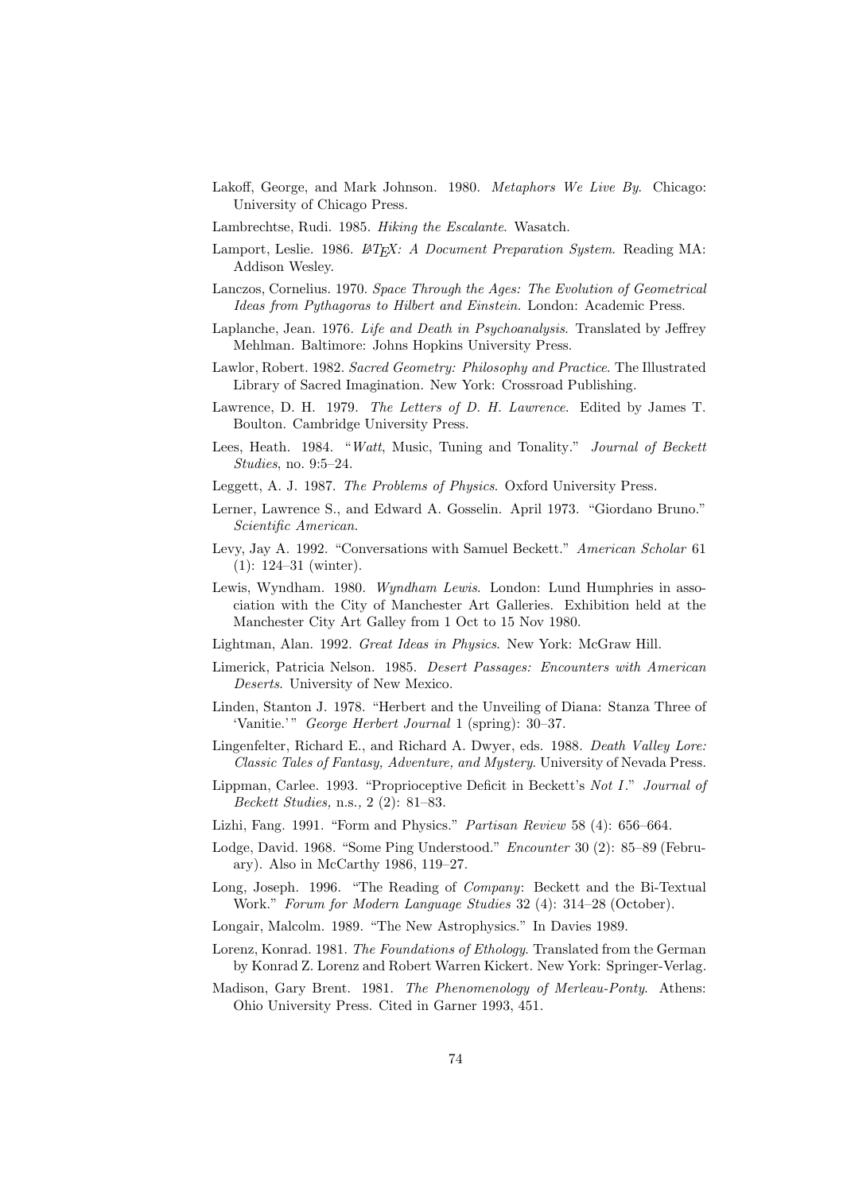Lakoff, George, and Mark Johnson. 1980. *Metaphors We Live By*. Chicago: University of Chicago Press.

Lambrechtse, Rudi. 1985. *Hiking the Escalante*. Wasatch.

Lamport, Leslie. 1986. *LaTeX: A Document Preparation System*. Reading MA: Addison Wesley.

Lanczos, Cornelius. 1970. *Space Through the Ages: The Evolution of Geometrical Ideas from Pythagoras to Hilbert and Einstein*. London: Academic Press.

Laplanche, Jean. 1976. *Life and Death in Psychoanalysis*. Translated by Jeffrey Mehlman. Baltimore: Johns Hopkins University Press.

Lawlor, Robert. 1982. *Sacred Geometry: Philosophy and Practice*. The Illustrated Library of Sacred Imagination. New York: Crossroad Publishing.

Lawrence, D. H. 1979. *The Letters of D. H. Lawrence*. Edited by James T. Boulton. Cambridge University Press.

Lees, Heath. 1984. "*Watt*, Music, Tuning and Tonality." *Journal of Beckett Studies*, no. 9:5–24.

Leggett, A. J. 1987. *The Problems of Physics*. Oxford University Press.

Lerner, Lawrence S., and Edward A. Gosselin. April 1973. "Giordano Bruno." *Scientific American*.

Levy, Jay A. 1992. "Conversations with Samuel Beckett." *American Scholar* 61 (1): 124–31 (winter).

Lewis, Wyndham. 1980. *Wyndham Lewis*. London: Lund Humphries in association with the City of Manchester Art Galleries. Exhibition held at the Manchester City Art Galley from 1 Oct to 15 Nov 1980.

Lightman, Alan. 1992. *Great Ideas in Physics*. New York: McGraw Hill.

Limerick, Patricia Nelson. 1985. *Desert Passages: Encounters with American Deserts*. University of New Mexico.

Linden, Stanton J. 1978. "Herbert and the Unveiling of Diana: Stanza Three of 'Vanitie.'" *George Herbert Journal* 1 (spring): 30–37.

Lingenfelter, Richard E., and Richard A. Dwyer, eds. 1988. *Death Valley Lore: Classic Tales of Fantasy, Adventure, and Mystery*. University of Nevada Press.

Lippman, Carlee. 1993. "Proprioceptive Deficit in Beckett's *Not I*." *Journal of Beckett Studies,* n.s., 2 (2): 81–83.

Lizhi, Fang. 1991. "Form and Physics." *Partisan Review* 58 (4): 656–664.

Lodge, David. 1968. "Some Ping Understood." *Encounter* 30 (2): 85–89 (February). Also in McCarthy 1986, 119–27.

Long, Joseph. 1996. "The Reading of *Company*: Beckett and the Bi-Textual Work." *Forum for Modern Language Studies* 32 (4): 314–28 (October).

Longair, Malcolm. 1989. "The New Astrophysics." In Davies 1989.

Lorenz, Konrad. 1981. *The Foundations of Ethology*. Translated from the German by Konrad Z. Lorenz and Robert Warren Kickert. New York: Springer-Verlag.

Madison, Gary Brent. 1981. *The Phenomenology of Merleau-Ponty*. Athens: Ohio University Press. Cited in Garner 1993, 451.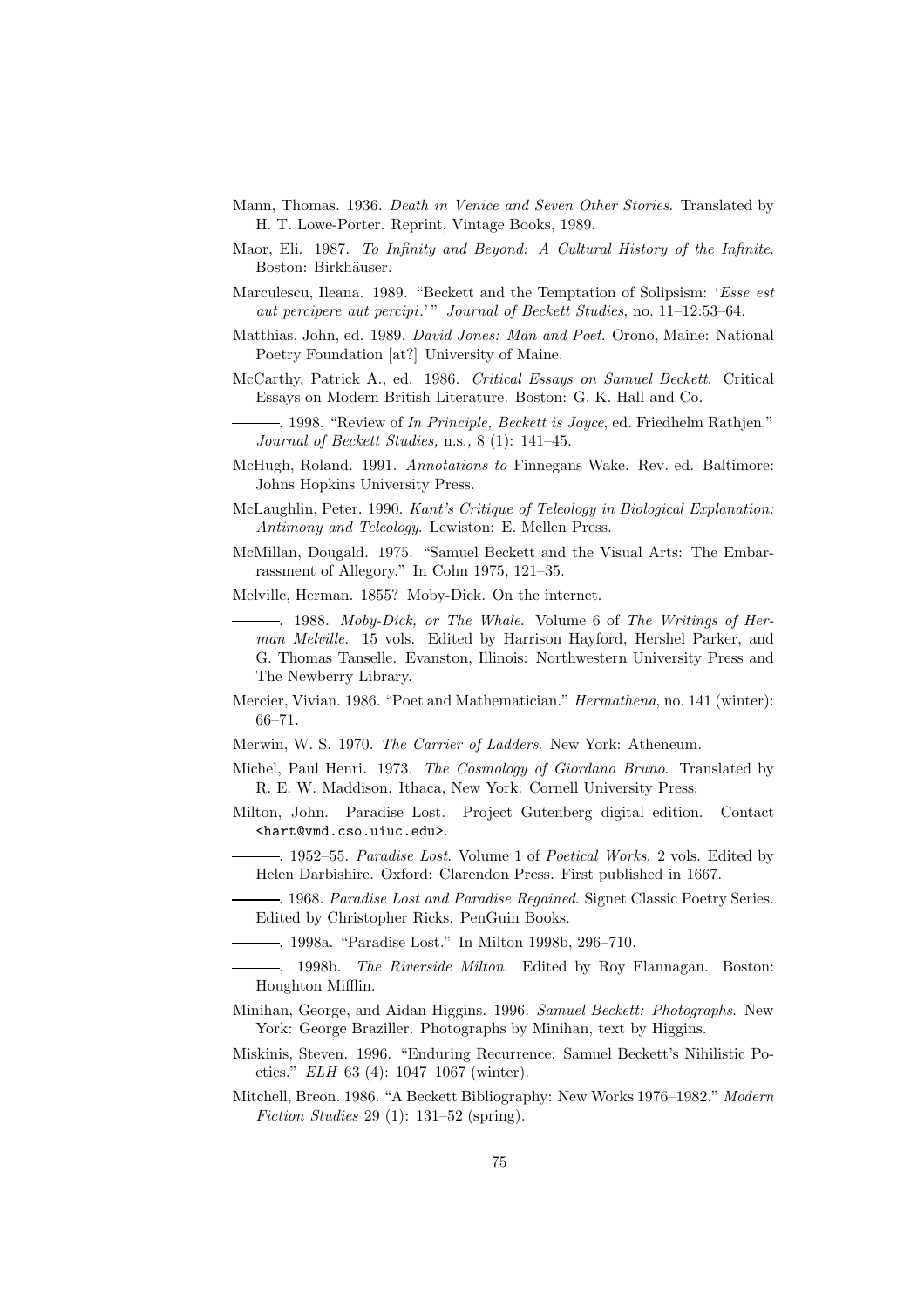Mann, Thomas. 1936. *Death in Venice and Seven Other Stories*. Translated by H. T. Lowe-Porter. Reprint, Vintage Books, 1989.

Maor, Eli. 1987. *To Infinity and Beyond: A Cultural History of the Infinite*. Boston: Birkhäuser.

Marculescu, Ileana. 1989. "Beckett and the Temptation of Solipsism: '*Esse est aut percipere aut percipi*.'" *Journal of Beckett Studies*, no. 11–12:53–64.

Matthias, John, ed. 1989. *David Jones: Man and Poet*. Orono, Maine: National Poetry Foundation [at?] University of Maine.

McCarthy, Patrick A., ed. 1986. *Critical Essays on Samuel Beckett*. Critical Essays on Modern British Literature. Boston: G. K. Hall and Co.

———. 1998. "Review of *In Principle, Beckett is Joyce*, ed. Friedhelm Rathjen." *Journal of Beckett Studies*, n.s., 8 (1): 141–45.

McHugh, Roland. 1991. *Annotations to* Finnegans Wake. Rev. ed. Baltimore: Johns Hopkins University Press.

McLaughlin, Peter. 1990. *Kant's Critique of Teleology in Biological Explanation: Antimony and Teleology*. Lewiston: E. Mellen Press.

McMillan, Dougald. 1975. "Samuel Beckett and the Visual Arts: The Embarrassment of Allegory." In Cohn 1975, 121–35.

Melville, Herman. 1855? Moby-Dick. On the internet.

———. 1988. *Moby-Dick, or The Whale*. Volume 6 of *The Writings of Herman Melville*. 15 vols. Edited by Harrison Hayford, Hershel Parker, and G. Thomas Tanselle. Evanston, Illinois: Northwestern University Press and The Newberry Library.

Mercier, Vivian. 1986. "Poet and Mathematician." *Hermathena*, no. 141 (winter): 66–71.

Merwin, W. S. 1970. *The Carrier of Ladders*. New York: Atheneum.

Michel, Paul Henri. 1973. *The Cosmology of Giordano Bruno*. Translated by R. E. W. Maddison. Ithaca, New York: Cornell University Press.

Milton, John. Paradise Lost. Project Gutenberg digital edition. Contact `<hart@vmd.cso.uiuc.edu>`.

———. 1952–55. *Paradise Lost*. Volume 1 of *Poetical Works*. 2 vols. Edited by Helen Darbishire. Oxford: Clarendon Press. First published in 1667.

———. 1968. *Paradise Lost and Paradise Regained*. Signet Classic Poetry Series. Edited by Christopher Ricks. PenGuin Books.

———. 1998a. "Paradise Lost." In Milton 1998b, 296–710.

———. 1998b. *The Riverside Milton*. Edited by Roy Flannagan. Boston: Houghton Mifflin.

Minihan, George, and Aidan Higgins. 1996. *Samuel Beckett: Photographs*. New York: George Braziller. Photographs by Minihan, text by Higgins.

Miskinis, Steven. 1996. "Enduring Recurrence: Samuel Beckett's Nihilistic Poetics." *ELH* 63 (4): 1047–1067 (winter).

Mitchell, Breon. 1986. "A Beckett Bibliography: New Works 1976–1982." *Modern Fiction Studies* 29 (1): 131–52 (spring).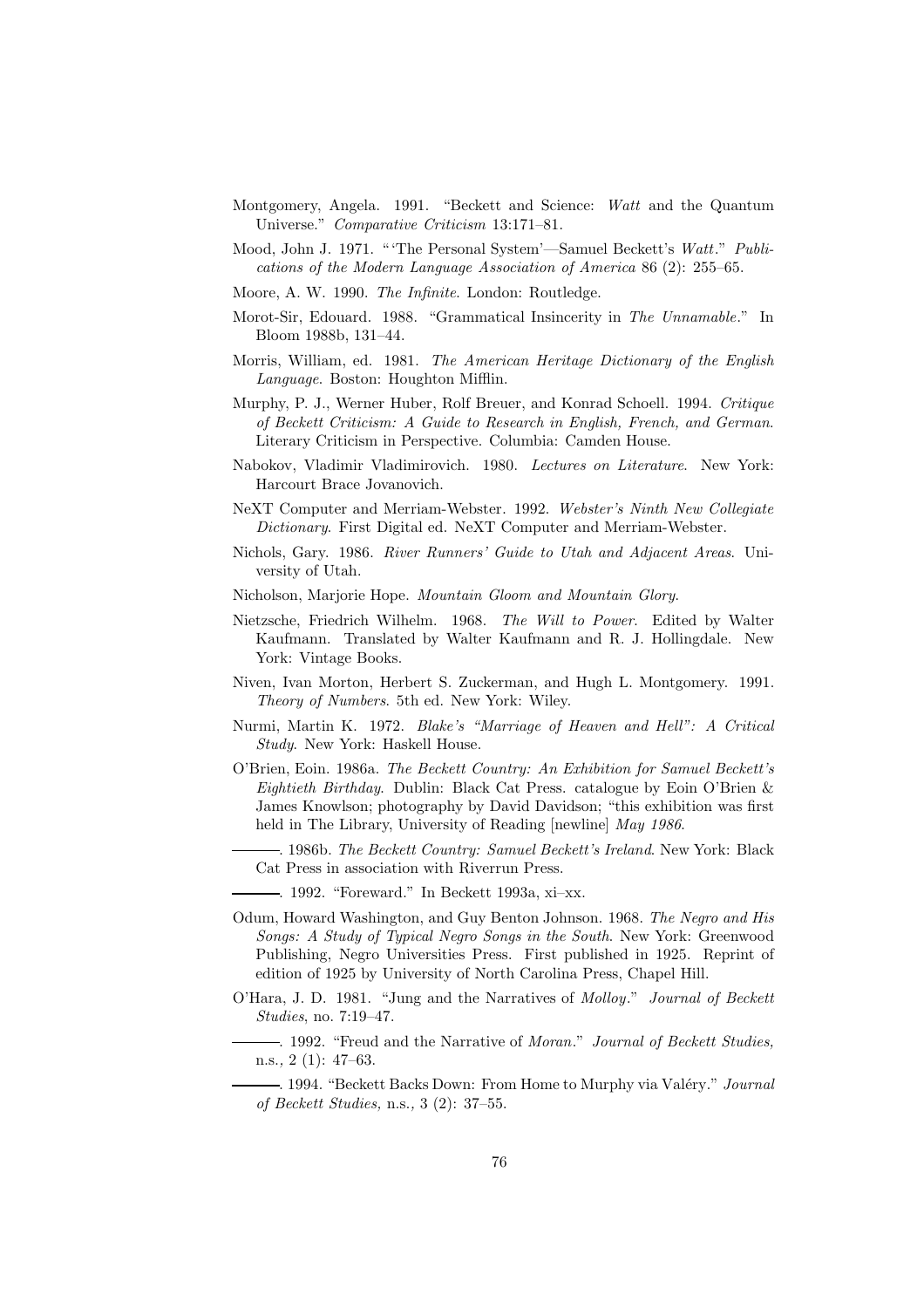Montgomery, Angela. 1991. "Beckett and Science: *Watt* and the Quantum Universe." *Comparative Criticism* 13:171–81.

Mood, John J. 1971. "'The Personal System'—Samuel Beckett's *Watt*." *Publications of the Modern Language Association of America* 86 (2): 255–65.

Moore, A. W. 1990. *The Infinite*. London: Routledge.

Morot-Sir, Edouard. 1988. "Grammatical Insincerity in *The Unnamable*." In Bloom 1988b, 131–44.

Morris, William, ed. 1981. *The American Heritage Dictionary of the English Language*. Boston: Houghton Mifflin.

Murphy, P. J., Werner Huber, Rolf Breuer, and Konrad Schoell. 1994. *Critique of Beckett Criticism: A Guide to Research in English, French, and German*. Literary Criticism in Perspective. Columbia: Camden House.

Nabokov, Vladimir Vladimirovich. 1980. *Lectures on Literature*. New York: Harcourt Brace Jovanovich.

NeXT Computer and Merriam-Webster. 1992. *Webster's Ninth New Collegiate Dictionary*. First Digital ed. NeXT Computer and Merriam-Webster.

Nichols, Gary. 1986. *River Runners' Guide to Utah and Adjacent Areas*. University of Utah.

Nicholson, Marjorie Hope. *Mountain Gloom and Mountain Glory*.

Nietzsche, Friedrich Wilhelm. 1968. *The Will to Power*. Edited by Walter Kaufmann. Translated by Walter Kaufmann and R. J. Hollingdale. New York: Vintage Books.

Niven, Ivan Morton, Herbert S. Zuckerman, and Hugh L. Montgomery. 1991. *Theory of Numbers*. 5th ed. New York: Wiley.

Nurmi, Martin K. 1972. *Blake's "Marriage of Heaven and Hell": A Critical Study*. New York: Haskell House.

O'Brien, Eoin. 1986a. *The Beckett Country: An Exhibition for Samuel Beckett's Eightieth Birthday*. Dublin: Black Cat Press. catalogue by Eoin O'Brien & James Knowlson; photography by David Davidson; "this exhibition was first held in The Library, University of Reading [newline] *May 1986*.

———. 1986b. *The Beckett Country: Samuel Beckett's Ireland*. New York: Black Cat Press in association with Riverrun Press.

———. 1992. "Foreward." In Beckett 1993a, xi–xx.

Odum, Howard Washington, and Guy Benton Johnson. 1968. *The Negro and His Songs: A Study of Typical Negro Songs in the South*. New York: Greenwood Publishing, Negro Universities Press. First published in 1925. Reprint of edition of 1925 by University of North Carolina Press, Chapel Hill.

O'Hara, J. D. 1981. "Jung and the Narratives of *Molloy*." *Journal of Beckett Studies*, no. 7:19–47.

———. 1992. "Freud and the Narrative of *Moran*." *Journal of Beckett Studies,* n.s., 2 (1): 47–63.

———. 1994. "Beckett Backs Down: From Home to Murphy via Valéry." *Journal of Beckett Studies,* n.s., 3 (2): 37–55.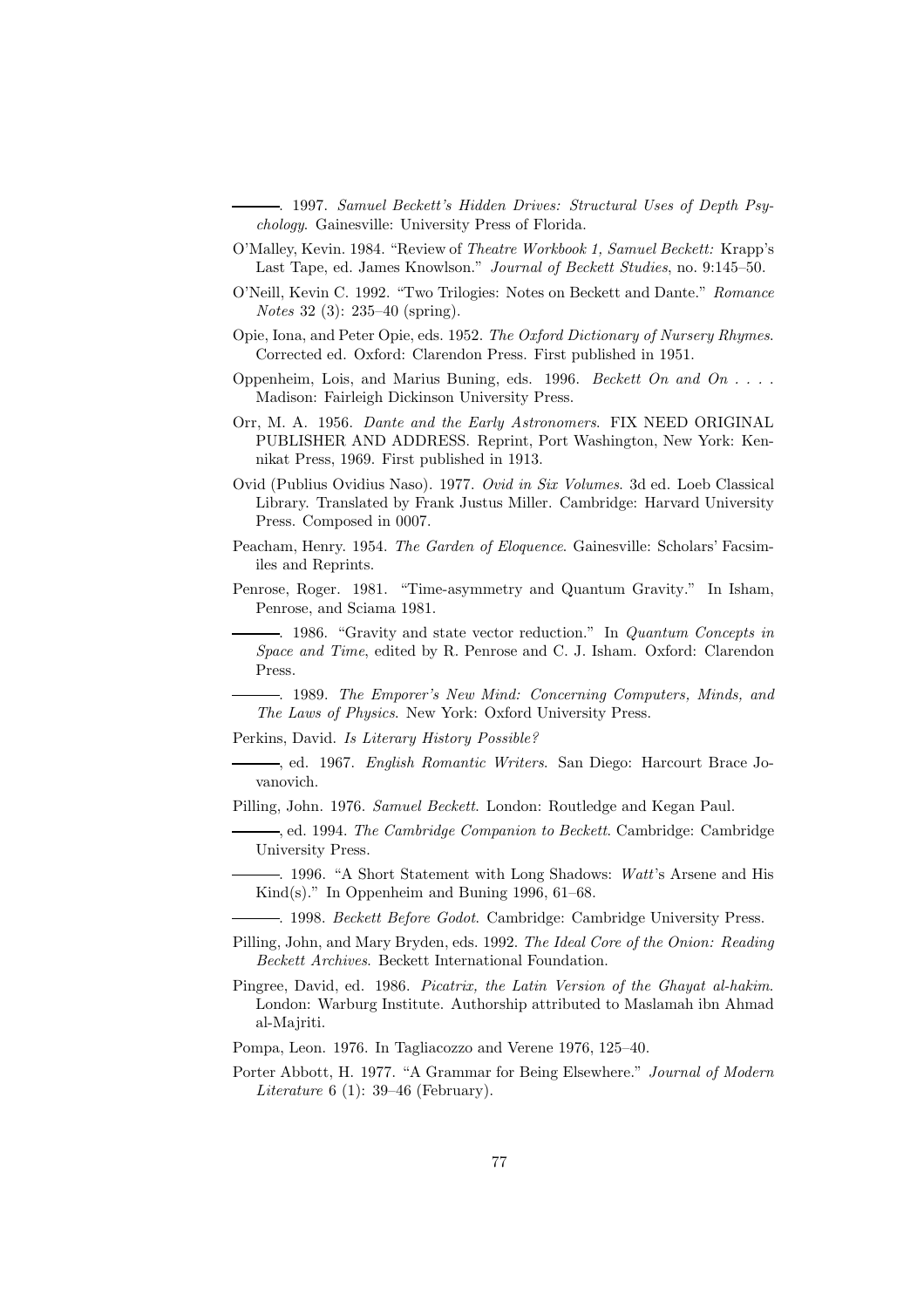———. 1997. *Samuel Beckett's Hidden Drives: Structural Uses of Depth Psychology*. Gainesville: University Press of Florida.

O'Malley, Kevin. 1984. "Review of *Theatre Workbook 1, Samuel Beckett:* Krapp's Last Tape, ed. James Knowlson." *Journal of Beckett Studies*, no. 9:145–50.

O'Neill, Kevin C. 1992. "Two Trilogies: Notes on Beckett and Dante." *Romance Notes* 32 (3): 235–40 (spring).

Opie, Iona, and Peter Opie, eds. 1952. *The Oxford Dictionary of Nursery Rhymes*. Corrected ed. Oxford: Clarendon Press. First published in 1951.

Oppenheim, Lois, and Marius Buning, eds. 1996. *Beckett On and On . . . .* Madison: Fairleigh Dickinson University Press.

Orr, M. A. 1956. *Dante and the Early Astronomers*. FIX NEED ORIGINAL PUBLISHER AND ADDRESS. Reprint, Port Washington, New York: Kennikat Press, 1969. First published in 1913.

Ovid (Publius Ovidius Naso). 1977. *Ovid in Six Volumes*. 3d ed. Loeb Classical Library. Translated by Frank Justus Miller. Cambridge: Harvard University Press. Composed in 0007.

Peacham, Henry. 1954. *The Garden of Eloquence*. Gainesville: Scholars' Facsimiles and Reprints.

Penrose, Roger. 1981. "Time-asymmetry and Quantum Gravity." In Isham, Penrose, and Sciama 1981.

———. 1986. "Gravity and state vector reduction." In *Quantum Concepts in Space and Time*, edited by R. Penrose and C. J. Isham. Oxford: Clarendon Press.

———. 1989. *The Emporer's New Mind: Concerning Computers, Minds, and The Laws of Physics*. New York: Oxford University Press.

Perkins, David. *Is Literary History Possible?*

———, ed. 1967. *English Romantic Writers*. San Diego: Harcourt Brace Jovanovich.

Pilling, John. 1976. *Samuel Beckett*. London: Routledge and Kegan Paul.

———, ed. 1994. *The Cambridge Companion to Beckett*. Cambridge: Cambridge University Press.

———. 1996. "A Short Statement with Long Shadows: *Watt*'s Arsene and His Kind(s)." In Oppenheim and Buning 1996, 61–68.

———. 1998. *Beckett Before Godot*. Cambridge: Cambridge University Press.

Pilling, John, and Mary Bryden, eds. 1992. *The Ideal Core of the Onion: Reading Beckett Archives*. Beckett International Foundation.

Pingree, David, ed. 1986. *Picatrix, the Latin Version of the Ghayat al-hakim*. London: Warburg Institute. Authorship attributed to Maslamah ibn Ahmad al-Majriti.

Pompa, Leon. 1976. In Tagliacozzo and Verene 1976, 125–40.

Porter Abbott, H. 1977. "A Grammar for Being Elsewhere." *Journal of Modern Literature* 6 (1): 39–46 (February).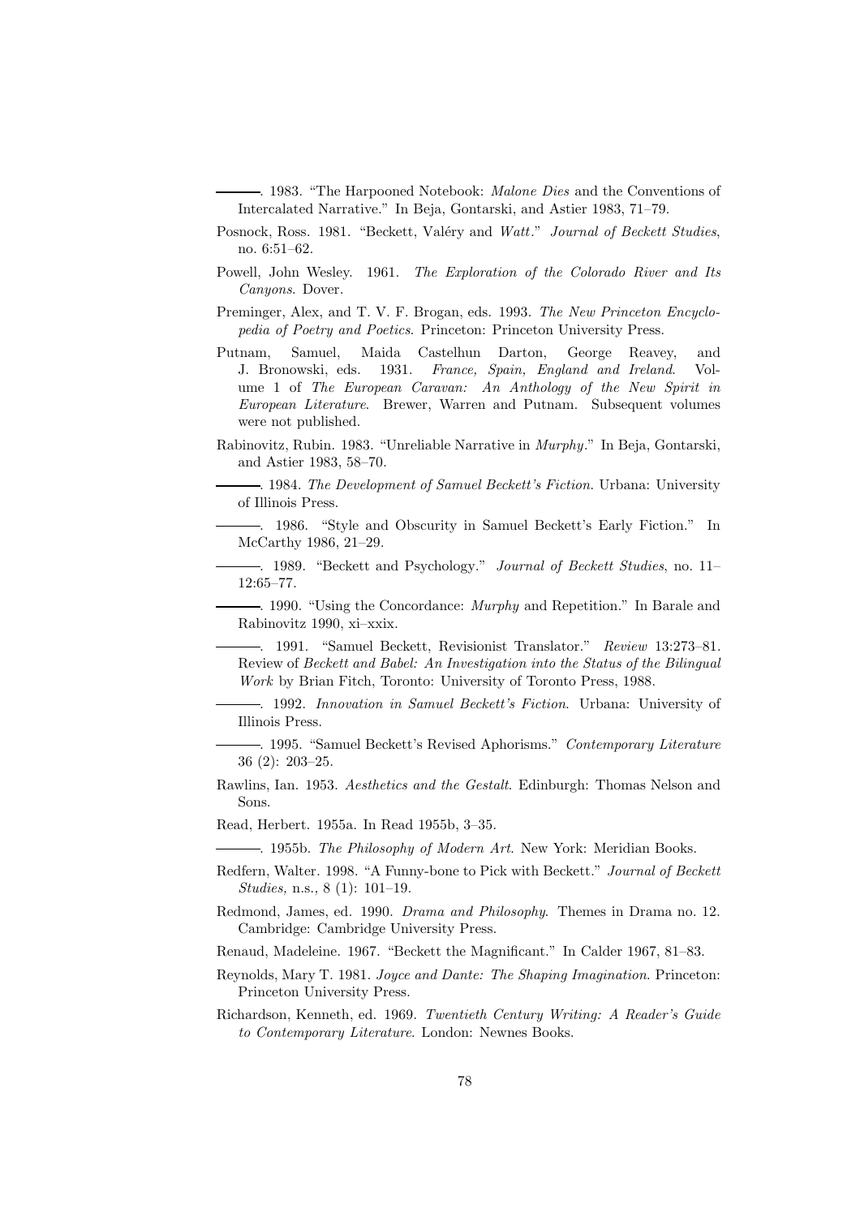———. 1983. "The Harpooned Notebook: *Malone Dies* and the Conventions of Intercalated Narrative." In Beja, Gontarski, and Astier 1983, 71–79.

Posnock, Ross. 1981. "Beckett, Valéry and *Watt*." *Journal of Beckett Studies*, no. 6:51–62.

Powell, John Wesley. 1961. *The Exploration of the Colorado River and Its Canyons*. Dover.

Preminger, Alex, and T. V. F. Brogan, eds. 1993. *The New Princeton Encyclopedia of Poetry and Poetics*. Princeton: Princeton University Press.

Putnam, Samuel, Maida Castelhun Darton, George Reavey, and J. Bronowski, eds. 1931. *France, Spain, England and Ireland*. Volume 1 of *The European Caravan: An Anthology of the New Spirit in European Literature*. Brewer, Warren and Putnam. Subsequent volumes were not published.

Rabinovitz, Rubin. 1983. "Unreliable Narrative in *Murphy*." In Beja, Gontarski, and Astier 1983, 58–70.

———. 1984. *The Development of Samuel Beckett's Fiction*. Urbana: University of Illinois Press.

———. 1986. "Style and Obscurity in Samuel Beckett's Early Fiction." In McCarthy 1986, 21–29.

———. 1989. "Beckett and Psychology." *Journal of Beckett Studies*, no. 11–12:65–77.

———. 1990. "Using the Concordance: *Murphy* and Repetition." In Barale and Rabinovitz 1990, xi–xxix.

———. 1991. "Samuel Beckett, Revisionist Translator." *Review* 13:273–81. Review of *Beckett and Babel: An Investigation into the Status of the Bilingual Work* by Brian Fitch, Toronto: University of Toronto Press, 1988.

———. 1992. *Innovation in Samuel Beckett's Fiction*. Urbana: University of Illinois Press.

———. 1995. "Samuel Beckett's Revised Aphorisms." *Contemporary Literature* 36 (2): 203–25.

Rawlins, Ian. 1953. *Aesthetics and the Gestalt*. Edinburgh: Thomas Nelson and Sons.

Read, Herbert. 1955a. In Read 1955b, 3–35.

———. 1955b. *The Philosophy of Modern Art*. New York: Meridian Books.

Redfern, Walter. 1998. "A Funny-bone to Pick with Beckett." *Journal of Beckett Studies,* n.s., 8 (1): 101–19.

Redmond, James, ed. 1990. *Drama and Philosophy*. Themes in Drama no. 12. Cambridge: Cambridge University Press.

Renaud, Madeleine. 1967. "Beckett the Magnificant." In Calder 1967, 81–83.

Reynolds, Mary T. 1981. *Joyce and Dante: The Shaping Imagination*. Princeton: Princeton University Press.

Richardson, Kenneth, ed. 1969. *Twentieth Century Writing: A Reader's Guide to Contemporary Literature*. London: Newnes Books.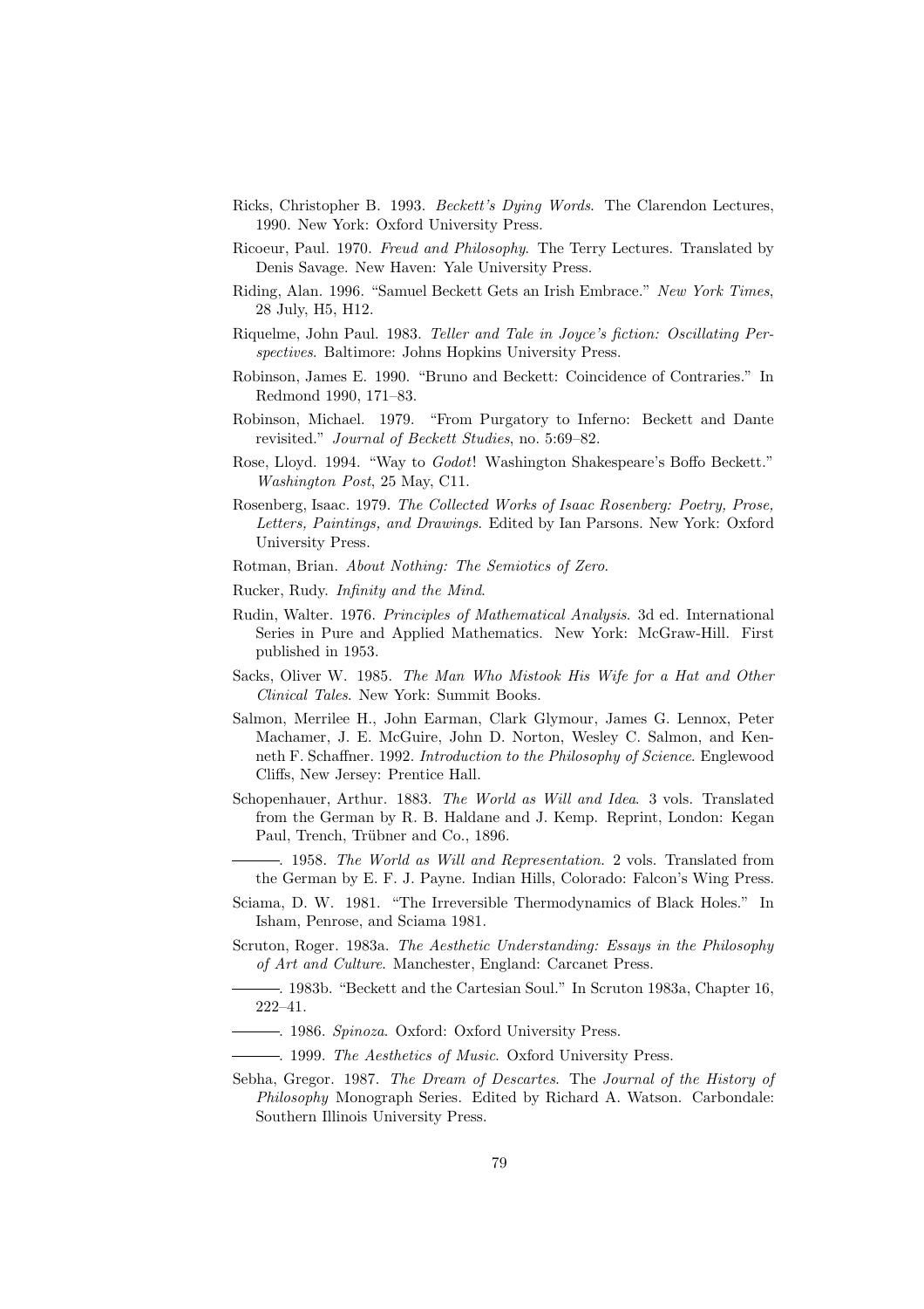Ricks, Christopher B. 1993. *Beckett's Dying Words*. The Clarendon Lectures, 1990. New York: Oxford University Press.

Ricoeur, Paul. 1970. *Freud and Philosophy*. The Terry Lectures. Translated by Denis Savage. New Haven: Yale University Press.

Riding, Alan. 1996. "Samuel Beckett Gets an Irish Embrace." *New York Times*, 28 July, H5, H12.

Riquelme, John Paul. 1983. *Teller and Tale in Joyce's fiction: Oscillating Perspectives*. Baltimore: Johns Hopkins University Press.

Robinson, James E. 1990. "Bruno and Beckett: Coincidence of Contraries." In Redmond 1990, 171–83.

Robinson, Michael. 1979. "From Purgatory to Inferno: Beckett and Dante revisited." *Journal of Beckett Studies*, no. 5:69–82.

Rose, Lloyd. 1994. "Way to *Godot*! Washington Shakespeare's Boffo Beckett." *Washington Post*, 25 May, C11.

Rosenberg, Isaac. 1979. *The Collected Works of Isaac Rosenberg: Poetry, Prose, Letters, Paintings, and Drawings*. Edited by Ian Parsons. New York: Oxford University Press.

Rotman, Brian. *About Nothing: The Semiotics of Zero*.

Rucker, Rudy. *Infinity and the Mind*.

Rudin, Walter. 1976. *Principles of Mathematical Analysis*. 3d ed. International Series in Pure and Applied Mathematics. New York: McGraw-Hill. First published in 1953.

Sacks, Oliver W. 1985. *The Man Who Mistook His Wife for a Hat and Other Clinical Tales*. New York: Summit Books.

Salmon, Merrilee H., John Earman, Clark Glymour, James G. Lennox, Peter Machamer, J. E. McGuire, John D. Norton, Wesley C. Salmon, and Kenneth F. Schaffner. 1992. *Introduction to the Philosophy of Science*. Englewood Cliffs, New Jersey: Prentice Hall.

Schopenhauer, Arthur. 1883. *The World as Will and Idea*. 3 vols. Translated from the German by R. B. Haldane and J. Kemp. Reprint, London: Kegan Paul, Trench, Trübner and Co., 1896.

———. 1958. *The World as Will and Representation*. 2 vols. Translated from the German by E. F. J. Payne. Indian Hills, Colorado: Falcon's Wing Press.

Sciama, D. W. 1981. "The Irreversible Thermodynamics of Black Holes." In Isham, Penrose, and Sciama 1981.

Scruton, Roger. 1983a. *The Aesthetic Understanding: Essays in the Philosophy of Art and Culture*. Manchester, England: Carcanet Press.

———. 1983b. "Beckett and the Cartesian Soul." In Scruton 1983a, Chapter 16, 222–41.

———. 1986. *Spinoza*. Oxford: Oxford University Press.

———. 1999. *The Aesthetics of Music*. Oxford University Press.

Sebha, Gregor. 1987. *The Dream of Descartes*. The *Journal of the History of Philosophy* Monograph Series. Edited by Richard A. Watson. Carbondale: Southern Illinois University Press.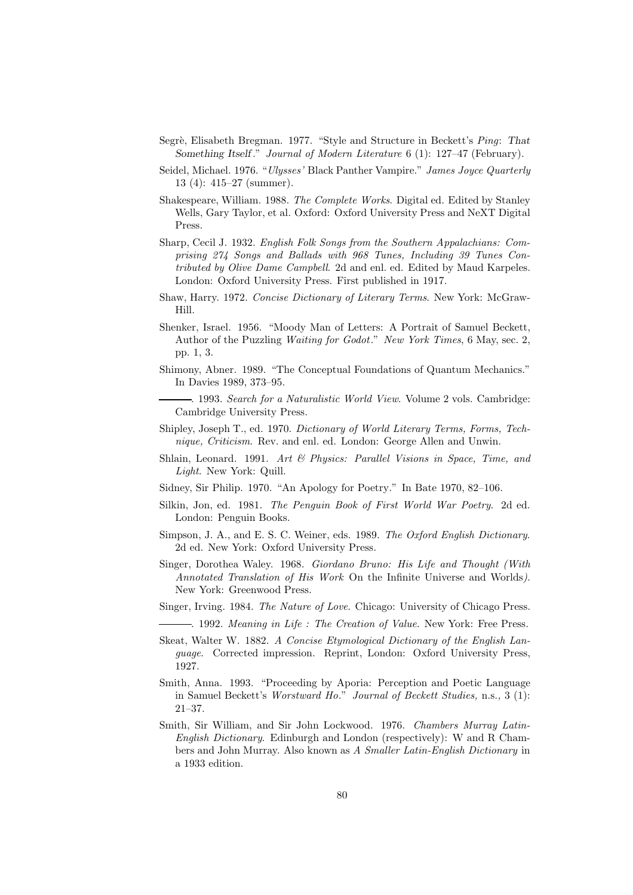Segrè, Elisabeth Bregman. 1977. "Style and Structure in Beckett's *Ping*: That Something Itself." *Journal of Modern Literature* 6 (1): 127–47 (February).

Seidel, Michael. 1976. "*Ulysses'* Black Panther Vampire." *James Joyce Quarterly* 13 (4): 415–27 (summer).

Shakespeare, William. 1988. *The Complete Works*. Digital ed. Edited by Stanley Wells, Gary Taylor, et al. Oxford: Oxford University Press and NeXT Digital Press.

Sharp, Cecil J. 1932. *English Folk Songs from the Southern Appalachians: Comprising 274 Songs and Ballads with 968 Tunes, Including 39 Tunes Contributed by Olive Dame Campbell*. 2d and enl. ed. Edited by Maud Karpeles. London: Oxford University Press. First published in 1917.

Shaw, Harry. 1972. *Concise Dictionary of Literary Terms*. New York: McGraw-Hill.

Shenker, Israel. 1956. "Moody Man of Letters: A Portrait of Samuel Beckett, Author of the Puzzling *Waiting for Godot*." *New York Times*, 6 May, sec. 2, pp. 1, 3.

Shimony, Abner. 1989. "The Conceptual Foundations of Quantum Mechanics." In Davies 1989, 373–95.

———. 1993. *Search for a Naturalistic World View*. Volume 2 vols. Cambridge: Cambridge University Press.

Shipley, Joseph T., ed. 1970. *Dictionary of World Literary Terms, Forms, Technique, Criticism*. Rev. and enl. ed. London: George Allen and Unwin.

Shlain, Leonard. 1991. *Art & Physics: Parallel Visions in Space, Time, and Light*. New York: Quill.

Sidney, Sir Philip. 1970. "An Apology for Poetry." In Bate 1970, 82–106.

Silkin, Jon, ed. 1981. *The Penguin Book of First World War Poetry*. 2d ed. London: Penguin Books.

Simpson, J. A., and E. S. C. Weiner, eds. 1989. *The Oxford English Dictionary*. 2d ed. New York: Oxford University Press.

Singer, Dorothea Waley. 1968. *Giordano Bruno: His Life and Thought (With Annotated Translation of His Work* On the Infinite Universe and Worlds*)*. New York: Greenwood Press.

Singer, Irving. 1984. *The Nature of Love*. Chicago: University of Chicago Press.

———. 1992. *Meaning in Life : The Creation of Value*. New York: Free Press.

Skeat, Walter W. 1882. *A Concise Etymological Dictionary of the English Language*. Corrected impression. Reprint, London: Oxford University Press, 1927.

Smith, Anna. 1993. "Proceeding by Aporia: Perception and Poetic Language in Samuel Beckett's *Worstward Ho*." *Journal of Beckett Studies,* n.s., 3 (1): 21–37.

Smith, Sir William, and Sir John Lockwood. 1976. *Chambers Murray Latin-English Dictionary*. Edinburgh and London (respectively): W and R Chambers and John Murray. Also known as *A Smaller Latin-English Dictionary* in a 1933 edition.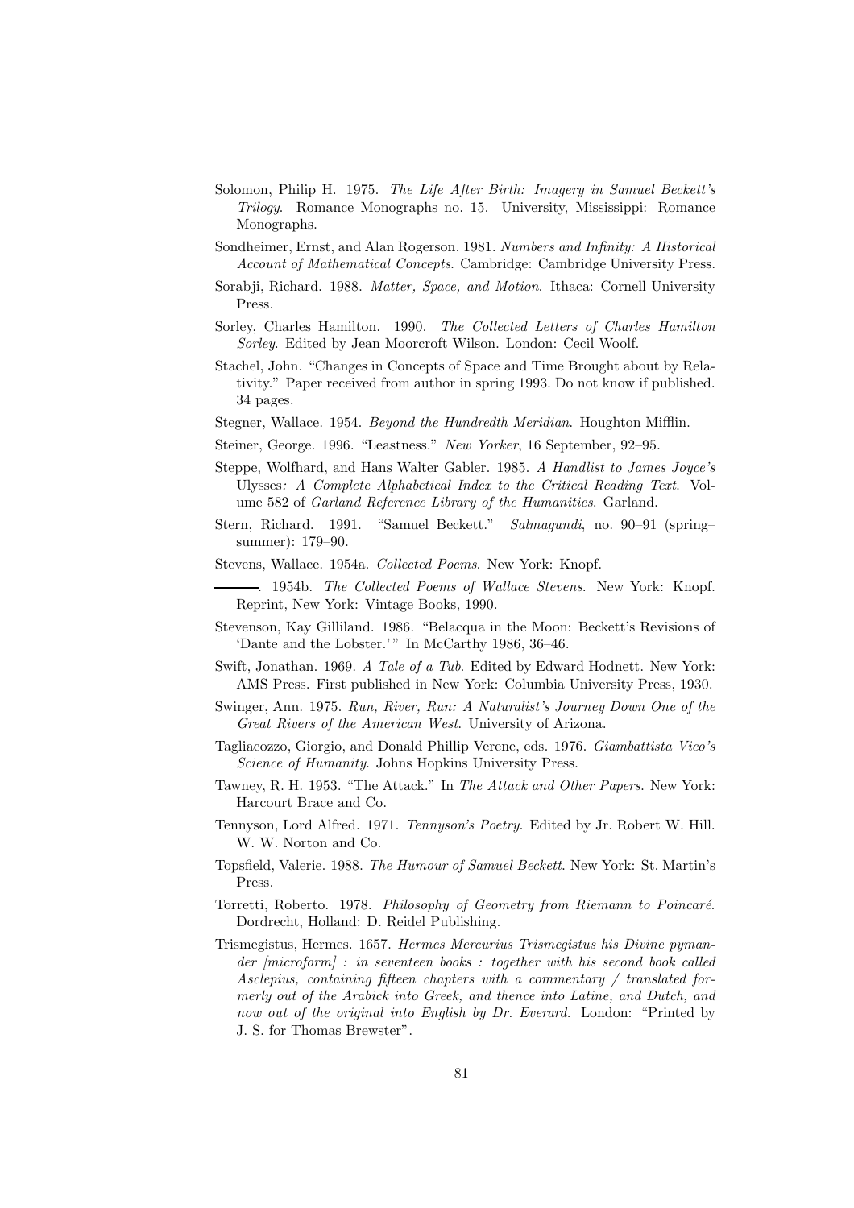Solomon, Philip H. 1975. *The Life After Birth: Imagery in Samuel Beckett's Trilogy*. Romance Monographs no. 15. University, Mississippi: Romance Monographs.

Sondheimer, Ernst, and Alan Rogerson. 1981. *Numbers and Infinity: A Historical Account of Mathematical Concepts*. Cambridge: Cambridge University Press.

Sorabji, Richard. 1988. *Matter, Space, and Motion*. Ithaca: Cornell University Press.

Sorley, Charles Hamilton. 1990. *The Collected Letters of Charles Hamilton Sorley*. Edited by Jean Moorcroft Wilson. London: Cecil Woolf.

Stachel, John. "Changes in Concepts of Space and Time Brought about by Relativity." Paper received from author in spring 1993. Do not know if published. 34 pages.

Stegner, Wallace. 1954. *Beyond the Hundredth Meridian*. Houghton Mifflin.

Steiner, George. 1996. "Leastness." *New Yorker*, 16 September, 92–95.

Steppe, Wolfhard, and Hans Walter Gabler. 1985. *A Handlist to James Joyce's* Ulysses*: A Complete Alphabetical Index to the Critical Reading Text*. Volume 582 of *Garland Reference Library of the Humanities*. Garland.

Stern, Richard. 1991. "Samuel Beckett." *Salmagundi*, no. 90–91 (spring–summer): 179–90.

Stevens, Wallace. 1954a. *Collected Poems*. New York: Knopf.

———. 1954b. *The Collected Poems of Wallace Stevens*. New York: Knopf. Reprint, New York: Vintage Books, 1990.

Stevenson, Kay Gilliland. 1986. "Belacqua in the Moon: Beckett's Revisions of 'Dante and the Lobster.'" In McCarthy 1986, 36–46.

Swift, Jonathan. 1969. *A Tale of a Tub*. Edited by Edward Hodnett. New York: AMS Press. First published in New York: Columbia University Press, 1930.

Swinger, Ann. 1975. *Run, River, Run: A Naturalist's Journey Down One of the Great Rivers of the American West*. University of Arizona.

Tagliacozzo, Giorgio, and Donald Phillip Verene, eds. 1976. *Giambattista Vico's Science of Humanity*. Johns Hopkins University Press.

Tawney, R. H. 1953. "The Attack." In *The Attack and Other Papers*. New York: Harcourt Brace and Co.

Tennyson, Lord Alfred. 1971. *Tennyson's Poetry*. Edited by Jr. Robert W. Hill. W. W. Norton and Co.

Topsfield, Valerie. 1988. *The Humour of Samuel Beckett*. New York: St. Martin's Press.

Torretti, Roberto. 1978. *Philosophy of Geometry from Riemann to Poincaré*. Dordrecht, Holland: D. Reidel Publishing.

Trismegistus, Hermes. 1657. *Hermes Mercurius Trismegistus his Divine pymander [microform] : in seventeen books : together with his second book called Asclepius, containing fifteen chapters with a commentary / translated formerly out of the Arabick into Greek, and thence into Latine, and Dutch, and now out of the original into English by Dr. Everard*. London: "Printed by J. S. for Thomas Brewster".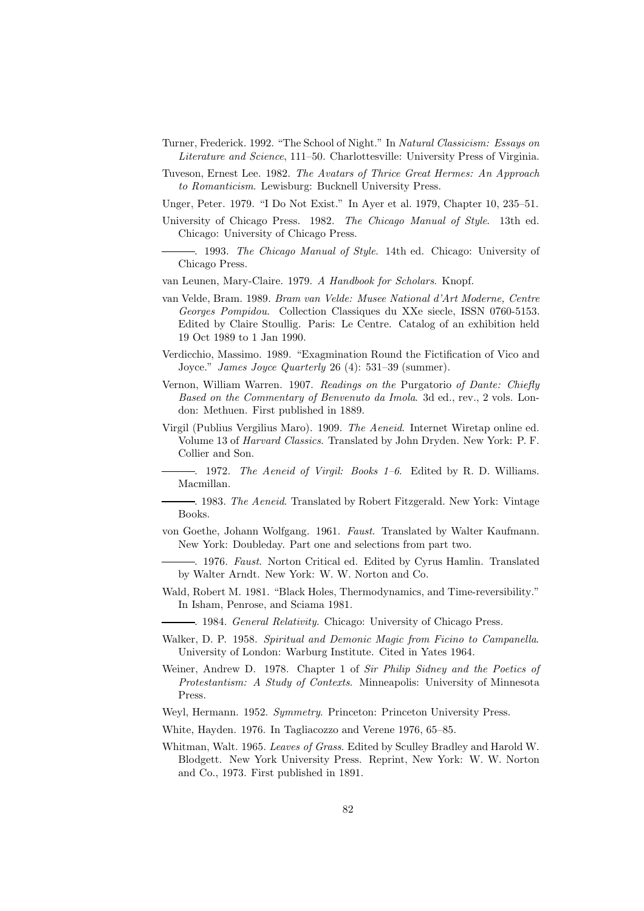Turner, Frederick. 1992. "The School of Night." In *Natural Classicism: Essays on Literature and Science*, 111–50. Charlottesville: University Press of Virginia.

Tuveson, Ernest Lee. 1982. *The Avatars of Thrice Great Hermes: An Approach to Romanticism*. Lewisburg: Bucknell University Press.

Unger, Peter. 1979. "I Do Not Exist." In Ayer et al. 1979, Chapter 10, 235–51.

University of Chicago Press. 1982. *The Chicago Manual of Style*. 13th ed. Chicago: University of Chicago Press.

———. 1993. *The Chicago Manual of Style*. 14th ed. Chicago: University of Chicago Press.

van Leunen, Mary-Claire. 1979. *A Handbook for Scholars*. Knopf.

van Velde, Bram. 1989. *Bram van Velde: Musee National d'Art Moderne, Centre Georges Pompidou*. Collection Classiques du XXe siecle, ISSN 0760-5153. Edited by Claire Stoullig. Paris: Le Centre. Catalog of an exhibition held 19 Oct 1989 to 1 Jan 1990.

Verdicchio, Massimo. 1989. "Exagmination Round the Fictification of Vico and Joyce." *James Joyce Quarterly* 26 (4): 531–39 (summer).

Vernon, William Warren. 1907. *Readings on the* Purgatorio *of Dante: Chiefly Based on the Commentary of Benvenuto da Imola*. 3d ed., rev., 2 vols. London: Methuen. First published in 1889.

Virgil (Publius Vergilius Maro). 1909. *The Aeneid*. Internet Wiretap online ed. Volume 13 of *Harvard Classics*. Translated by John Dryden. New York: P. F. Collier and Son.

———. 1972. *The Aeneid of Virgil: Books 1–6*. Edited by R. D. Williams. Macmillan.

———. 1983. *The Aeneid*. Translated by Robert Fitzgerald. New York: Vintage Books.

von Goethe, Johann Wolfgang. 1961. *Faust*. Translated by Walter Kaufmann. New York: Doubleday. Part one and selections from part two.

———. 1976. *Faust*. Norton Critical ed. Edited by Cyrus Hamlin. Translated by Walter Arndt. New York: W. W. Norton and Co.

Wald, Robert M. 1981. "Black Holes, Thermodynamics, and Time-reversibility." In Isham, Penrose, and Sciama 1981.

———. 1984. *General Relativity*. Chicago: University of Chicago Press.

Walker, D. P. 1958. *Spiritual and Demonic Magic from Ficino to Campanella*. University of London: Warburg Institute. Cited in Yates 1964.

Weiner, Andrew D. 1978. Chapter 1 of *Sir Philip Sidney and the Poetics of Protestantism: A Study of Contexts*. Minneapolis: University of Minnesota Press.

Weyl, Hermann. 1952. *Symmetry*. Princeton: Princeton University Press.

White, Hayden. 1976. In Tagliacozzo and Verene 1976, 65–85.

Whitman, Walt. 1965. *Leaves of Grass*. Edited by Sculley Bradley and Harold W. Blodgett. New York University Press. Reprint, New York: W. W. Norton and Co., 1973. First published in 1891.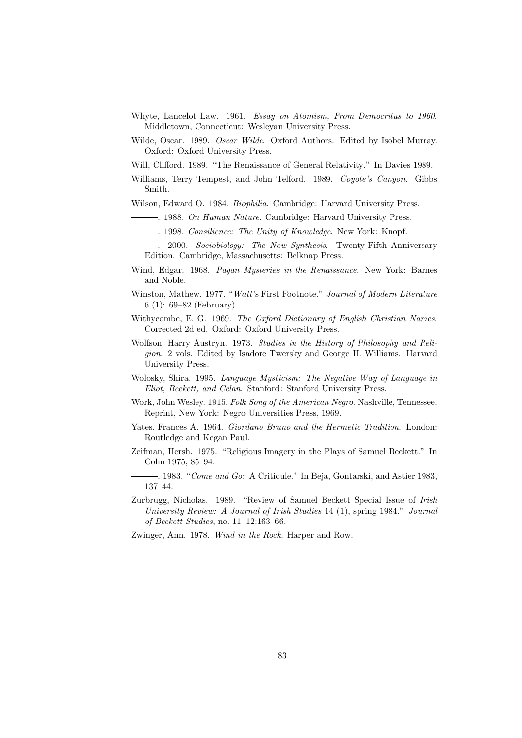Whyte, Lancelot Law. 1961. *Essay on Atomism, From Democritus to 1960*. Middletown, Connecticut: Wesleyan University Press.

Wilde, Oscar. 1989. *Oscar Wilde*. Oxford Authors. Edited by Isobel Murray. Oxford: Oxford University Press.

Will, Clifford. 1989. "The Renaissance of General Relativity." In Davies 1989.

Williams, Terry Tempest, and John Telford. 1989. *Coyote's Canyon*. Gibbs Smith.

Wilson, Edward O. 1984. *Biophilia*. Cambridge: Harvard University Press.

———. 1988. *On Human Nature*. Cambridge: Harvard University Press.

———. 1998. *Consilience: The Unity of Knowledge*. New York: Knopf.

———. 2000. *Sociobiology: The New Synthesis*. Twenty-Fifth Anniversary Edition. Cambridge, Massachusetts: Belknap Press.

Wind, Edgar. 1968. *Pagan Mysteries in the Renaissance*. New York: Barnes and Noble.

Winston, Mathew. 1977. "*Watt*'s First Footnote." *Journal of Modern Literature* 6 (1): 69–82 (February).

Withycombe, E. G. 1969. *The Oxford Dictionary of English Christian Names*. Corrected 2d ed. Oxford: Oxford University Press.

Wolfson, Harry Austryn. 1973. *Studies in the History of Philosophy and Religion*. 2 vols. Edited by Isadore Twersky and George H. Williams. Harvard University Press.

Wolosky, Shira. 1995. *Language Mysticism: The Negative Way of Language in Eliot, Beckett, and Celan*. Stanford: Stanford University Press.

Work, John Wesley. 1915. *Folk Song of the American Negro*. Nashville, Tennessee. Reprint, New York: Negro Universities Press, 1969.

Yates, Frances A. 1964. *Giordano Bruno and the Hermetic Tradition*. London: Routledge and Kegan Paul.

Zeifman, Hersh. 1975. "Religious Imagery in the Plays of Samuel Beckett." In Cohn 1975, 85–94.

———. 1983. "*Come and Go*: A Criticule." In Beja, Gontarski, and Astier 1983, 137–44.

Zurbrugg, Nicholas. 1989. "Review of Samuel Beckett Special Issue of *Irish University Review: A Journal of Irish Studies* 14 (1), spring 1984." *Journal of Beckett Studies*, no. 11–12:163–66.

Zwinger, Ann. 1978. *Wind in the Rock*. Harper and Row.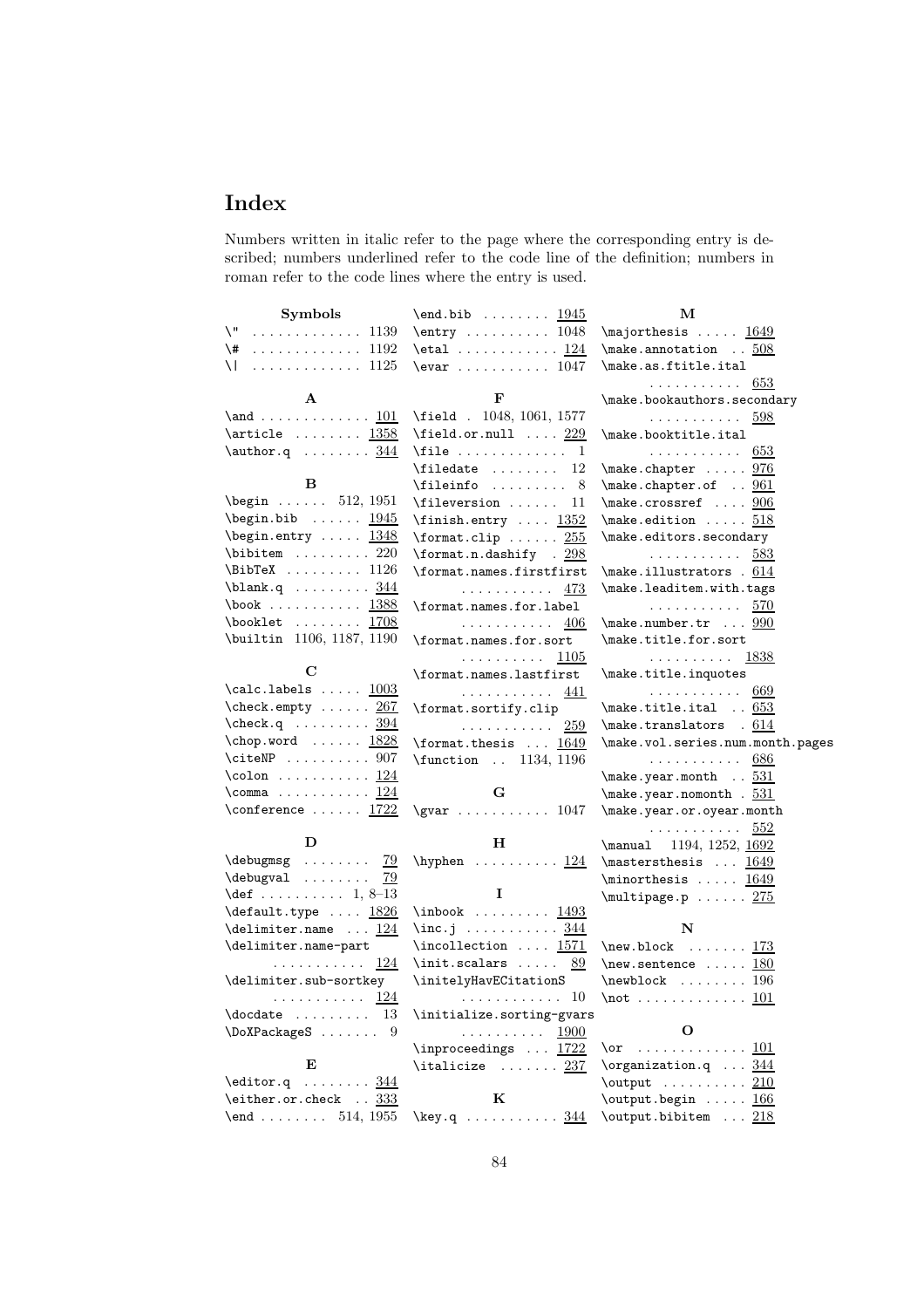# Index

Numbers written in italic refer to the page where the corresponding entry is described; numbers underlined refer to the code line of the definition; numbers in roman refer to the code lines where the entry is used.

**Symbols**

- `\"` . . . . . . . . . . . . 1139
- `\#` . . . . . . . . . . . . 1192
- `\|` . . . . . . . . . . . . 1125

**A**

- `\and` . . . . . . . . . . . . 101
- `\article` . . . . . . . . 1358
- `\author.q` . . . . . . . . 344

**B**

- `\begin` . . . . . . 512, 1951
- `\begin.bib` . . . . . . 1945
- `\begin.entry` . . . . . 1348
- `\bibitem` . . . . . . . . . 220
- `\BibTeX` . . . . . . . . . 1126
- `\blank.q` . . . . . . . . . 344
- `\book` . . . . . . . . . . . 1388
- `\booklet` . . . . . . . . 1708
- `\builtin` 1106, 1187, 1190

**C**

- `\calc.labels` . . . . . 1003
- `\check.empty` . . . . . . 267
- `\check.q` . . . . . . . . . 394
- `\chop.word` . . . . . . 1828
- `\citeNP` . . . . . . . . . . 907
- `\colon` . . . . . . . . . . . 124
- `\comma` . . . . . . . . . . . 124
- `\conference` . . . . . . 1722

**D**

- `\debugmsg` . . . . . . . . 79
- `\debugval` . . . . . . . . 79
- `\def` . . . . . . . . . . 1, 8–13
- `\default.type` . . . . 1826
- `\delimiter.name` . . . 124
- `\delimiter.name-part` . . . . . . . . . . . 124
- `\delimiter.sub-sortkey` . . . . . . . . . . . 124
- `\docdate` . . . . . . . . . 13
- `\DoXPackageS` . . . . . . . 9

**E**

- `\editor.q` . . . . . . . . 344
- `\either.or.check` . . 333
- `\end` . . . . . . . . 514, 1955
- `\end.bib` . . . . . . . . 1945
- `\entry` . . . . . . . . . . 1048
- `\etal` . . . . . . . . . . . . 124
- `\evar` . . . . . . . . . . . 1047

**F**

- `\field` . 1048, 1061, 1577
- `\field.or.null` . . . . 229
- `\file` . . . . . . . . . . . . . 1
- `\filedate` . . . . . . . . 12
- `\fileinfo` . . . . . . . . . 8
- `\fileversion` . . . . . . 11
- `\finish.entry` . . . . 1352
- `\format.clip` . . . . . . 255
- `\format.n.dashify` . 298
- `\format.names.firstfirst` . . . . . . . . . . . 473
- `\format.names.for.label` . . . . . . . . . . . 406
- `\format.names.for.sort` . . . . . . . . . . 1105
- `\format.names.lastfirst` . . . . . . . . . . . 441
- `\format.sortify.clip` . . . . . . . . . . . 259
- `\format.thesis` . . . 1649
- `\function` . . 1134, 1196

**G**

- `\gvar` . . . . . . . . . . . 1047

**H**

- `\hyphen` . . . . . . . . . . 124

**I**

- `\inbook` . . . . . . . . . 1493
- `\inc.j` . . . . . . . . . . . 344
- `\incollection` . . . . 1571
- `\init.scalars` . . . . . 89
- `\initelyHavECitationS` . . . . . . . . . . . . 10
- `\initialize.sorting-gvars` . . . . . . . . . . 1900
- `\inproceedings` . . . 1722
- `\italicize` . . . . . . . 237

**K**

- `\key.q` . . . . . . . . . . . 344

**M**

- `\majorthesis` . . . . . 1649
- `\make.annotation` . . 508
- `\make.as.ftitle.ital` . . . . . . . . . . . 653
- `\make.bookauthors.secondary` . . . . . . . . . . . 598
- `\make.booktitle.ital` . . . . . . . . . . . 653
- `\make.chapter` . . . . . 976
- `\make.chapter.of` . . 961
- `\make.crossref` . . . . 906
- `\make.edition` . . . . . 518
- `\make.editors.secondary` . . . . . . . . . . . 583
- `\make.illustrators` . 614
- `\make.leaditem.with.tags` . . . . . . . . . . . 570
- `\make.number.tr` . . . 990
- `\make.title.for.sort` . . . . . . . . . . 1838
- `\make.title.inquotes` . . . . . . . . . . . 669
- `\make.title.ital` . . 653
- `\make.translators` . 614
- `\make.vol.series.num.month.pages` . . . . . . . . . . . 686
- `\make.year.month` . . 531
- `\make.year.nomonth` . 531
- `\make.year.or.oyear.month` . . . . . . . . . . . 552
- `\manual` 1194, 1252, 1692
- `\mastersthesis` . . . 1649
- `\minorthesis` . . . . . 1649
- `\multipage.p` . . . . . . 275

**N**

- `\new.block` . . . . . . . 173
- `\new.sentence` . . . . . 180
- `\newblock` . . . . . . . . 196
- `\not` . . . . . . . . . . . . . 101

**O**

- `\or` . . . . . . . . . . . . . 101
- `\organization.q` . . . 344
- `\output` . . . . . . . . . . 210
- `\output.begin` . . . . . 166
- `\output.bibitem` . . . 218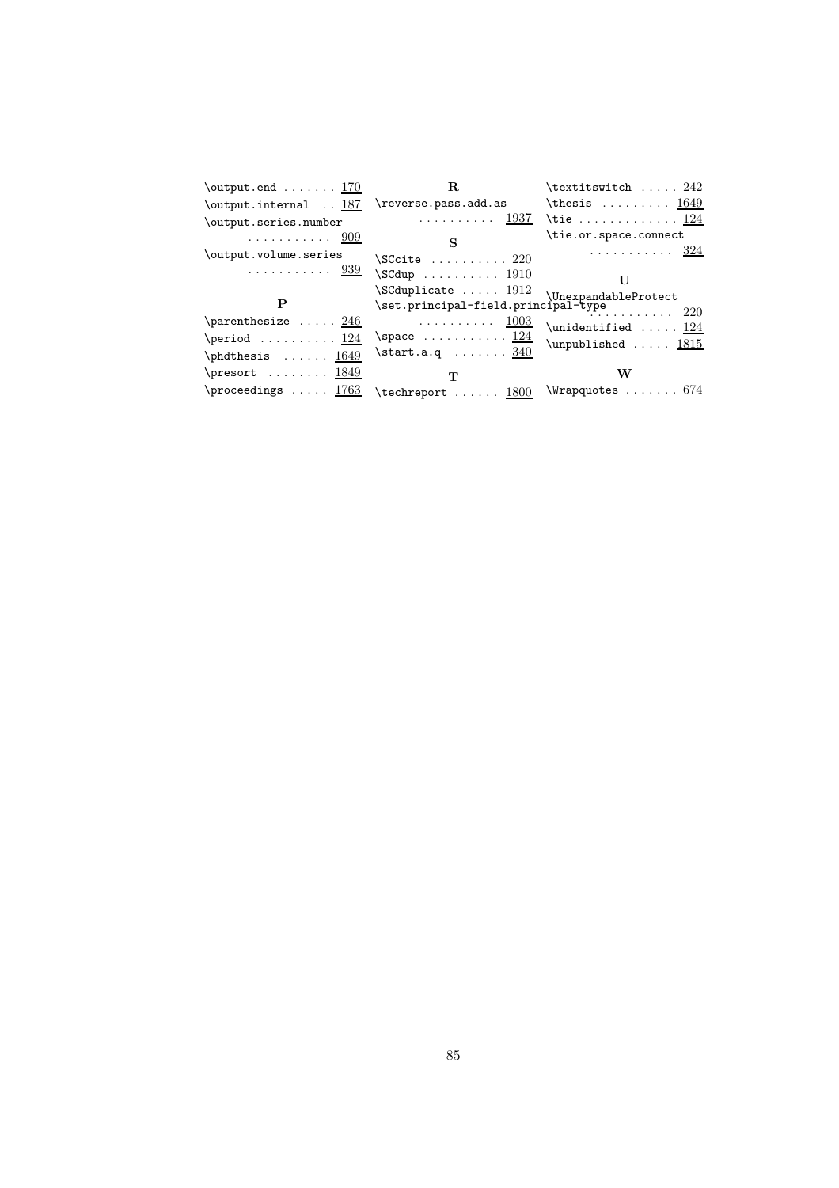\output.end . . . . . . . 170
\output.internal . . 187
\output.series.number . . . . . . . . . . . 909
\output.volume.series . . . . . . . . . . . 939

**P**

\parenthesize . . . . . 246
\period . . . . . . . . . . 124
\phdthesis . . . . . . 1649
\presort . . . . . . . . 1849
\proceedings . . . . . 1763

**R**

\reverse.pass.add.as . . . . . . . . . . 1937

**S**

\SCcite . . . . . . . . . . 220
\SCdup . . . . . . . . . . 1910
\SCduplicate . . . . . 1912
\set.principal-field.principal-type . . . . . . . . . . 1003
\space . . . . . . . . . . . 124
\start.a.q . . . . . . . 340

**T**

\techreport . . . . . . 1800
\textitswitch . . . . . 242
\thesis . . . . . . . . . 1649
\tie . . . . . . . . . . . . . 124
\tie.or.space.connect . . . . . . . . . . . 324

**U**

\UnexpandableProtect . . . . . . . . . . . 220
\unidentified . . . . . 124
\unpublished . . . . . 1815

**W**

\Wrapquotes . . . . . . . 674